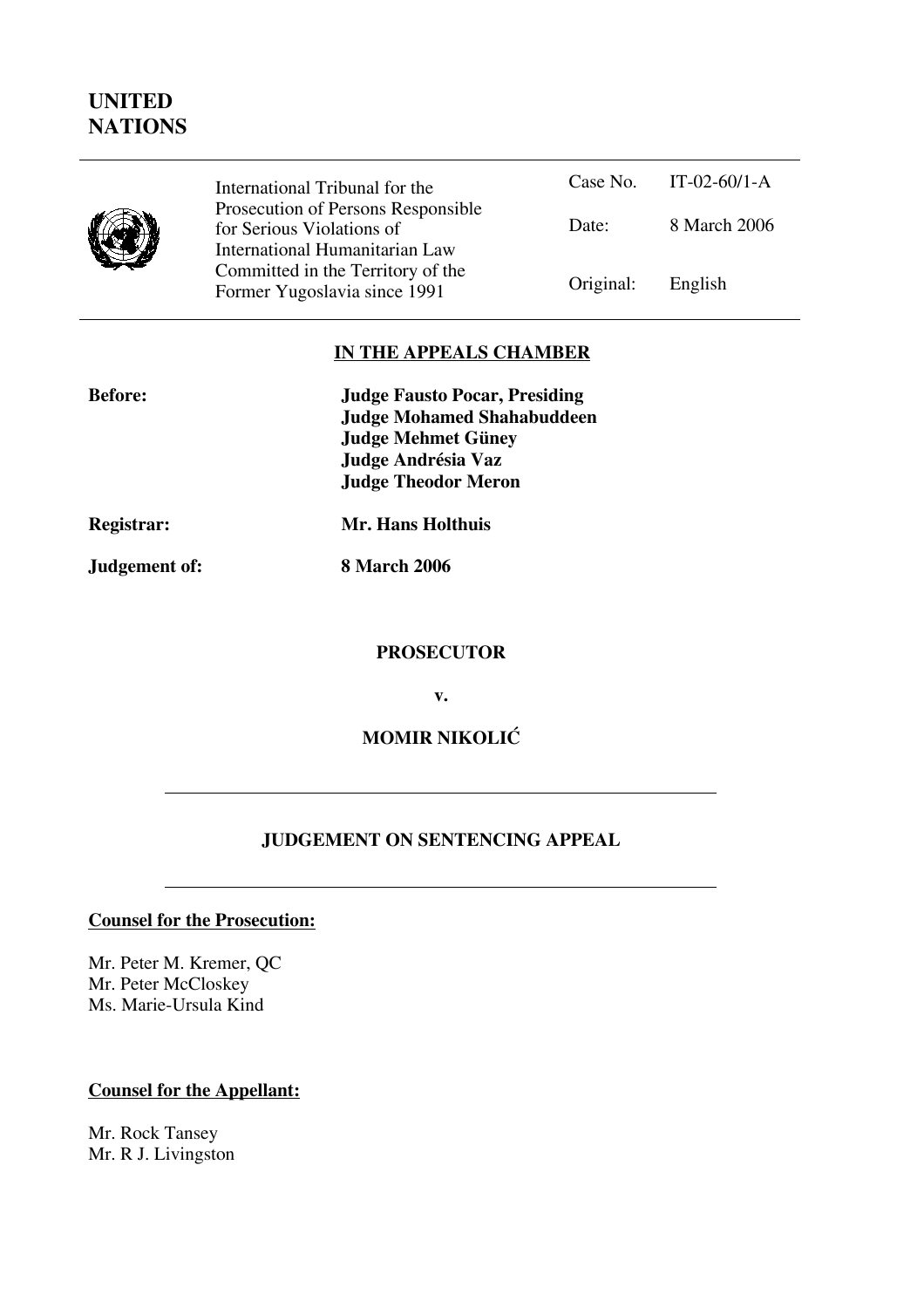# UNITED NATIONS

| International Tribunal for the Prosecution of Persons Responsible for Serious Violations of International Humanitarian Law Committed in the Territory of the Former Yugoslavia since 1991 | Case No. | IT-02-60/1-A |
|---|---|---|
| | Date: | 8 March 2006 |
| | Original: | English |

## IN THE APPEALS CHAMBER

**Before:** **Judge Fausto Pocar, Presiding**
**Judge Mohamed Shahabuddeen**
**Judge Mehmet Güney**
**Judge Andrésia Vaz**
**Judge Theodor Meron**

**Registrar:** **Mr. Hans Holthuis**

**Judgement of:** **8 March 2006**

**PROSECUTOR**

**v.**

**MOMIR NIKOLIĆ**

## JUDGEMENT ON SENTENCING APPEAL

**Counsel for the Prosecution:**

Mr. Peter M. Kremer, QC
Mr. Peter McCloskey
Ms. Marie-Ursula Kind

**Counsel for the Appellant:**

Mr. Rock Tansey
Mr. R J. Livingston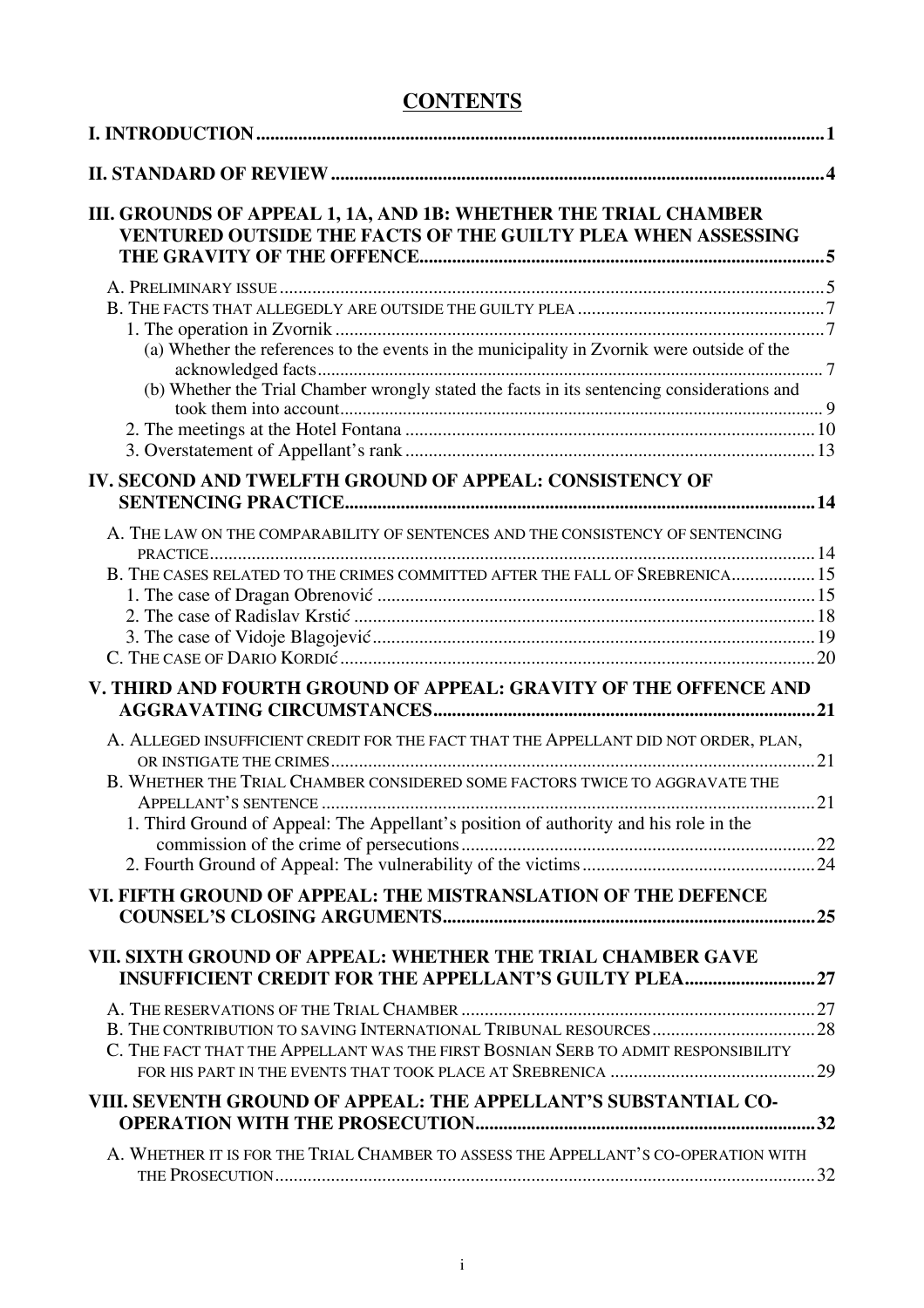# CONTENTS

I. INTRODUCTION ..... 1

II. STANDARD OF REVIEW ..... 4

III. GROUNDS OF APPEAL 1, 1A, AND 1B: WHETHER THE TRIAL CHAMBER VENTURED OUTSIDE THE FACTS OF THE GUILTY PLEA WHEN ASSESSING THE GRAVITY OF THE OFFENCE ..... 5

- A. PRELIMINARY ISSUE ..... 5
- B. THE FACTS THAT ALLEGEDLY ARE OUTSIDE THE GUILTY PLEA ..... 7
  - 1. The operation in Zvornik ..... 7
    - (a) Whether the references to the events in the municipality in Zvornik were outside of the acknowledged facts ..... 7
    - (b) Whether the Trial Chamber wrongly stated the facts in its sentencing considerations and took them into account ..... 9
  - 2. The meetings at the Hotel Fontana ..... 10
  - 3. Overstatement of Appellant's rank ..... 13

IV. SECOND AND TWELFTH GROUND OF APPEAL: CONSISTENCY OF SENTENCING PRACTICE ..... 14

- A. THE LAW ON THE COMPARABILITY OF SENTENCES AND THE CONSISTENCY OF SENTENCING PRACTICE ..... 14
- B. THE CASES RELATED TO THE CRIMES COMMITTED AFTER THE FALL OF SREBRENICA ..... 15
  - 1. The case of Dragan Obrenović ..... 15
  - 2. The case of Radislav Krstić ..... 18
  - 3. The case of Vidoje Blagojević ..... 19
- C. THE CASE OF DARIO KORDIĆ ..... 20

V. THIRD AND FOURTH GROUND OF APPEAL: GRAVITY OF THE OFFENCE AND AGGRAVATING CIRCUMSTANCES ..... 21

- A. ALLEGED INSUFFICIENT CREDIT FOR THE FACT THAT THE APPELLANT DID NOT ORDER, PLAN, OR INSTIGATE THE CRIMES ..... 21
- B. WHETHER THE TRIAL CHAMBER CONSIDERED SOME FACTORS TWICE TO AGGRAVATE THE APPELLANT'S SENTENCE ..... 21
  - 1. Third Ground of Appeal: The Appellant's position of authority and his role in the commission of the crime of persecutions ..... 22
  - 2. Fourth Ground of Appeal: The vulnerability of the victims ..... 24

VI. FIFTH GROUND OF APPEAL: THE MISTRANSLATION OF THE DEFENCE COUNSEL'S CLOSING ARGUMENTS ..... 25

VII. SIXTH GROUND OF APPEAL: WHETHER THE TRIAL CHAMBER GAVE INSUFFICIENT CREDIT FOR THE APPELLANT'S GUILTY PLEA ..... 27

- A. THE RESERVATIONS OF THE TRIAL CHAMBER ..... 27
- B. THE CONTRIBUTION TO SAVING INTERNATIONAL TRIBUNAL RESOURCES ..... 28
- C. THE FACT THAT THE APPELLANT WAS THE FIRST BOSNIAN SERB TO ADMIT RESPONSIBILITY FOR HIS PART IN THE EVENTS THAT TOOK PLACE AT SREBRENICA ..... 29

VIII. SEVENTH GROUND OF APPEAL: THE APPELLANT'S SUBSTANTIAL CO-OPERATION WITH THE PROSECUTION ..... 32

- A. WHETHER IT IS FOR THE TRIAL CHAMBER TO ASSESS THE APPELLANT'S CO-OPERATION WITH THE PROSECUTION ..... 32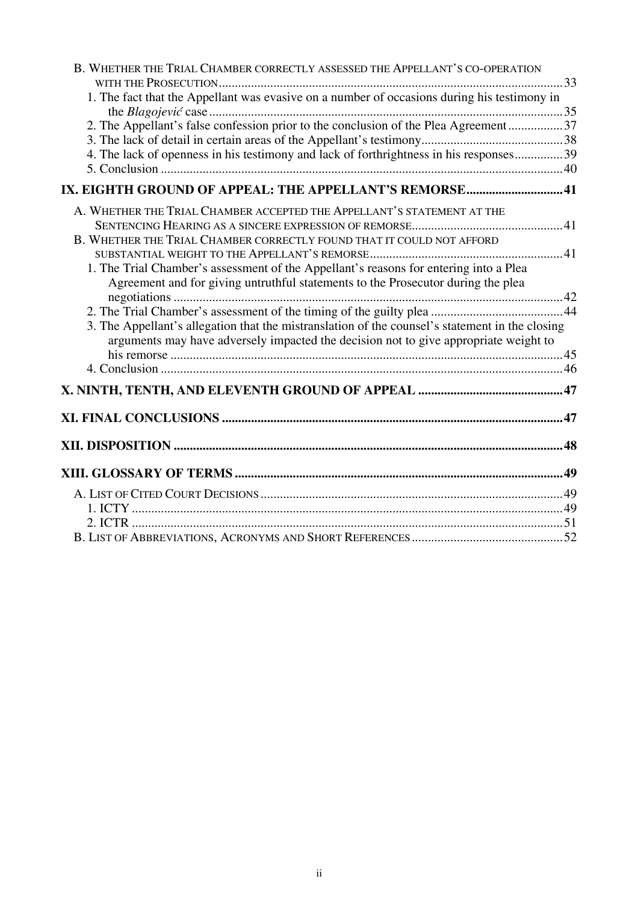B. WHETHER THE TRIAL CHAMBER CORRECTLY ASSESSED THE APPELLANT'S CO-OPERATION WITH THE PROSECUTION ........................................................................................................ 33

1. The fact that the Appellant was evasive on a number of occasions during his testimony in the *Blagojević* case ........................................................................................................ 35

2. The Appellant's false confession prior to the conclusion of the Plea Agreement ................ 37

3. The lack of detail in certain areas of the Appellant's testimony........................................... 38

4. The lack of openness in his testimony and lack of forthrightness in his responses .............. 39

5. Conclusion ........................................................................................................................... 40

**IX. EIGHTH GROUND OF APPEAL: THE APPELLANT'S REMORSE............................ 41**

A. WHETHER THE TRIAL CHAMBER ACCEPTED THE APPELLANT'S STATEMENT AT THE SENTENCING HEARING AS A SINCERE EXPRESSION OF REMORSE............................................. 41

B. WHETHER THE TRIAL CHAMBER CORRECTLY FOUND THAT IT COULD NOT AFFORD SUBSTANTIAL WEIGHT TO THE APPELLANT'S REMORSE........................................................... 41

1. The Trial Chamber's assessment of the Appellant's reasons for entering into a Plea Agreement and for giving untruthful statements to the Prosecutor during the plea negotiations ....................................................................................................................... 42

2. The Trial Chamber's assessment of the timing of the guilty plea ........................................ 44

3. The Appellant's allegation that the mistranslation of the counsel's statement in the closing arguments may have adversely impacted the decision not to give appropriate weight to his remorse ......................................................................................................................... 45

4. Conclusion ........................................................................................................................... 46

**X. NINTH, TENTH, AND ELEVENTH GROUND OF APPEAL ............................................ 47**

**XI. FINAL CONCLUSIONS ........................................................................................................ 47**

**XII. DISPOSITION ....................................................................................................................... 48**

**XIII. GLOSSARY OF TERMS .................................................................................................... 49**

A. LIST OF CITED COURT DECISIONS ............................................................................................ 49

1. ICTY .................................................................................................................................... 49

2. ICTR .................................................................................................................................... 51

B. LIST OF ABBREVIATIONS, ACRONYMS AND SHORT REFERENCES .............................................. 52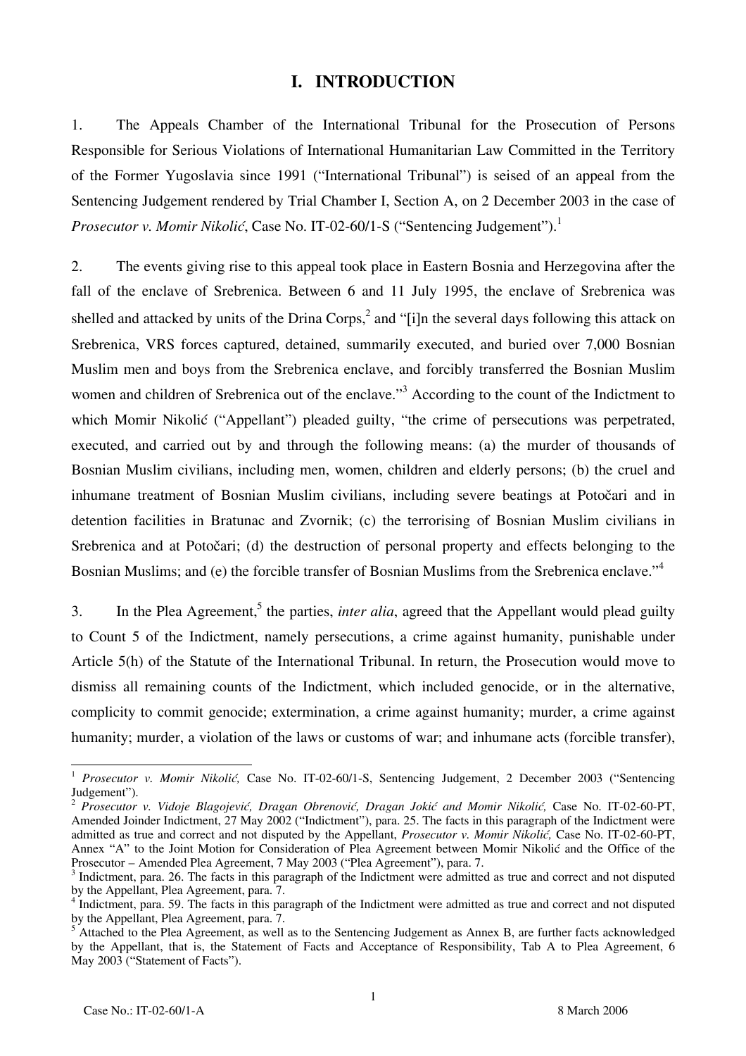# I. INTRODUCTION

1. The Appeals Chamber of the International Tribunal for the Prosecution of Persons Responsible for Serious Violations of International Humanitarian Law Committed in the Territory of the Former Yugoslavia since 1991 ("International Tribunal") is seised of an appeal from the Sentencing Judgement rendered by Trial Chamber I, Section A, on 2 December 2003 in the case of *Prosecutor v. Momir Nikolić*, Case No. IT-02-60/1-S ("Sentencing Judgement").[1]

2. The events giving rise to this appeal took place in Eastern Bosnia and Herzegovina after the fall of the enclave of Srebrenica. Between 6 and 11 July 1995, the enclave of Srebrenica was shelled and attacked by units of the Drina Corps,[2] and "[i]n the several days following this attack on Srebrenica, VRS forces captured, detained, summarily executed, and buried over 7,000 Bosnian Muslim men and boys from the Srebrenica enclave, and forcibly transferred the Bosnian Muslim women and children of Srebrenica out of the enclave."[3] According to the count of the Indictment to which Momir Nikolić ("Appellant") pleaded guilty, "the crime of persecutions was perpetrated, executed, and carried out by and through the following means: (a) the murder of thousands of Bosnian Muslim civilians, including men, women, children and elderly persons; (b) the cruel and inhumane treatment of Bosnian Muslim civilians, including severe beatings at Potočari and in detention facilities in Bratunac and Zvornik; (c) the terrorising of Bosnian Muslim civilians in Srebrenica and at Potočari; (d) the destruction of personal property and effects belonging to the Bosnian Muslims; and (e) the forcible transfer of Bosnian Muslims from the Srebrenica enclave."[4]

3. In the Plea Agreement,[5] the parties, *inter alia*, agreed that the Appellant would plead guilty to Count 5 of the Indictment, namely persecutions, a crime against humanity, punishable under Article 5(h) of the Statute of the International Tribunal. In return, the Prosecution would move to dismiss all remaining counts of the Indictment, which included genocide, or in the alternative, complicity to commit genocide; extermination, a crime against humanity; murder, a crime against humanity; murder, a violation of the laws or customs of war; and inhumane acts (forcible transfer),

---

[1] *Prosecutor v. Momir Nikolić,* Case No. IT-02-60/1-S, Sentencing Judgement, 2 December 2003 ("Sentencing Judgement").

[2] *Prosecutor v. Vidoje Blagojević, Dragan Obrenović, Dragan Jokić and Momir Nikolić,* Case No. IT-02-60-PT, Amended Joinder Indictment, 27 May 2002 ("Indictment"), para. 25. The facts in this paragraph of the Indictment were admitted as true and correct and not disputed by the Appellant, *Prosecutor v. Momir Nikolić,* Case No. IT-02-60-PT, Annex "A" to the Joint Motion for Consideration of Plea Agreement between Momir Nikolić and the Office of the Prosecutor – Amended Plea Agreement, 7 May 2003 ("Plea Agreement"), para. 7.

[3] Indictment, para. 26. The facts in this paragraph of the Indictment were admitted as true and correct and not disputed by the Appellant, Plea Agreement, para. 7.

[4] Indictment, para. 59. The facts in this paragraph of the Indictment were admitted as true and correct and not disputed by the Appellant, Plea Agreement, para. 7.

[5] Attached to the Plea Agreement, as well as to the Sentencing Judgement as Annex B, are further facts acknowledged by the Appellant, that is, the Statement of Facts and Acceptance of Responsibility, Tab A to Plea Agreement, 6 May 2003 ("Statement of Facts").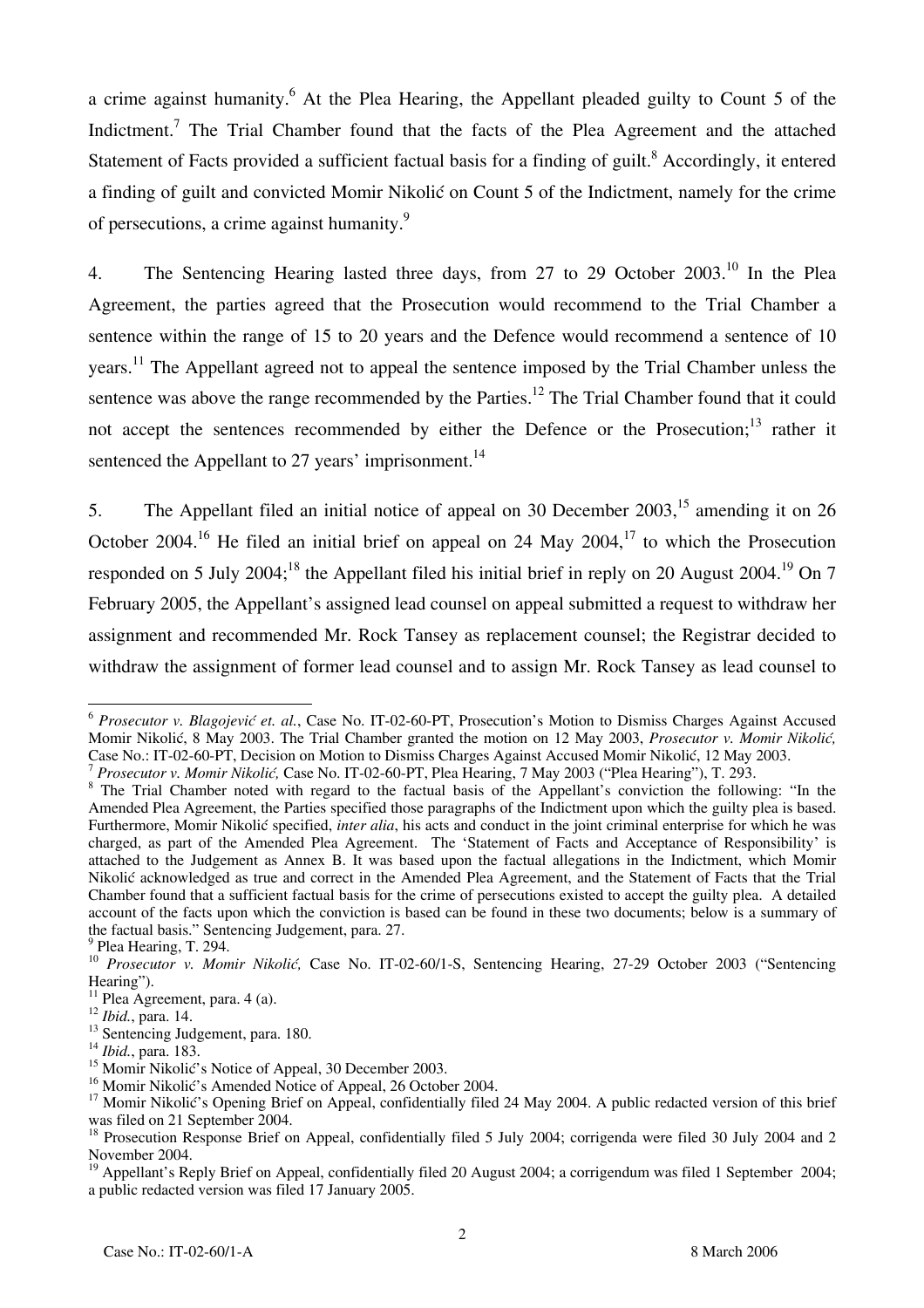a crime against humanity.[6] At the Plea Hearing, the Appellant pleaded guilty to Count 5 of the Indictment.[7] The Trial Chamber found that the facts of the Plea Agreement and the attached Statement of Facts provided a sufficient factual basis for a finding of guilt.[8] Accordingly, it entered a finding of guilt and convicted Momir Nikolić on Count 5 of the Indictment, namely for the crime of persecutions, a crime against humanity.[9]

4. The Sentencing Hearing lasted three days, from 27 to 29 October 2003.[10] In the Plea Agreement, the parties agreed that the Prosecution would recommend to the Trial Chamber a sentence within the range of 15 to 20 years and the Defence would recommend a sentence of 10 years.[11] The Appellant agreed not to appeal the sentence imposed by the Trial Chamber unless the sentence was above the range recommended by the Parties.[12] The Trial Chamber found that it could not accept the sentences recommended by either the Defence or the Prosecution;[13] rather it sentenced the Appellant to 27 years' imprisonment.[14]

5. The Appellant filed an initial notice of appeal on 30 December 2003,[15] amending it on 26 October 2004.[16] He filed an initial brief on appeal on 24 May 2004,[17] to which the Prosecution responded on 5 July 2004;[18] the Appellant filed his initial brief in reply on 20 August 2004.[19] On 7 February 2005, the Appellant's assigned lead counsel on appeal submitted a request to withdraw her assignment and recommended Mr. Rock Tansey as replacement counsel; the Registrar decided to withdraw the assignment of former lead counsel and to assign Mr. Rock Tansey as lead counsel to

---

[6] *Prosecutor v. Blagojević et. al.*, Case No. IT-02-60-PT, Prosecution's Motion to Dismiss Charges Against Accused Momir Nikolić, 8 May 2003. The Trial Chamber granted the motion on 12 May 2003, *Prosecutor v. Momir Nikolić,* Case No.: IT-02-60-PT, Decision on Motion to Dismiss Charges Against Accused Momir Nikolić, 12 May 2003.

[7] *Prosecutor v. Momir Nikolić,* Case No. IT-02-60-PT, Plea Hearing, 7 May 2003 ("Plea Hearing"), T. 293.

[8] The Trial Chamber noted with regard to the factual basis of the Appellant's conviction the following: "In the Amended Plea Agreement, the Parties specified those paragraphs of the Indictment upon which the guilty plea is based. Furthermore, Momir Nikolić specified, *inter alia*, his acts and conduct in the joint criminal enterprise for which he was charged, as part of the Amended Plea Agreement. The 'Statement of Facts and Acceptance of Responsibility' is attached to the Judgement as Annex B. It was based upon the factual allegations in the Indictment, which Momir Nikolić acknowledged as true and correct in the Amended Plea Agreement, and the Statement of Facts that the Trial Chamber found that a sufficient factual basis for the crime of persecutions existed to accept the guilty plea. A detailed account of the facts upon which the conviction is based can be found in these two documents; below is a summary of the factual basis." Sentencing Judgement, para. 27.

[9] Plea Hearing, T. 294.

[10] *Prosecutor v. Momir Nikolić,* Case No. IT-02-60/1-S, Sentencing Hearing, 27-29 October 2003 ("Sentencing Hearing").

[11] Plea Agreement, para. 4 (a).

[12] *Ibid.*, para. 14.

[13] Sentencing Judgement, para. 180.

[14] *Ibid.*, para. 183.

[15] Momir Nikolić's Notice of Appeal, 30 December 2003.

[16] Momir Nikolić's Amended Notice of Appeal, 26 October 2004.

[17] Momir Nikolić's Opening Brief on Appeal, confidentially filed 24 May 2004. A public redacted version of this brief was filed on 21 September 2004.

[18] Prosecution Response Brief on Appeal, confidentially filed 5 July 2004; corrigenda were filed 30 July 2004 and 2 November 2004.

[19] Appellant's Reply Brief on Appeal, confidentially filed 20 August 2004; a corrigendum was filed 1 September 2004; a public redacted version was filed 17 January 2005.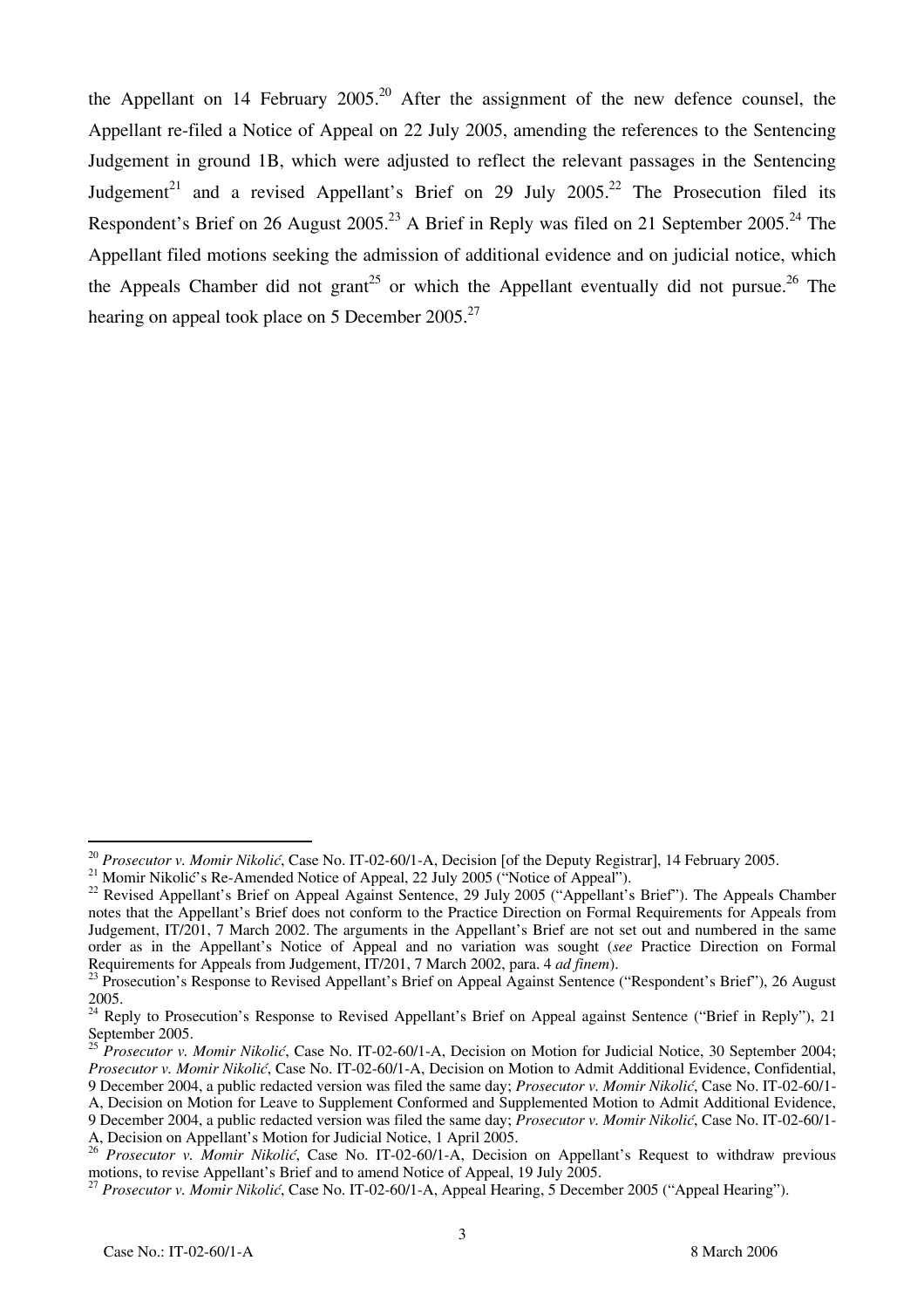the Appellant on 14 February 2005.[20] After the assignment of the new defence counsel, the Appellant re-filed a Notice of Appeal on 22 July 2005, amending the references to the Sentencing Judgement in ground 1B, which were adjusted to reflect the relevant passages in the Sentencing Judgement[21] and a revised Appellant's Brief on 29 July 2005.[22] The Prosecution filed its Respondent's Brief on 26 August 2005.[23] A Brief in Reply was filed on 21 September 2005.[24] The Appellant filed motions seeking the admission of additional evidence and on judicial notice, which the Appeals Chamber did not grant[25] or which the Appellant eventually did not pursue.[26] The hearing on appeal took place on 5 December 2005.[27]

---

[20] *Prosecutor v. Momir Nikolić*, Case No. IT-02-60/1-A, Decision [of the Deputy Registrar], 14 February 2005.

[21] Momir Nikolić's Re-Amended Notice of Appeal, 22 July 2005 ("Notice of Appeal").

[22] Revised Appellant's Brief on Appeal Against Sentence, 29 July 2005 ("Appellant's Brief"). The Appeals Chamber notes that the Appellant's Brief does not conform to the Practice Direction on Formal Requirements for Appeals from Judgement, IT/201, 7 March 2002. The arguments in the Appellant's Brief are not set out and numbered in the same order as in the Appellant's Notice of Appeal and no variation was sought (*see* Practice Direction on Formal Requirements for Appeals from Judgement, IT/201, 7 March 2002, para. 4 *ad finem*).

[23] Prosecution's Response to Revised Appellant's Brief on Appeal Against Sentence ("Respondent's Brief"), 26 August 2005.

[24] Reply to Prosecution's Response to Revised Appellant's Brief on Appeal against Sentence ("Brief in Reply"), 21 September 2005.

[25] *Prosecutor v. Momir Nikolić*, Case No. IT-02-60/1-A, Decision on Motion for Judicial Notice, 30 September 2004; *Prosecutor v. Momir Nikolić*, Case No. IT-02-60/1-A, Decision on Motion to Admit Additional Evidence, Confidential, 9 December 2004, a public redacted version was filed the same day; *Prosecutor v. Momir Nikolić*, Case No. IT-02-60/1-A, Decision on Motion for Leave to Supplement Conformed and Supplemented Motion to Admit Additional Evidence, 9 December 2004, a public redacted version was filed the same day; *Prosecutor v. Momir Nikolić*, Case No. IT-02-60/1-A, Decision on Appellant's Motion for Judicial Notice, 1 April 2005.

[26] *Prosecutor v. Momir Nikolić*, Case No. IT-02-60/1-A, Decision on Appellant's Request to withdraw previous motions, to revise Appellant's Brief and to amend Notice of Appeal, 19 July 2005.

[27] *Prosecutor v. Momir Nikolić*, Case No. IT-02-60/1-A, Appeal Hearing, 5 December 2005 ("Appeal Hearing").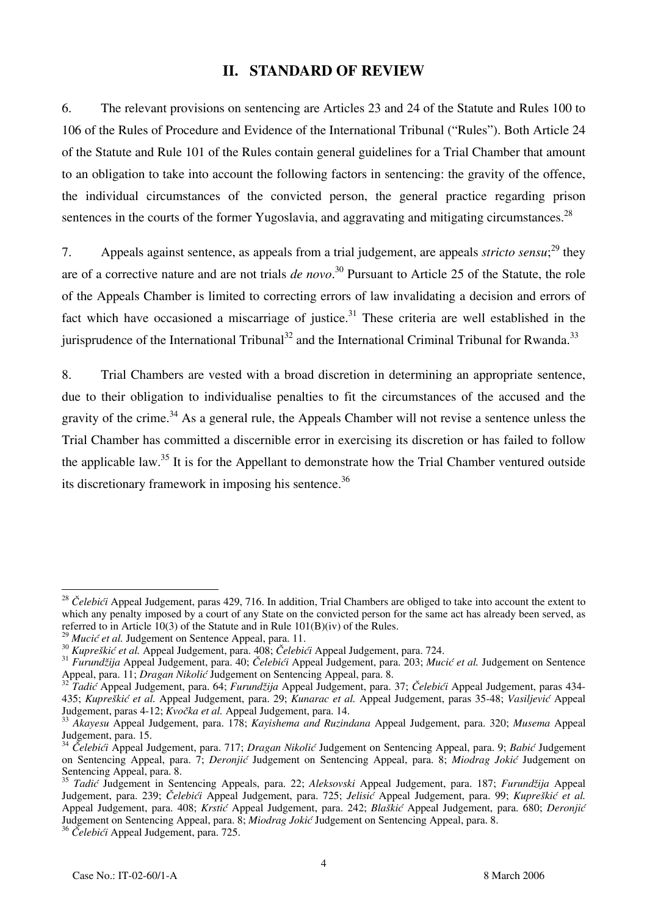## II. STANDARD OF REVIEW

6. The relevant provisions on sentencing are Articles 23 and 24 of the Statute and Rules 100 to 106 of the Rules of Procedure and Evidence of the International Tribunal ("Rules"). Both Article 24 of the Statute and Rule 101 of the Rules contain general guidelines for a Trial Chamber that amount to an obligation to take into account the following factors in sentencing: the gravity of the offence, the individual circumstances of the convicted person, the general practice regarding prison sentences in the courts of the former Yugoslavia, and aggravating and mitigating circumstances.[28]

7. Appeals against sentence, as appeals from a trial judgement, are appeals *stricto sensu*;[29] they are of a corrective nature and are not trials *de novo*.[30] Pursuant to Article 25 of the Statute, the role of the Appeals Chamber is limited to correcting errors of law invalidating a decision and errors of fact which have occasioned a miscarriage of justice.[31] These criteria are well established in the jurisprudence of the International Tribunal[32] and the International Criminal Tribunal for Rwanda.[33]

8. Trial Chambers are vested with a broad discretion in determining an appropriate sentence, due to their obligation to individualise penalties to fit the circumstances of the accused and the gravity of the crime.[34] As a general rule, the Appeals Chamber will not revise a sentence unless the Trial Chamber has committed a discernible error in exercising its discretion or has failed to follow the applicable law.[35] It is for the Appellant to demonstrate how the Trial Chamber ventured outside its discretionary framework in imposing his sentence.[36]

---

[28] *Čelebići* Appeal Judgement, paras 429, 716. In addition, Trial Chambers are obliged to take into account the extent to which any penalty imposed by a court of any State on the convicted person for the same act has already been served, as referred to in Article 10(3) of the Statute and in Rule 101(B)(iv) of the Rules.

[29] *Mucić et al.* Judgement on Sentence Appeal, para. 11.

[30] *Kupreškić et al.* Appeal Judgement, para. 408; *Čelebići* Appeal Judgement, para. 724.

[31] *Furundžija* Appeal Judgement, para. 40; *Čelebići* Appeal Judgement, para. 203; *Mucić et al.* Judgement on Sentence Appeal, para. 11; *Dragan Nikolić* Judgement on Sentencing Appeal, para. 8.

[32] *Tadić* Appeal Judgement, para. 64; *Furundžija* Appeal Judgement, para. 37; *Čelebići* Appeal Judgement, paras 434-435; *Kupreškić et al.* Appeal Judgement, para. 29; *Kunarac et al.* Appeal Judgement, paras 35-48; *Vasiljević* Appeal Judgement, paras 4-12; *Kvočka et al.* Appeal Judgement, para. 14.

[33] *Akayesu* Appeal Judgement, para. 178; *Kayishema and Ruzindana* Appeal Judgement, para. 320; *Musema* Appeal Judgement, para. 15.

[34] *Čelebići* Appeal Judgement, para. 717; *Dragan Nikolić* Judgement on Sentencing Appeal, para. 9; *Babić* Judgement on Sentencing Appeal, para. 7; *Deronjić* Judgement on Sentencing Appeal, para. 8; *Miodrag Jokić* Judgement on Sentencing Appeal, para. 8.

[35] *Tadić* Judgement in Sentencing Appeals, para. 22; *Aleksovski* Appeal Judgement, para. 187; *Furundžija* Appeal Judgement, para. 239; *Čelebići* Appeal Judgement, para. 725; *Jelisić* Appeal Judgement, para. 99; *Kupreškić et al.* Appeal Judgement, para. 408; *Krstić* Appeal Judgement, para. 242; *Blaškić* Appeal Judgement, para. 680; *Deronjić* Judgement on Sentencing Appeal, para. 8; *Miodrag Jokić* Judgement on Sentencing Appeal, para. 8.

[36] *Čelebići* Appeal Judgement, para. 725.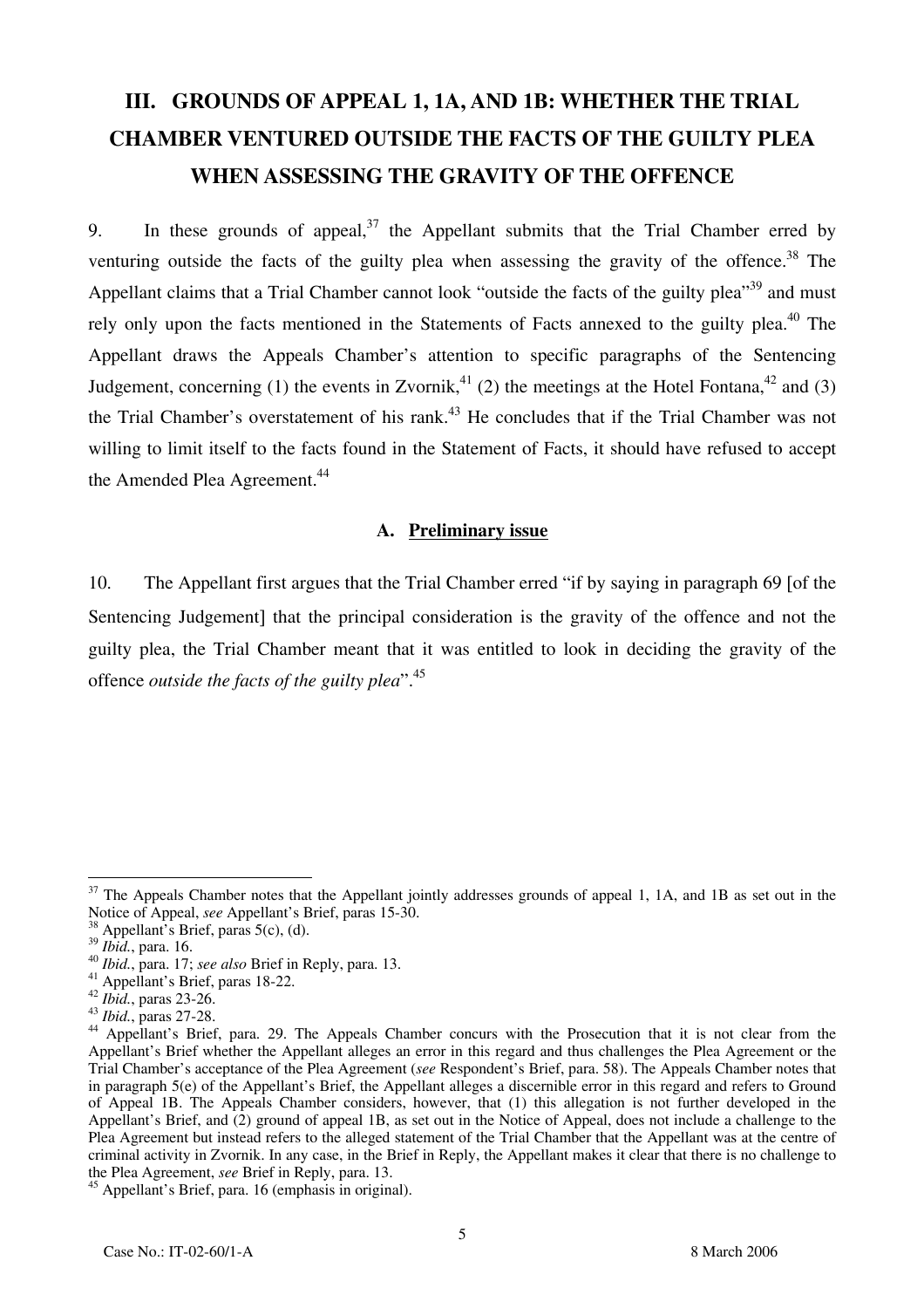# III. GROUNDS OF APPEAL 1, 1A, AND 1B: WHETHER THE TRIAL CHAMBER VENTURED OUTSIDE THE FACTS OF THE GUILTY PLEA WHEN ASSESSING THE GRAVITY OF THE OFFENCE

9. In these grounds of appeal,[37] the Appellant submits that the Trial Chamber erred by venturing outside the facts of the guilty plea when assessing the gravity of the offence.[38] The Appellant claims that a Trial Chamber cannot look "outside the facts of the guilty plea"[39] and must rely only upon the facts mentioned in the Statements of Facts annexed to the guilty plea.[40] The Appellant draws the Appeals Chamber's attention to specific paragraphs of the Sentencing Judgement, concerning (1) the events in Zvornik,[41] (2) the meetings at the Hotel Fontana,[42] and (3) the Trial Chamber's overstatement of his rank.[43] He concludes that if the Trial Chamber was not willing to limit itself to the facts found in the Statement of Facts, it should have refused to accept the Amended Plea Agreement.[44]

## A. Preliminary issue

10. The Appellant first argues that the Trial Chamber erred "if by saying in paragraph 69 [of the Sentencing Judgement] that the principal consideration is the gravity of the offence and not the guilty plea, the Trial Chamber meant that it was entitled to look in deciding the gravity of the offence *outside the facts of the guilty plea*".[45]

---

[37] The Appeals Chamber notes that the Appellant jointly addresses grounds of appeal 1, 1A, and 1B as set out in the Notice of Appeal, *see* Appellant's Brief, paras 15-30.

[38] Appellant's Brief, paras 5(c), (d).

[39] *Ibid.*, para. 16.

[40] *Ibid.*, para. 17; *see also* Brief in Reply, para. 13.

[41] Appellant's Brief, paras 18-22.

[42] *Ibid.*, paras 23-26.

[43] *Ibid.*, paras 27-28.

[44] Appellant's Brief, para. 29. The Appeals Chamber concurs with the Prosecution that it is not clear from the Appellant's Brief whether the Appellant alleges an error in this regard and thus challenges the Plea Agreement or the Trial Chamber's acceptance of the Plea Agreement (*see* Respondent's Brief, para. 58). The Appeals Chamber notes that in paragraph 5(e) of the Appellant's Brief, the Appellant alleges a discernible error in this regard and refers to Ground of Appeal 1B. The Appeals Chamber considers, however, that (1) this allegation is not further developed in the Appellant's Brief, and (2) ground of appeal 1B, as set out in the Notice of Appeal, does not include a challenge to the Plea Agreement but instead refers to the alleged statement of the Trial Chamber that the Appellant was at the centre of criminal activity in Zvornik. In any case, in the Brief in Reply, the Appellant makes it clear that there is no challenge to the Plea Agreement, *see* Brief in Reply, para. 13.

[45] Appellant's Brief, para. 16 (emphasis in original).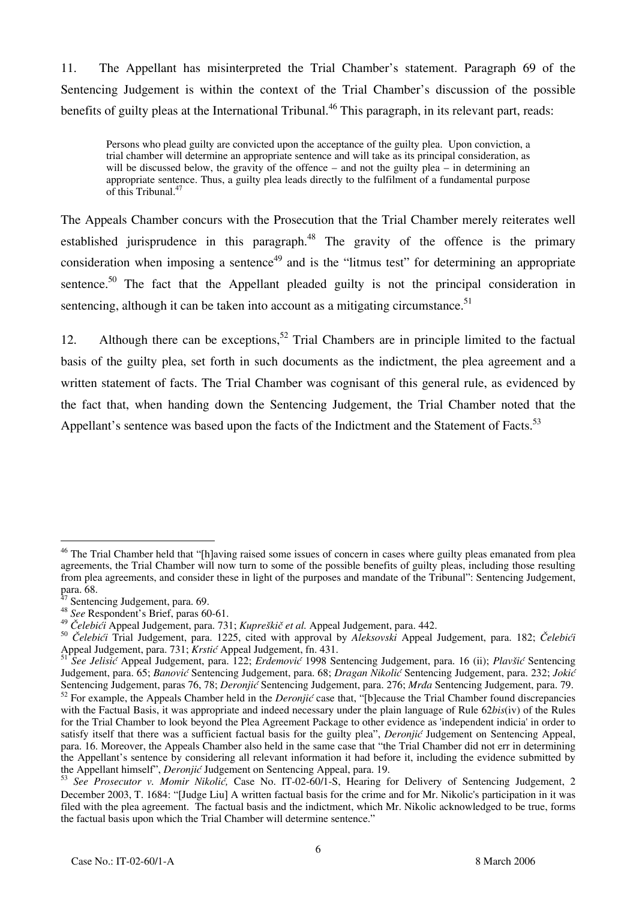11. The Appellant has misinterpreted the Trial Chamber's statement. Paragraph 69 of the Sentencing Judgement is within the context of the Trial Chamber's discussion of the possible benefits of guilty pleas at the International Tribunal.[46] This paragraph, in its relevant part, reads:

> Persons who plead guilty are convicted upon the acceptance of the guilty plea. Upon conviction, a trial chamber will determine an appropriate sentence and will take as its principal consideration, as will be discussed below, the gravity of the offence – and not the guilty plea – in determining an appropriate sentence. Thus, a guilty plea leads directly to the fulfilment of a fundamental purpose of this Tribunal.[47]

The Appeals Chamber concurs with the Prosecution that the Trial Chamber merely reiterates well established jurisprudence in this paragraph.[48] The gravity of the offence is the primary consideration when imposing a sentence[49] and is the "litmus test" for determining an appropriate sentence.[50] The fact that the Appellant pleaded guilty is not the principal consideration in sentencing, although it can be taken into account as a mitigating circumstance.[51]

12. Although there can be exceptions,[52] Trial Chambers are in principle limited to the factual basis of the guilty plea, set forth in such documents as the indictment, the plea agreement and a written statement of facts. The Trial Chamber was cognisant of this general rule, as evidenced by the fact that, when handing down the Sentencing Judgement, the Trial Chamber noted that the Appellant's sentence was based upon the facts of the Indictment and the Statement of Facts.[53]

---

[46] The Trial Chamber held that "[h]aving raised some issues of concern in cases where guilty pleas emanated from plea agreements, the Trial Chamber will now turn to some of the possible benefits of guilty pleas, including those resulting from plea agreements, and consider these in light of the purposes and mandate of the Tribunal": Sentencing Judgement, para. 68.

[47] Sentencing Judgement, para. 69.

[48] *See* Respondent's Brief, paras 60-61.

[49] *Čelebići* Appeal Judgement, para. 731; *Kupreškič et al.* Appeal Judgement, para. 442.

[50] *Čelebići* Trial Judgement, para. 1225, cited with approval by *Aleksovski* Appeal Judgement, para. 182; *Čelebići* Appeal Judgement, para. 731; *Krstić* Appeal Judgement, fn. 431.

[51] *See Jelisić* Appeal Judgement, para. 122; *Erdemović* 1998 Sentencing Judgement, para. 16 (ii); *Plavšić* Sentencing Judgement, para. 65; *Banović* Sentencing Judgement, para. 68; *Dragan Nikolić* Sentencing Judgement, para. 232; *Jokić* Sentencing Judgement, paras 76, 78; *Deronjić* Sentencing Judgement, para. 276; *Mrđa* Sentencing Judgement, para. 79.

[52] For example, the Appeals Chamber held in the *Deronjić* case that, "[b]ecause the Trial Chamber found discrepancies with the Factual Basis, it was appropriate and indeed necessary under the plain language of Rule 62*bis*(iv) of the Rules for the Trial Chamber to look beyond the Plea Agreement Package to other evidence as 'independent indicia' in order to satisfy itself that there was a sufficient factual basis for the guilty plea", *Deronjić* Judgement on Sentencing Appeal, para. 16. Moreover, the Appeals Chamber also held in the same case that "the Trial Chamber did not err in determining the Appellant's sentence by considering all relevant information it had before it, including the evidence submitted by the Appellant himself", *Deronjić* Judgement on Sentencing Appeal, para. 19.

[53] *See Prosecutor v. Momir Nikolić,* Case No. IT-02-60/1-S, Hearing for Delivery of Sentencing Judgement, 2 December 2003, T. 1684: "[Judge Liu] A written factual basis for the crime and for Mr. Nikolic's participation in it was filed with the plea agreement. The factual basis and the indictment, which Mr. Nikolic acknowledged to be true, forms the factual basis upon which the Trial Chamber will determine sentence."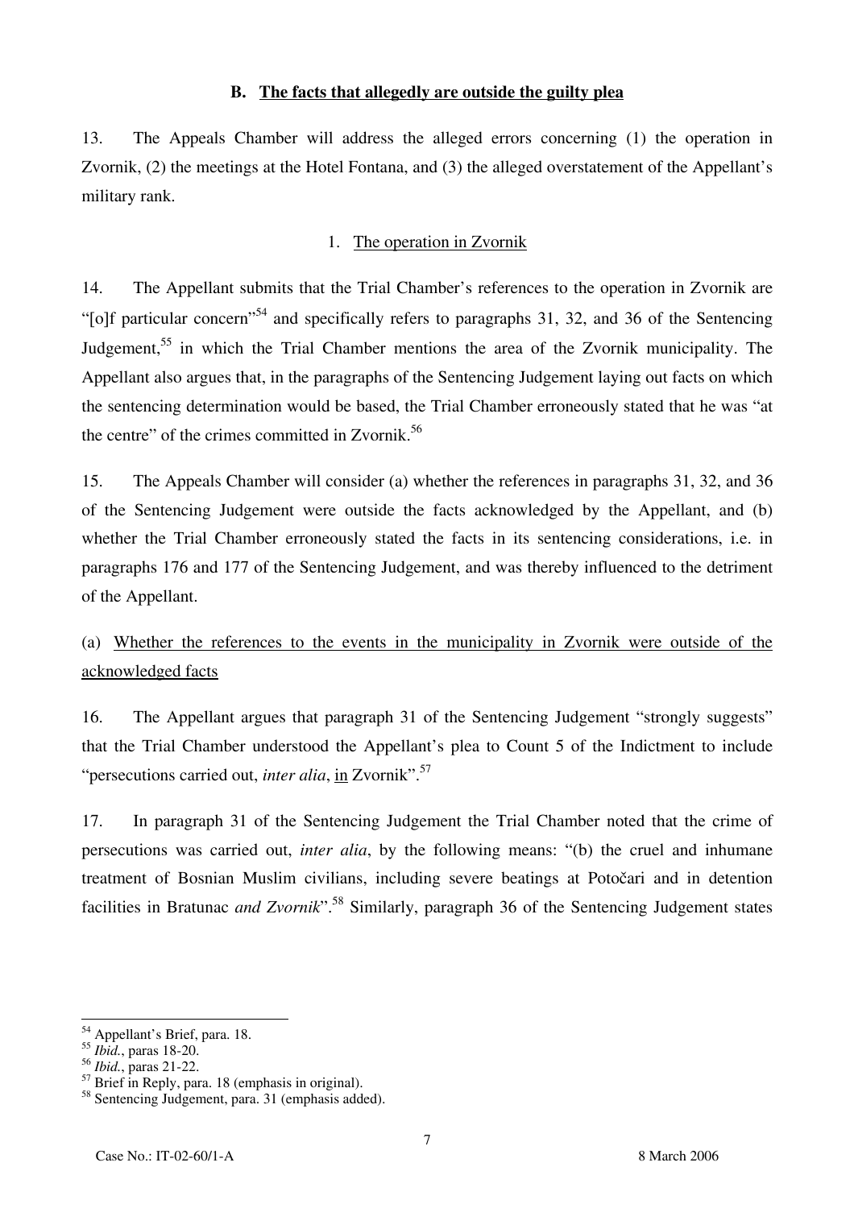### B. The facts that allegedly are outside the guilty plea

13. The Appeals Chamber will address the alleged errors concerning (1) the operation in Zvornik, (2) the meetings at the Hotel Fontana, and (3) the alleged overstatement of the Appellant's military rank.

#### 1. The operation in Zvornik

14. The Appellant submits that the Trial Chamber's references to the operation in Zvornik are "[o]f particular concern"[54] and specifically refers to paragraphs 31, 32, and 36 of the Sentencing Judgement,[55] in which the Trial Chamber mentions the area of the Zvornik municipality. The Appellant also argues that, in the paragraphs of the Sentencing Judgement laying out facts on which the sentencing determination would be based, the Trial Chamber erroneously stated that he was "at the centre" of the crimes committed in Zvornik.[56]

15. The Appeals Chamber will consider (a) whether the references in paragraphs 31, 32, and 36 of the Sentencing Judgement were outside the facts acknowledged by the Appellant, and (b) whether the Trial Chamber erroneously stated the facts in its sentencing considerations, i.e. in paragraphs 176 and 177 of the Sentencing Judgement, and was thereby influenced to the detriment of the Appellant.

(a) Whether the references to the events in the municipality in Zvornik were outside of the acknowledged facts

16. The Appellant argues that paragraph 31 of the Sentencing Judgement "strongly suggests" that the Trial Chamber understood the Appellant's plea to Count 5 of the Indictment to include "persecutions carried out, *inter alia*, in Zvornik".[57]

17. In paragraph 31 of the Sentencing Judgement the Trial Chamber noted that the crime of persecutions was carried out, *inter alia*, by the following means: "(b) the cruel and inhumane treatment of Bosnian Muslim civilians, including severe beatings at Potočari and in detention facilities in Bratunac *and Zvornik*".[58] Similarly, paragraph 36 of the Sentencing Judgement states

---

[54] Appellant's Brief, para. 18.
[55] *Ibid.*, paras 18-20.
[56] *Ibid.*, paras 21-22.
[57] Brief in Reply, para. 18 (emphasis in original).
[58] Sentencing Judgement, para. 31 (emphasis added).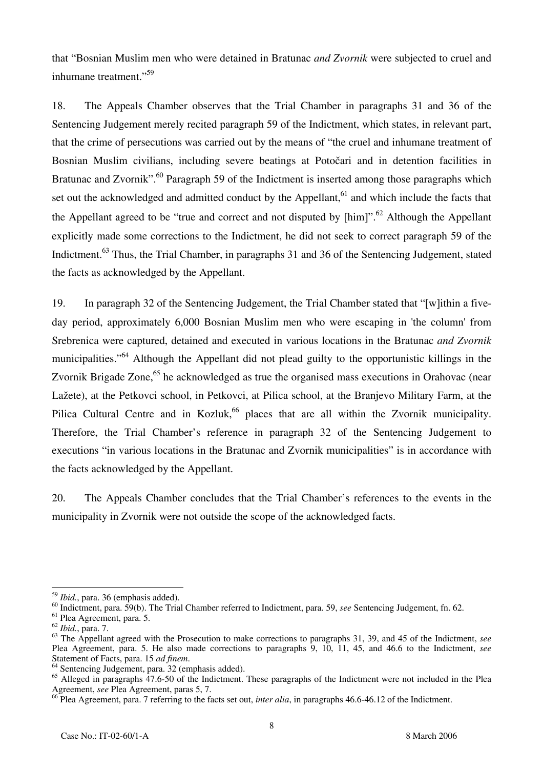that "Bosnian Muslim men who were detained in Bratunac *and Zvornik* were subjected to cruel and inhumane treatment."[59]

18. The Appeals Chamber observes that the Trial Chamber in paragraphs 31 and 36 of the Sentencing Judgement merely recited paragraph 59 of the Indictment, which states, in relevant part, that the crime of persecutions was carried out by the means of "the cruel and inhumane treatment of Bosnian Muslim civilians, including severe beatings at Potočari and in detention facilities in Bratunac and Zvornik".[60] Paragraph 59 of the Indictment is inserted among those paragraphs which set out the acknowledged and admitted conduct by the Appellant,[61] and which include the facts that the Appellant agreed to be "true and correct and not disputed by [him]".[62] Although the Appellant explicitly made some corrections to the Indictment, he did not seek to correct paragraph 59 of the Indictment.[63] Thus, the Trial Chamber, in paragraphs 31 and 36 of the Sentencing Judgement, stated the facts as acknowledged by the Appellant.

19. In paragraph 32 of the Sentencing Judgement, the Trial Chamber stated that "[w]ithin a five-day period, approximately 6,000 Bosnian Muslim men who were escaping in 'the column' from Srebrenica were captured, detained and executed in various locations in the Bratunac *and Zvornik* municipalities."[64] Although the Appellant did not plead guilty to the opportunistic killings in the Zvornik Brigade Zone,[65] he acknowledged as true the organised mass executions in Orahovac (near Lažete), at the Petkovci school, in Petkovci, at Pilica school, at the Branjevo Military Farm, at the Pilica Cultural Centre and in Kozluk,[66] places that are all within the Zvornik municipality. Therefore, the Trial Chamber's reference in paragraph 32 of the Sentencing Judgement to executions "in various locations in the Bratunac and Zvornik municipalities" is in accordance with the facts acknowledged by the Appellant.

20. The Appeals Chamber concludes that the Trial Chamber's references to the events in the municipality in Zvornik were not outside the scope of the acknowledged facts.

---

[59] *Ibid.*, para. 36 (emphasis added).

[60] Indictment, para. 59(b). The Trial Chamber referred to Indictment, para. 59, *see* Sentencing Judgement, fn. 62.

[61] Plea Agreement, para. 5.

[62] *Ibid.*, para. 7.

[63] The Appellant agreed with the Prosecution to make corrections to paragraphs 31, 39, and 45 of the Indictment, *see* Plea Agreement, para. 5. He also made corrections to paragraphs 9, 10, 11, 45, and 46.6 to the Indictment, *see* Statement of Facts, para. 15 *ad finem*.

[64] Sentencing Judgement, para. 32 (emphasis added).

[65] Alleged in paragraphs 47.6-50 of the Indictment. These paragraphs of the Indictment were not included in the Plea Agreement, *see* Plea Agreement, paras 5, 7.

[66] Plea Agreement, para. 7 referring to the facts set out, *inter alia*, in paragraphs 46.6-46.12 of the Indictment.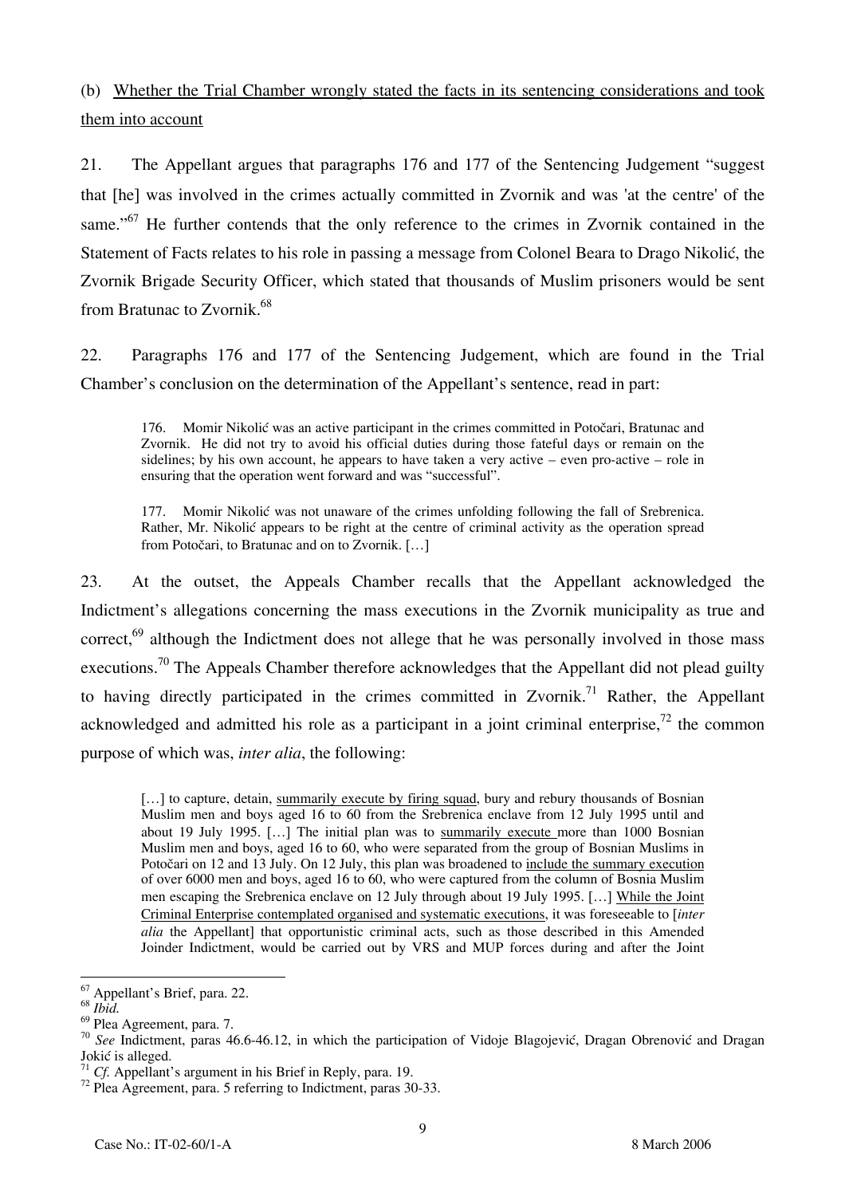(b) <u>Whether the Trial Chamber wrongly stated the facts in its sentencing considerations and took them into account</u>

21. The Appellant argues that paragraphs 176 and 177 of the Sentencing Judgement "suggest that [he] was involved in the crimes actually committed in Zvornik and was 'at the centre' of the same."[67] He further contends that the only reference to the crimes in Zvornik contained in the Statement of Facts relates to his role in passing a message from Colonel Beara to Drago Nikolić, the Zvornik Brigade Security Officer, which stated that thousands of Muslim prisoners would be sent from Bratunac to Zvornik.[68]

22. Paragraphs 176 and 177 of the Sentencing Judgement, which are found in the Trial Chamber's conclusion on the determination of the Appellant's sentence, read in part:

> 176. Momir Nikolić was an active participant in the crimes committed in Potočari, Bratunac and Zvornik. He did not try to avoid his official duties during those fateful days or remain on the sidelines; by his own account, he appears to have taken a very active – even pro-active – role in ensuring that the operation went forward and was "successful".
>
> 177. Momir Nikolić was not unaware of the crimes unfolding following the fall of Srebrenica. Rather, Mr. Nikolić appears to be right at the centre of criminal activity as the operation spread from Potočari, to Bratunac and on to Zvornik. […]

23. At the outset, the Appeals Chamber recalls that the Appellant acknowledged the Indictment's allegations concerning the mass executions in the Zvornik municipality as true and correct,[69] although the Indictment does not allege that he was personally involved in those mass executions.[70] The Appeals Chamber therefore acknowledges that the Appellant did not plead guilty to having directly participated in the crimes committed in Zvornik.[71] Rather, the Appellant acknowledged and admitted his role as a participant in a joint criminal enterprise,[72] the common purpose of which was, *inter alia*, the following:

> […] to capture, detain, <u>summarily execute by firing squad</u>, bury and rebury thousands of Bosnian Muslim men and boys aged 16 to 60 from the Srebrenica enclave from 12 July 1995 until and about 19 July 1995. […] The initial plan was to <u>summarily execute</u> more than 1000 Bosnian Muslim men and boys, aged 16 to 60, who were separated from the group of Bosnian Muslims in Potočari on 12 and 13 July. On 12 July, this plan was broadened to <u>include the summary execution</u> of over 6000 men and boys, aged 16 to 60, who were captured from the column of Bosnia Muslim men escaping the Srebrenica enclave on 12 July through about 19 July 1995. […] <u>While the Joint Criminal Enterprise contemplated organised and systematic executions</u>, it was foreseeable to [*inter alia* the Appellant] that opportunistic criminal acts, such as those described in this Amended Joinder Indictment, would be carried out by VRS and MUP forces during and after the Joint

---

[67] Appellant's Brief, para. 22.
[68] *Ibid.*
[69] Plea Agreement, para. 7.
[70] *See* Indictment, paras 46.6-46.12, in which the participation of Vidoje Blagojević, Dragan Obrenović and Dragan Jokić is alleged.
[71] *Cf.* Appellant's argument in his Brief in Reply, para. 19.
[72] Plea Agreement, para. 5 referring to Indictment, paras 30-33.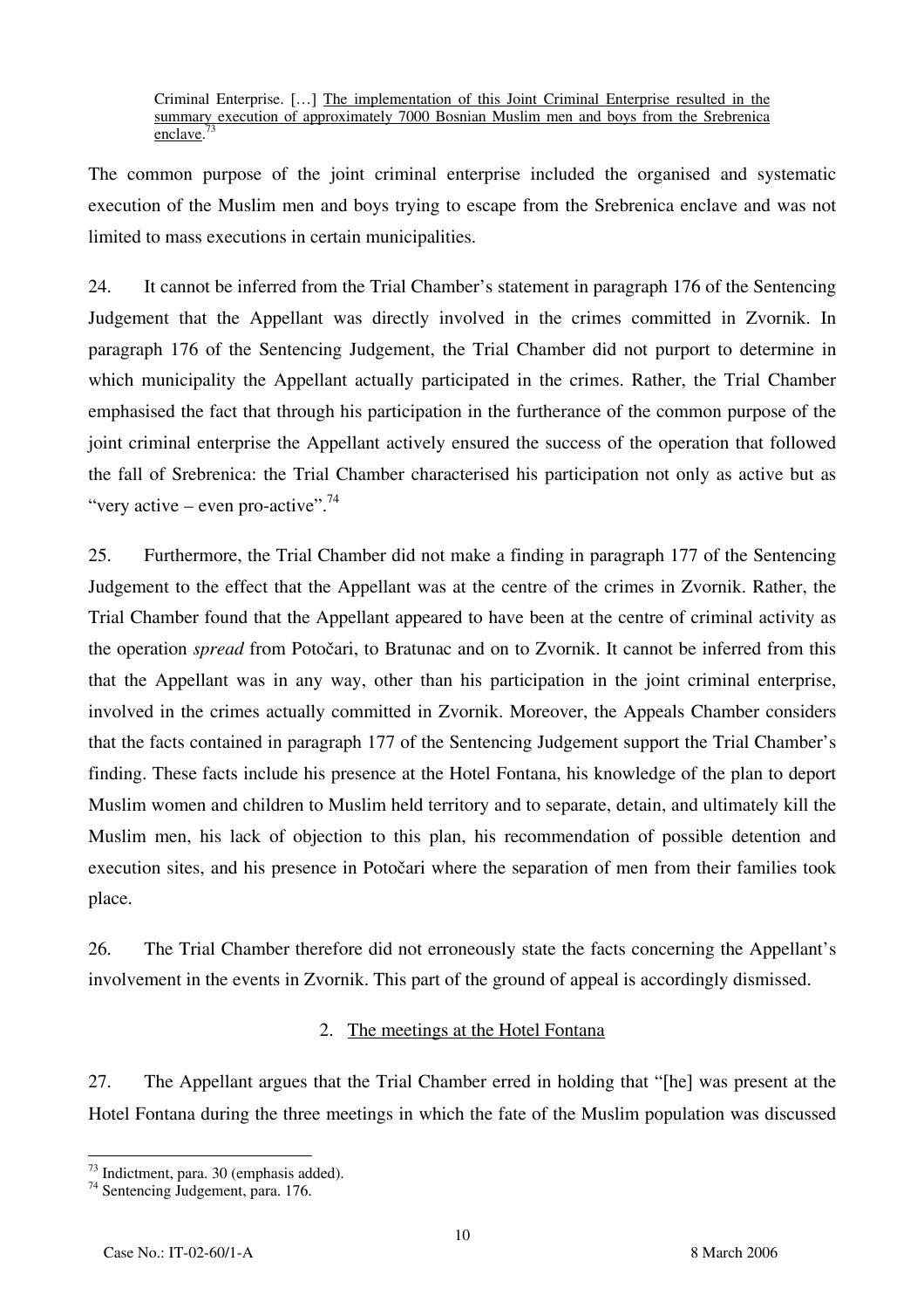> Criminal Enterprise. […] <u>The implementation of this Joint Criminal Enterprise resulted in the summary execution of approximately 7000 Bosnian Muslim men and boys from the Srebrenica enclave</u>.[73]

The common purpose of the joint criminal enterprise included the organised and systematic execution of the Muslim men and boys trying to escape from the Srebrenica enclave and was not limited to mass executions in certain municipalities.

24. It cannot be inferred from the Trial Chamber's statement in paragraph 176 of the Sentencing Judgement that the Appellant was directly involved in the crimes committed in Zvornik. In paragraph 176 of the Sentencing Judgement, the Trial Chamber did not purport to determine in which municipality the Appellant actually participated in the crimes. Rather, the Trial Chamber emphasised the fact that through his participation in the furtherance of the common purpose of the joint criminal enterprise the Appellant actively ensured the success of the operation that followed the fall of Srebrenica: the Trial Chamber characterised his participation not only as active but as "very active – even pro-active".[74]

25. Furthermore, the Trial Chamber did not make a finding in paragraph 177 of the Sentencing Judgement to the effect that the Appellant was at the centre of the crimes in Zvornik. Rather, the Trial Chamber found that the Appellant appeared to have been at the centre of criminal activity as the operation *spread* from Potočari, to Bratunac and on to Zvornik. It cannot be inferred from this that the Appellant was in any way, other than his participation in the joint criminal enterprise, involved in the crimes actually committed in Zvornik. Moreover, the Appeals Chamber considers that the facts contained in paragraph 177 of the Sentencing Judgement support the Trial Chamber's finding. These facts include his presence at the Hotel Fontana, his knowledge of the plan to deport Muslim women and children to Muslim held territory and to separate, detain, and ultimately kill the Muslim men, his lack of objection to this plan, his recommendation of possible detention and execution sites, and his presence in Potočari where the separation of men from their families took place.

26. The Trial Chamber therefore did not erroneously state the facts concerning the Appellant's involvement in the events in Zvornik. This part of the ground of appeal is accordingly dismissed.

### 2. <u>The meetings at the Hotel Fontana</u>

27. The Appellant argues that the Trial Chamber erred in holding that "[he] was present at the Hotel Fontana during the three meetings in which the fate of the Muslim population was discussed

---

[73] Indictment, para. 30 (emphasis added).
[74] Sentencing Judgement, para. 176.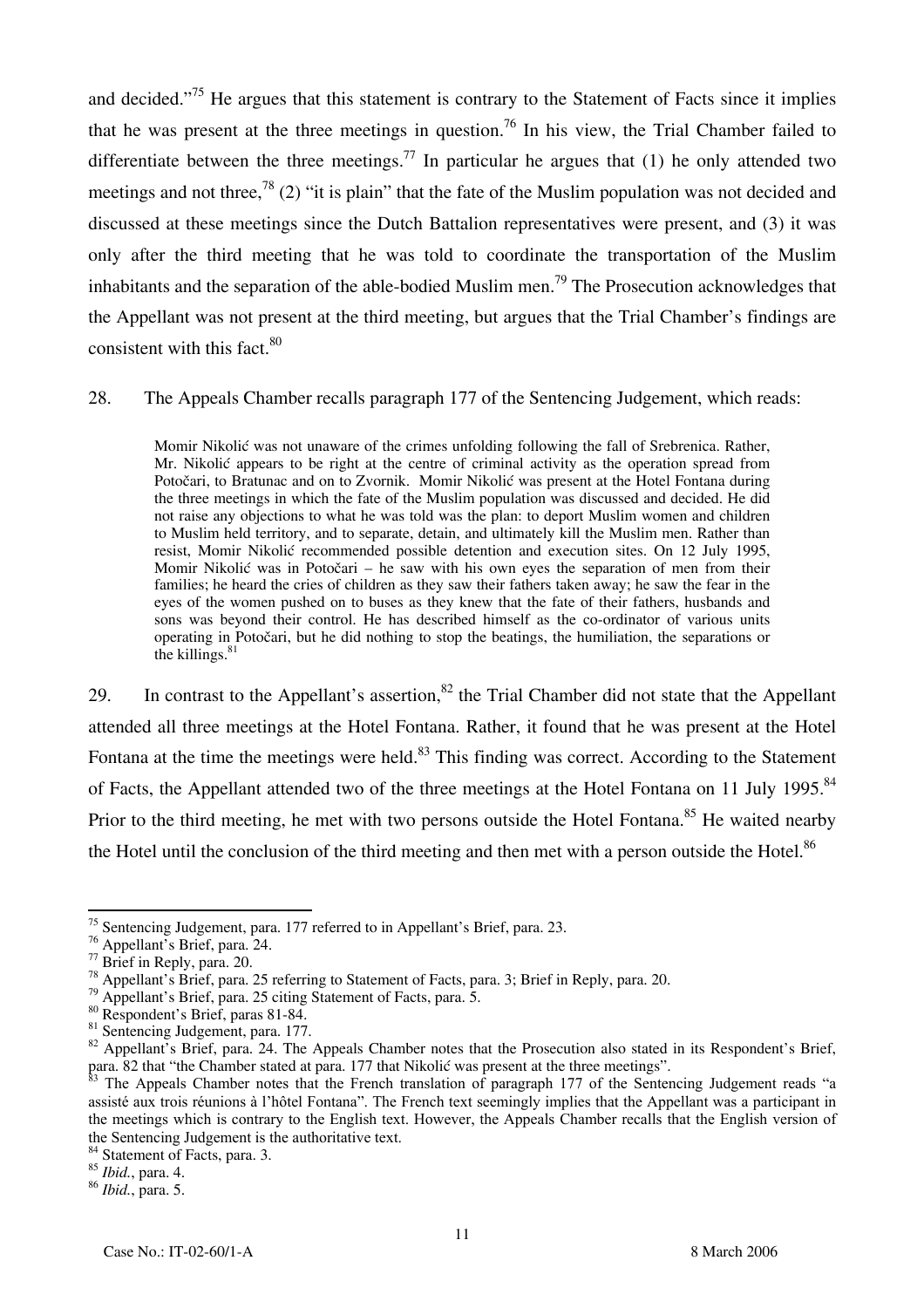and decided."[75] He argues that this statement is contrary to the Statement of Facts since it implies that he was present at the three meetings in question.[76] In his view, the Trial Chamber failed to differentiate between the three meetings.[77] In particular he argues that (1) he only attended two meetings and not three,[78] (2) "it is plain" that the fate of the Muslim population was not decided and discussed at these meetings since the Dutch Battalion representatives were present, and (3) it was only after the third meeting that he was told to coordinate the transportation of the Muslim inhabitants and the separation of the able-bodied Muslim men.[79] The Prosecution acknowledges that the Appellant was not present at the third meeting, but argues that the Trial Chamber's findings are consistent with this fact.[80]

28. The Appeals Chamber recalls paragraph 177 of the Sentencing Judgement, which reads:

> Momir Nikolić was not unaware of the crimes unfolding following the fall of Srebrenica. Rather, Mr. Nikolić appears to be right at the centre of criminal activity as the operation spread from Potočari, to Bratunac and on to Zvornik. Momir Nikolić was present at the Hotel Fontana during the three meetings in which the fate of the Muslim population was discussed and decided. He did not raise any objections to what he was told was the plan: to deport Muslim women and children to Muslim held territory, and to separate, detain, and ultimately kill the Muslim men. Rather than resist, Momir Nikolić recommended possible detention and execution sites. On 12 July 1995, Momir Nikolić was in Potočari – he saw with his own eyes the separation of men from their families; he heard the cries of children as they saw their fathers taken away; he saw the fear in the eyes of the women pushed on to buses as they knew that the fate of their fathers, husbands and sons was beyond their control. He has described himself as the co-ordinator of various units operating in Potočari, but he did nothing to stop the beatings, the humiliation, the separations or the killings.[81]

29. In contrast to the Appellant's assertion,[82] the Trial Chamber did not state that the Appellant attended all three meetings at the Hotel Fontana. Rather, it found that he was present at the Hotel Fontana at the time the meetings were held.[83] This finding was correct. According to the Statement of Facts, the Appellant attended two of the three meetings at the Hotel Fontana on 11 July 1995.[84] Prior to the third meeting, he met with two persons outside the Hotel Fontana.[85] He waited nearby the Hotel until the conclusion of the third meeting and then met with a person outside the Hotel.[86]

---

[75] Sentencing Judgement, para. 177 referred to in Appellant's Brief, para. 23.

[76] Appellant's Brief, para. 24.

[77] Brief in Reply, para. 20.

[78] Appellant's Brief, para. 25 referring to Statement of Facts, para. 3; Brief in Reply, para. 20.

[79] Appellant's Brief, para. 25 citing Statement of Facts, para. 5.

[80] Respondent's Brief, paras 81-84.

[81] Sentencing Judgement, para. 177.

[82] Appellant's Brief, para. 24. The Appeals Chamber notes that the Prosecution also stated in its Respondent's Brief, para. 82 that "the Chamber stated at para. 177 that Nikolić was present at the three meetings".

[83] The Appeals Chamber notes that the French translation of paragraph 177 of the Sentencing Judgement reads "a assisté aux trois réunions à l'hôtel Fontana". The French text seemingly implies that the Appellant was a participant in the meetings which is contrary to the English text. However, the Appeals Chamber recalls that the English version of the Sentencing Judgement is the authoritative text.

[84] Statement of Facts, para. 3.

[85] *Ibid.*, para. 4.

[86] *Ibid.*, para. 5.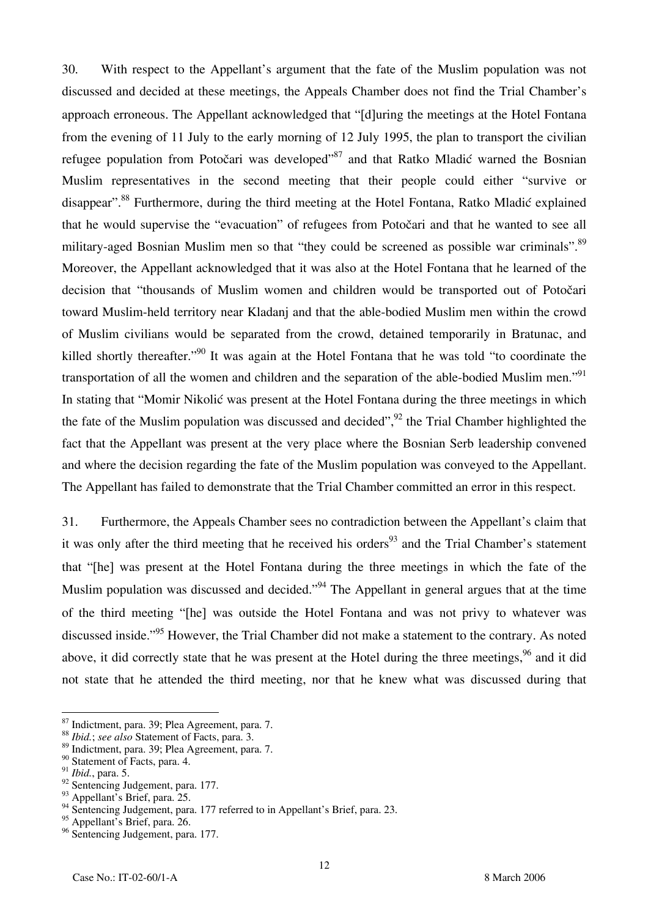30. With respect to the Appellant's argument that the fate of the Muslim population was not discussed and decided at these meetings, the Appeals Chamber does not find the Trial Chamber's approach erroneous. The Appellant acknowledged that "[d]uring the meetings at the Hotel Fontana from the evening of 11 July to the early morning of 12 July 1995, the plan to transport the civilian refugee population from Potočari was developed"[87] and that Ratko Mladić warned the Bosnian Muslim representatives in the second meeting that their people could either "survive or disappear".[88] Furthermore, during the third meeting at the Hotel Fontana, Ratko Mladić explained that he would supervise the "evacuation" of refugees from Potočari and that he wanted to see all military-aged Bosnian Muslim men so that "they could be screened as possible war criminals".[89] Moreover, the Appellant acknowledged that it was also at the Hotel Fontana that he learned of the decision that "thousands of Muslim women and children would be transported out of Potočari toward Muslim-held territory near Kladanj and that the able-bodied Muslim men within the crowd of Muslim civilians would be separated from the crowd, detained temporarily in Bratunac, and killed shortly thereafter."[90] It was again at the Hotel Fontana that he was told "to coordinate the transportation of all the women and children and the separation of the able-bodied Muslim men."[91] In stating that "Momir Nikolić was present at the Hotel Fontana during the three meetings in which the fate of the Muslim population was discussed and decided",[92] the Trial Chamber highlighted the fact that the Appellant was present at the very place where the Bosnian Serb leadership convened and where the decision regarding the fate of the Muslim population was conveyed to the Appellant. The Appellant has failed to demonstrate that the Trial Chamber committed an error in this respect.

31. Furthermore, the Appeals Chamber sees no contradiction between the Appellant's claim that it was only after the third meeting that he received his orders[93] and the Trial Chamber's statement that "[he] was present at the Hotel Fontana during the three meetings in which the fate of the Muslim population was discussed and decided."[94] The Appellant in general argues that at the time of the third meeting "[he] was outside the Hotel Fontana and was not privy to whatever was discussed inside."[95] However, the Trial Chamber did not make a statement to the contrary. As noted above, it did correctly state that he was present at the Hotel during the three meetings,[96] and it did not state that he attended the third meeting, nor that he knew what was discussed during that

---

[87] Indictment, para. 39; Plea Agreement, para. 7.
[88] *Ibid.*; *see also* Statement of Facts, para. 3.
[89] Indictment, para. 39; Plea Agreement, para. 7.
[90] Statement of Facts, para. 4.
[91] *Ibid.*, para. 5.
[92] Sentencing Judgement, para. 177.
[93] Appellant's Brief, para. 25.
[94] Sentencing Judgement, para. 177 referred to in Appellant's Brief, para. 23.
[95] Appellant's Brief, para. 26.
[96] Sentencing Judgement, para. 177.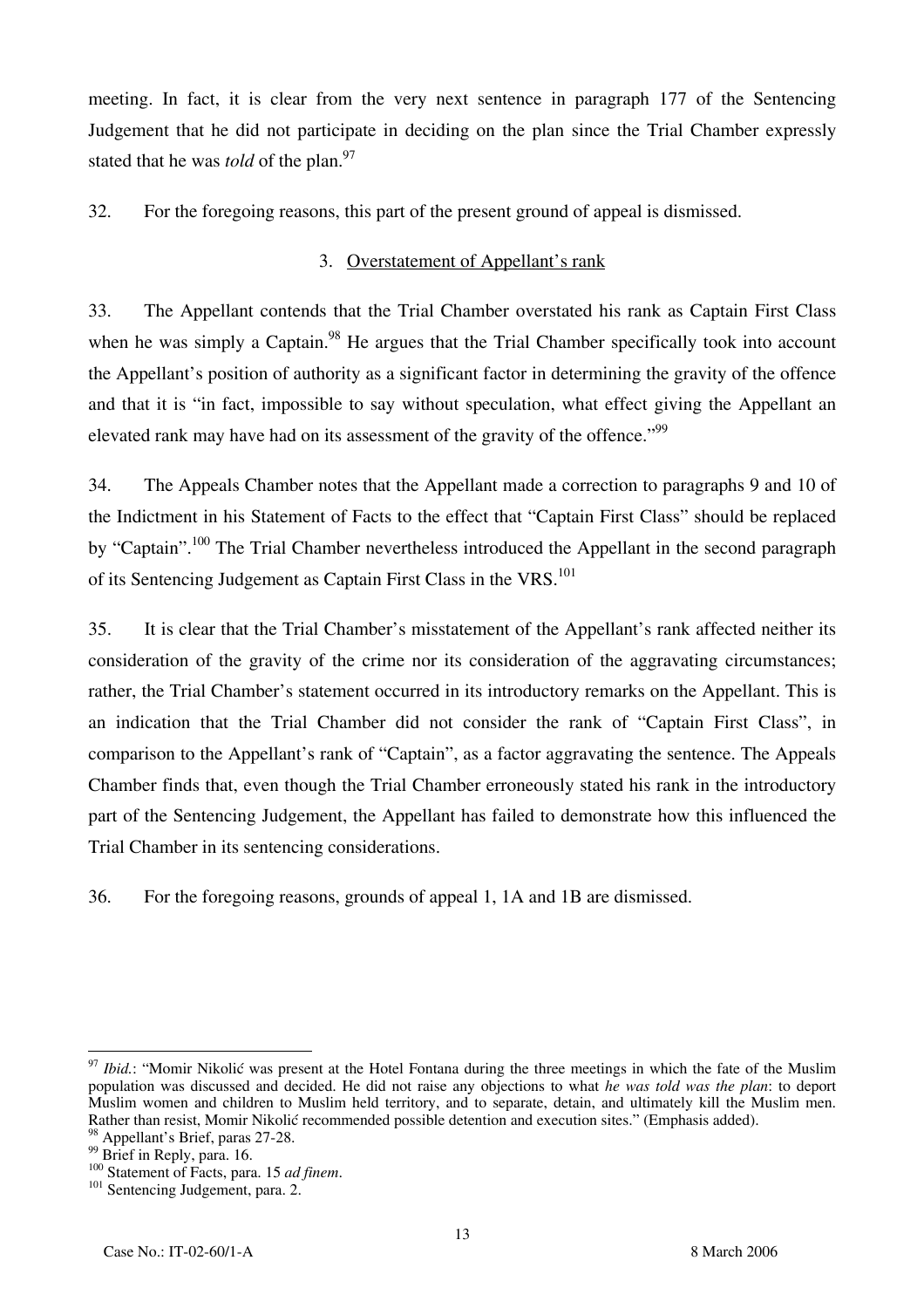meeting. In fact, it is clear from the very next sentence in paragraph 177 of the Sentencing Judgement that he did not participate in deciding on the plan since the Trial Chamber expressly stated that he was *told* of the plan.[97]

32. For the foregoing reasons, this part of the present ground of appeal is dismissed.

### 3. Overstatement of Appellant's rank

33. The Appellant contends that the Trial Chamber overstated his rank as Captain First Class when he was simply a Captain.[98] He argues that the Trial Chamber specifically took into account the Appellant's position of authority as a significant factor in determining the gravity of the offence and that it is "in fact, impossible to say without speculation, what effect giving the Appellant an elevated rank may have had on its assessment of the gravity of the offence."[99]

34. The Appeals Chamber notes that the Appellant made a correction to paragraphs 9 and 10 of the Indictment in his Statement of Facts to the effect that "Captain First Class" should be replaced by "Captain".[100] The Trial Chamber nevertheless introduced the Appellant in the second paragraph of its Sentencing Judgement as Captain First Class in the VRS.[101]

35. It is clear that the Trial Chamber's misstatement of the Appellant's rank affected neither its consideration of the gravity of the crime nor its consideration of the aggravating circumstances; rather, the Trial Chamber's statement occurred in its introductory remarks on the Appellant. This is an indication that the Trial Chamber did not consider the rank of "Captain First Class", in comparison to the Appellant's rank of "Captain", as a factor aggravating the sentence. The Appeals Chamber finds that, even though the Trial Chamber erroneously stated his rank in the introductory part of the Sentencing Judgement, the Appellant has failed to demonstrate how this influenced the Trial Chamber in its sentencing considerations.

36. For the foregoing reasons, grounds of appeal 1, 1A and 1B are dismissed.

---

[97] *Ibid.*: "Momir Nikolić was present at the Hotel Fontana during the three meetings in which the fate of the Muslim population was discussed and decided. He did not raise any objections to what *he was told was the plan*: to deport Muslim women and children to Muslim held territory, and to separate, detain, and ultimately kill the Muslim men. Rather than resist, Momir Nikolić recommended possible detention and execution sites." (Emphasis added).

[98] Appellant's Brief, paras 27-28.

[99] Brief in Reply, para. 16.

[100] Statement of Facts, para. 15 *ad finem*.

[101] Sentencing Judgement, para. 2.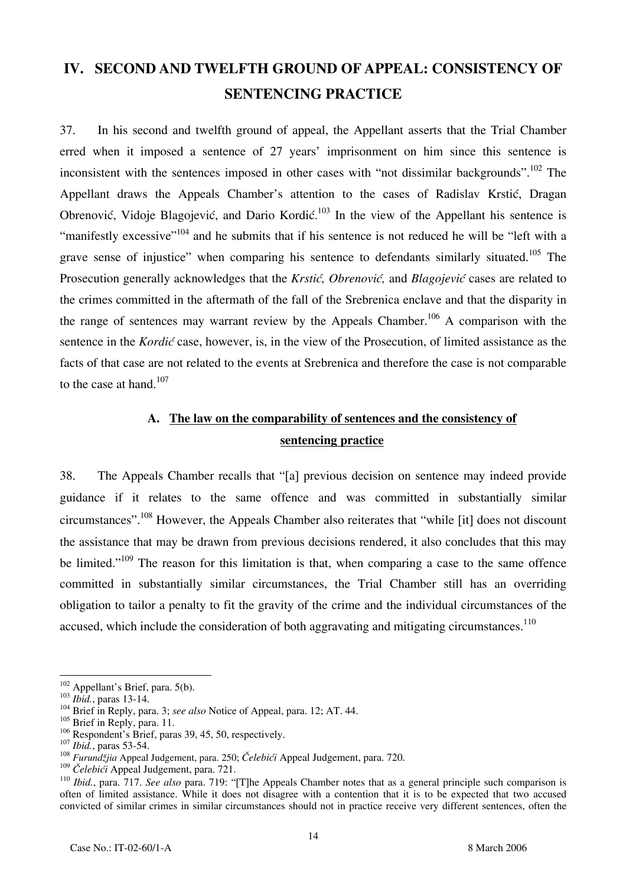## IV. SECOND AND TWELFTH GROUND OF APPEAL: CONSISTENCY OF SENTENCING PRACTICE

37. In his second and twelfth ground of appeal, the Appellant asserts that the Trial Chamber erred when it imposed a sentence of 27 years' imprisonment on him since this sentence is inconsistent with the sentences imposed in other cases with "not dissimilar backgrounds".[102] The Appellant draws the Appeals Chamber's attention to the cases of Radislav Krstić, Dragan Obrenović, Vidoje Blagojević, and Dario Kordić.[103] In the view of the Appellant his sentence is "manifestly excessive"[104] and he submits that if his sentence is not reduced he will be "left with a grave sense of injustice" when comparing his sentence to defendants similarly situated.[105] The Prosecution generally acknowledges that the *Krstić, Obrenović,* and *Blagojević* cases are related to the crimes committed in the aftermath of the fall of the Srebrenica enclave and that the disparity in the range of sentences may warrant review by the Appeals Chamber.[106] A comparison with the sentence in the *Kordić* case, however, is, in the view of the Prosecution, of limited assistance as the facts of that case are not related to the events at Srebrenica and therefore the case is not comparable to the case at hand.[107]

### A. The law on the comparability of sentences and the consistency of sentencing practice

38. The Appeals Chamber recalls that "[a] previous decision on sentence may indeed provide guidance if it relates to the same offence and was committed in substantially similar circumstances".[108] However, the Appeals Chamber also reiterates that "while [it] does not discount the assistance that may be drawn from previous decisions rendered, it also concludes that this may be limited."[109] The reason for this limitation is that, when comparing a case to the same offence committed in substantially similar circumstances, the Trial Chamber still has an overriding obligation to tailor a penalty to fit the gravity of the crime and the individual circumstances of the accused, which include the consideration of both aggravating and mitigating circumstances.[110]

---

[102] Appellant's Brief, para. 5(b).

[103] *Ibid.*, paras 13-14.

[104] Brief in Reply, para. 3; *see also* Notice of Appeal, para. 12; AT. 44.

[105] Brief in Reply, para. 11.

[106] Respondent's Brief, paras 39, 45, 50, respectively.

[107] *Ibid.*, paras 53-54.

[108] *Furundžija* Appeal Judgement, para. 250; *Čelebići* Appeal Judgement, para. 720.

[109] *Čelebići* Appeal Judgement, para. 721.

[110] *Ibid.*, para. 717. *See also* para. 719: "[T]he Appeals Chamber notes that as a general principle such comparison is often of limited assistance. While it does not disagree with a contention that it is to be expected that two accused convicted of similar crimes in similar circumstances should not in practice receive very different sentences, often the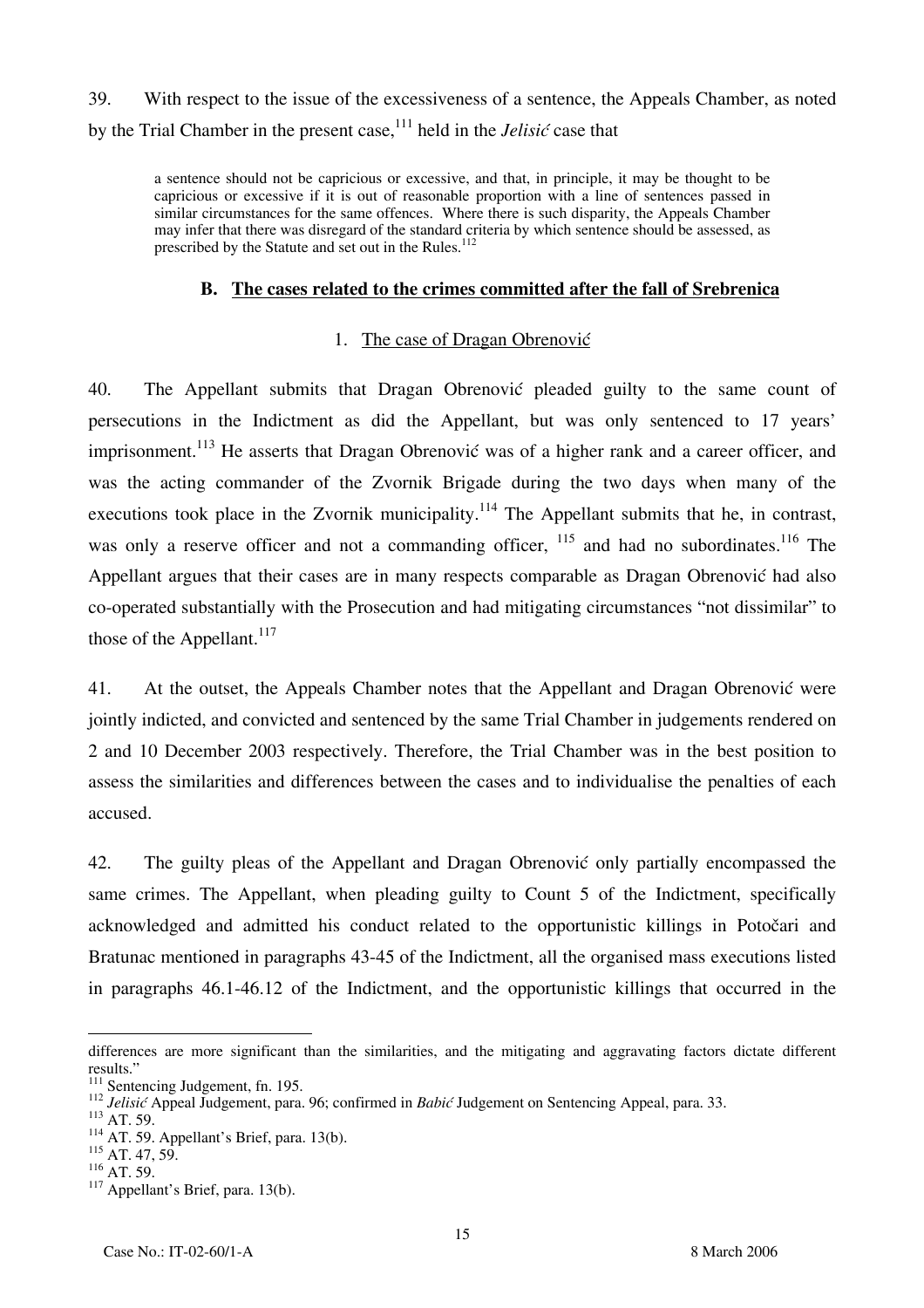39. With respect to the issue of the excessiveness of a sentence, the Appeals Chamber, as noted by the Trial Chamber in the present case,[111] held in the *Jelisić* case that

> a sentence should not be capricious or excessive, and that, in principle, it may be thought to be capricious or excessive if it is out of reasonable proportion with a line of sentences passed in similar circumstances for the same offences. Where there is such disparity, the Appeals Chamber may infer that there was disregard of the standard criteria by which sentence should be assessed, as prescribed by the Statute and set out in the Rules.[112]

### B. The cases related to the crimes committed after the fall of Srebrenica

#### 1. The case of Dragan Obrenović

40. The Appellant submits that Dragan Obrenović pleaded guilty to the same count of persecutions in the Indictment as did the Appellant, but was only sentenced to 17 years' imprisonment.[113] He asserts that Dragan Obrenović was of a higher rank and a career officer, and was the acting commander of the Zvornik Brigade during the two days when many of the executions took place in the Zvornik municipality.[114] The Appellant submits that he, in contrast, was only a reserve officer and not a commanding officer, [115] and had no subordinates.[116] The Appellant argues that their cases are in many respects comparable as Dragan Obrenović had also co-operated substantially with the Prosecution and had mitigating circumstances "not dissimilar" to those of the Appellant.[117]

41. At the outset, the Appeals Chamber notes that the Appellant and Dragan Obrenović were jointly indicted, and convicted and sentenced by the same Trial Chamber in judgements rendered on 2 and 10 December 2003 respectively. Therefore, the Trial Chamber was in the best position to assess the similarities and differences between the cases and to individualise the penalties of each accused.

42. The guilty pleas of the Appellant and Dragan Obrenović only partially encompassed the same crimes. The Appellant, when pleading guilty to Count 5 of the Indictment, specifically acknowledged and admitted his conduct related to the opportunistic killings in Potočari and Bratunac mentioned in paragraphs 43-45 of the Indictment, all the organised mass executions listed in paragraphs 46.1-46.12 of the Indictment, and the opportunistic killings that occurred in the

---

differences are more significant than the similarities, and the mitigating and aggravating factors dictate different results."

[111] Sentencing Judgement, fn. 195.

[112] *Jelisić* Appeal Judgement, para. 96; confirmed in *Babić* Judgement on Sentencing Appeal, para. 33.

[113] AT. 59.

[114] AT. 59. Appellant's Brief, para. 13(b).

[115] AT. 47, 59.

[116] AT. 59.

[117] Appellant's Brief, para. 13(b).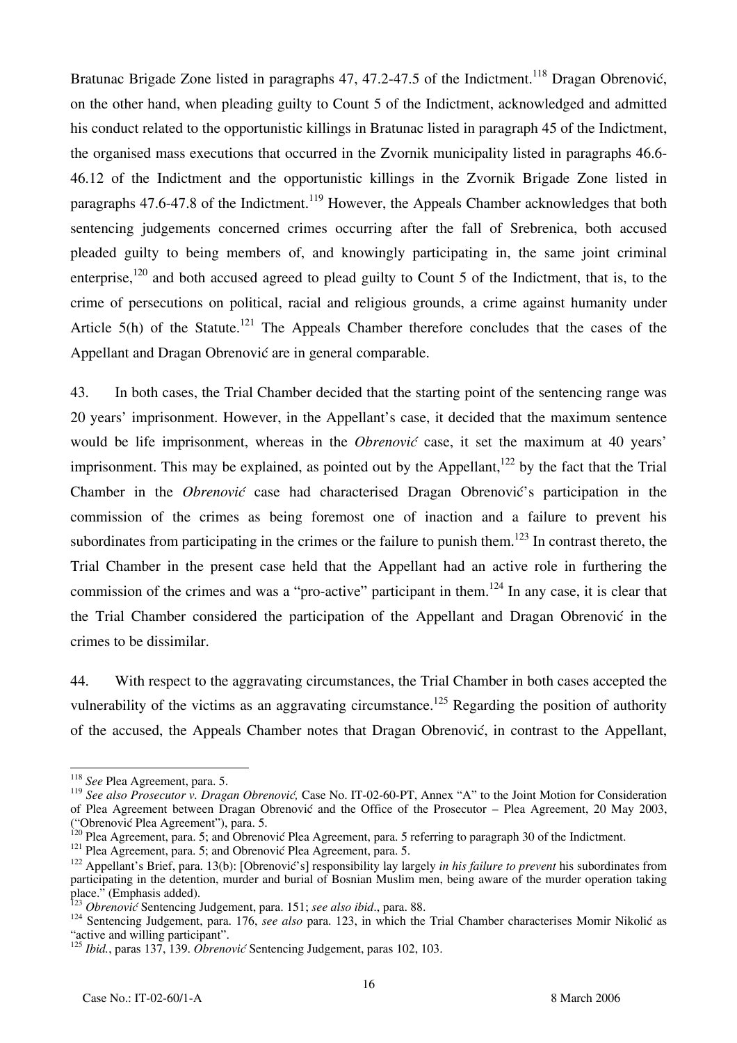Bratunac Brigade Zone listed in paragraphs 47, 47.2-47.5 of the Indictment.[118] Dragan Obrenović, on the other hand, when pleading guilty to Count 5 of the Indictment, acknowledged and admitted his conduct related to the opportunistic killings in Bratunac listed in paragraph 45 of the Indictment, the organised mass executions that occurred in the Zvornik municipality listed in paragraphs 46.6-46.12 of the Indictment and the opportunistic killings in the Zvornik Brigade Zone listed in paragraphs 47.6-47.8 of the Indictment.[119] However, the Appeals Chamber acknowledges that both sentencing judgements concerned crimes occurring after the fall of Srebrenica, both accused pleaded guilty to being members of, and knowingly participating in, the same joint criminal enterprise,[120] and both accused agreed to plead guilty to Count 5 of the Indictment, that is, to the crime of persecutions on political, racial and religious grounds, a crime against humanity under Article 5(h) of the Statute.[121] The Appeals Chamber therefore concludes that the cases of the Appellant and Dragan Obrenović are in general comparable.

43. In both cases, the Trial Chamber decided that the starting point of the sentencing range was 20 years' imprisonment. However, in the Appellant's case, it decided that the maximum sentence would be life imprisonment, whereas in the *Obrenović* case, it set the maximum at 40 years' imprisonment. This may be explained, as pointed out by the Appellant,[122] by the fact that the Trial Chamber in the *Obrenović* case had characterised Dragan Obrenović's participation in the commission of the crimes as being foremost one of inaction and a failure to prevent his subordinates from participating in the crimes or the failure to punish them.[123] In contrast thereto, the Trial Chamber in the present case held that the Appellant had an active role in furthering the commission of the crimes and was a "pro-active" participant in them.[124] In any case, it is clear that the Trial Chamber considered the participation of the Appellant and Dragan Obrenović in the crimes to be dissimilar.

44. With respect to the aggravating circumstances, the Trial Chamber in both cases accepted the vulnerability of the victims as an aggravating circumstance.[125] Regarding the position of authority of the accused, the Appeals Chamber notes that Dragan Obrenović, in contrast to the Appellant,

---

[118] *See* Plea Agreement, para. 5.

[119] *See also Prosecutor v. Dragan Obrenović,* Case No. IT-02-60-PT, Annex "A" to the Joint Motion for Consideration of Plea Agreement between Dragan Obrenović and the Office of the Prosecutor – Plea Agreement, 20 May 2003, ("Obrenović Plea Agreement"), para. 5.

[120] Plea Agreement, para. 5; and Obrenović Plea Agreement, para. 5 referring to paragraph 30 of the Indictment.

[121] Plea Agreement, para. 5; and Obrenović Plea Agreement, para. 5.

[122] Appellant's Brief, para. 13(b): [Obrenović's] responsibility lay largely *in his failure to prevent* his subordinates from participating in the detention, murder and burial of Bosnian Muslim men, being aware of the murder operation taking place." (Emphasis added).

[123] *Obrenović* Sentencing Judgement, para. 151; *see also ibid*., para. 88.

[124] Sentencing Judgement, para. 176, *see also* para. 123, in which the Trial Chamber characterises Momir Nikolić as "active and willing participant".

[125] *Ibid.*, paras 137, 139. *Obrenović* Sentencing Judgement, paras 102, 103.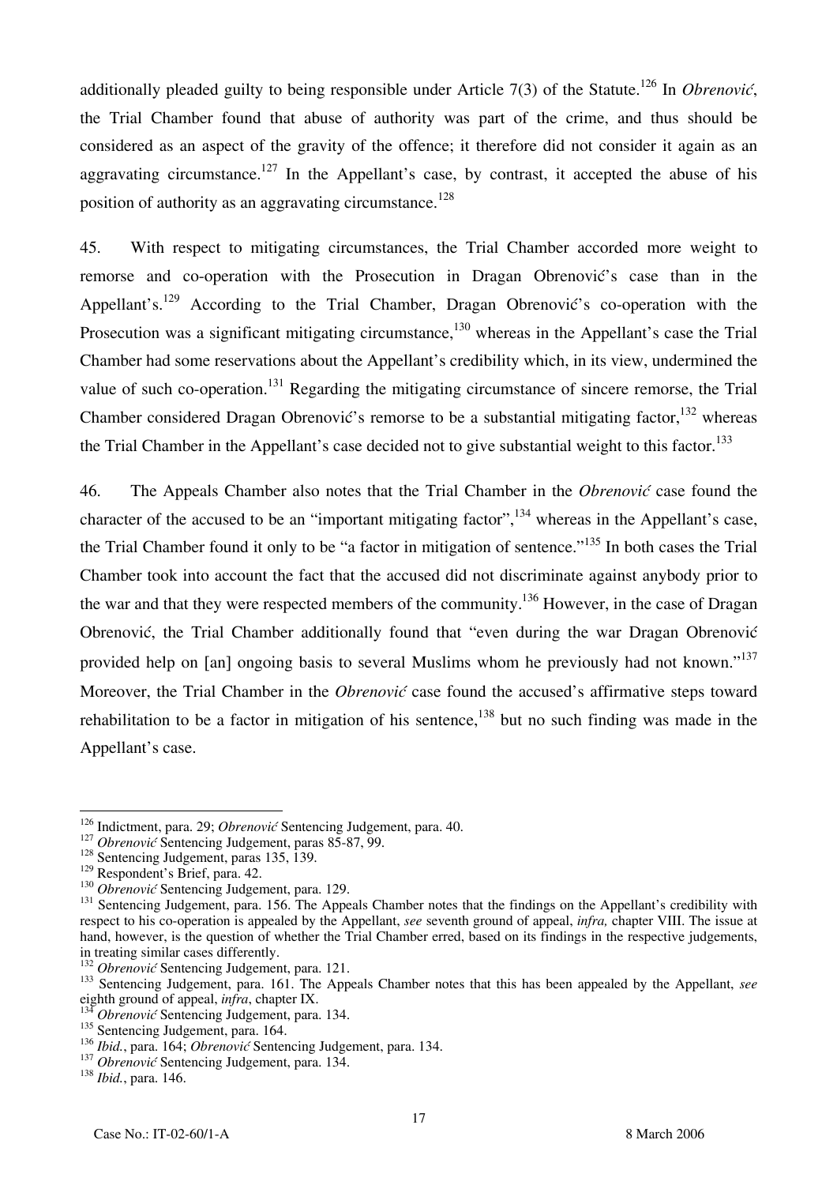additionally pleaded guilty to being responsible under Article 7(3) of the Statute.[126] In *Obrenović*, the Trial Chamber found that abuse of authority was part of the crime, and thus should be considered as an aspect of the gravity of the offence; it therefore did not consider it again as an aggravating circumstance.[127] In the Appellant's case, by contrast, it accepted the abuse of his position of authority as an aggravating circumstance.[128]

45. With respect to mitigating circumstances, the Trial Chamber accorded more weight to remorse and co-operation with the Prosecution in Dragan Obrenović's case than in the Appellant's.[129] According to the Trial Chamber, Dragan Obrenović's co-operation with the Prosecution was a significant mitigating circumstance,[130] whereas in the Appellant's case the Trial Chamber had some reservations about the Appellant's credibility which, in its view, undermined the value of such co-operation.[131] Regarding the mitigating circumstance of sincere remorse, the Trial Chamber considered Dragan Obrenović's remorse to be a substantial mitigating factor,[132] whereas the Trial Chamber in the Appellant's case decided not to give substantial weight to this factor.[133]

46. The Appeals Chamber also notes that the Trial Chamber in the *Obrenović* case found the character of the accused to be an "important mitigating factor",[134] whereas in the Appellant's case, the Trial Chamber found it only to be "a factor in mitigation of sentence."[135] In both cases the Trial Chamber took into account the fact that the accused did not discriminate against anybody prior to the war and that they were respected members of the community.[136] However, in the case of Dragan Obrenović, the Trial Chamber additionally found that "even during the war Dragan Obrenović provided help on [an] ongoing basis to several Muslims whom he previously had not known."[137] Moreover, the Trial Chamber in the *Obrenović* case found the accused's affirmative steps toward rehabilitation to be a factor in mitigation of his sentence,[138] but no such finding was made in the Appellant's case.

---

[126] Indictment, para. 29; *Obrenović* Sentencing Judgement, para. 40.

[127] *Obrenović* Sentencing Judgement, paras 85-87, 99.

[128] Sentencing Judgement, paras 135, 139.

[129] Respondent's Brief, para. 42.

[130] *Obrenović* Sentencing Judgement, para. 129.

[131] Sentencing Judgement, para. 156. The Appeals Chamber notes that the findings on the Appellant's credibility with respect to his co-operation is appealed by the Appellant, *see* seventh ground of appeal, *infra,* chapter VIII. The issue at hand, however, is the question of whether the Trial Chamber erred, based on its findings in the respective judgements, in treating similar cases differently.

[132] *Obrenović* Sentencing Judgement, para. 121.

[133] Sentencing Judgement, para. 161. The Appeals Chamber notes that this has been appealed by the Appellant, *see* eighth ground of appeal, *infra*, chapter IX.

[134] *Obrenović* Sentencing Judgement, para. 134.

[135] Sentencing Judgement, para. 164.

[136] *Ibid.*, para. 164; *Obrenović* Sentencing Judgement, para. 134.

[137] *Obrenović* Sentencing Judgement, para. 134.

[138] *Ibid.*, para. 146.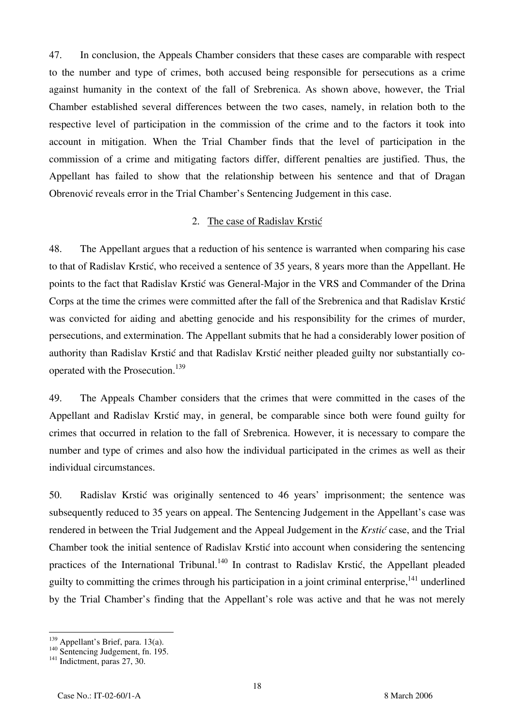47. In conclusion, the Appeals Chamber considers that these cases are comparable with respect to the number and type of crimes, both accused being responsible for persecutions as a crime against humanity in the context of the fall of Srebrenica. As shown above, however, the Trial Chamber established several differences between the two cases, namely, in relation both to the respective level of participation in the commission of the crime and to the factors it took into account in mitigation. When the Trial Chamber finds that the level of participation in the commission of a crime and mitigating factors differ, different penalties are justified. Thus, the Appellant has failed to show that the relationship between his sentence and that of Dragan Obrenović reveals error in the Trial Chamber's Sentencing Judgement in this case.

### 2. The case of Radislav Krstić

48. The Appellant argues that a reduction of his sentence is warranted when comparing his case to that of Radislav Krstić, who received a sentence of 35 years, 8 years more than the Appellant. He points to the fact that Radislav Krstić was General-Major in the VRS and Commander of the Drina Corps at the time the crimes were committed after the fall of the Srebrenica and that Radislav Krstić was convicted for aiding and abetting genocide and his responsibility for the crimes of murder, persecutions, and extermination. The Appellant submits that he had a considerably lower position of authority than Radislav Krstić and that Radislav Krstić neither pleaded guilty nor substantially co-operated with the Prosecution.[139]

49. The Appeals Chamber considers that the crimes that were committed in the cases of the Appellant and Radislav Krstić may, in general, be comparable since both were found guilty for crimes that occurred in relation to the fall of Srebrenica. However, it is necessary to compare the number and type of crimes and also how the individual participated in the crimes as well as their individual circumstances.

50. Radislav Krstić was originally sentenced to 46 years' imprisonment; the sentence was subsequently reduced to 35 years on appeal. The Sentencing Judgement in the Appellant's case was rendered in between the Trial Judgement and the Appeal Judgement in the *Krstić* case, and the Trial Chamber took the initial sentence of Radislav Krstić into account when considering the sentencing practices of the International Tribunal.[140] In contrast to Radislav Krstić, the Appellant pleaded guilty to committing the crimes through his participation in a joint criminal enterprise,[141] underlined by the Trial Chamber's finding that the Appellant's role was active and that he was not merely

---

[139] Appellant's Brief, para. 13(a).

[140] Sentencing Judgement, fn. 195.

[141] Indictment, paras 27, 30.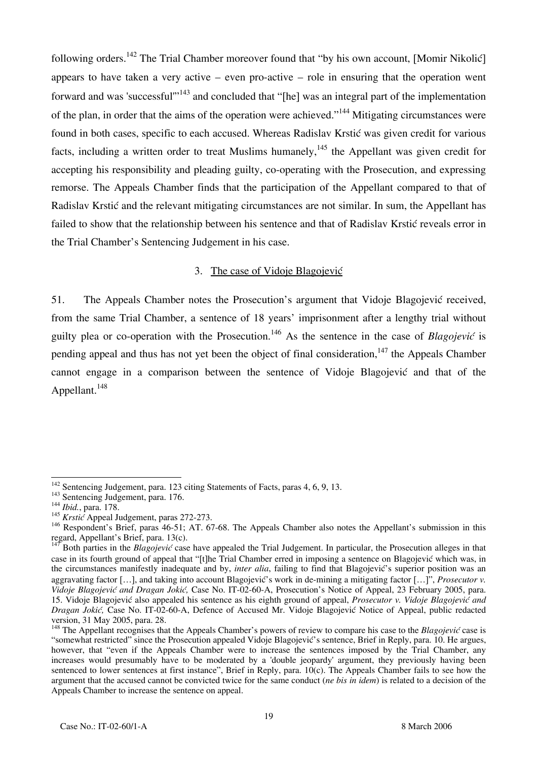following orders.[142] The Trial Chamber moreover found that "by his own account, [Momir Nikolić] appears to have taken a very active – even pro-active – role in ensuring that the operation went forward and was 'successful'"[143] and concluded that "[he] was an integral part of the implementation of the plan, in order that the aims of the operation were achieved."[144] Mitigating circumstances were found in both cases, specific to each accused. Whereas Radislav Krstić was given credit for various facts, including a written order to treat Muslims humanely,[145] the Appellant was given credit for accepting his responsibility and pleading guilty, co-operating with the Prosecution, and expressing remorse. The Appeals Chamber finds that the participation of the Appellant compared to that of Radislav Krstić and the relevant mitigating circumstances are not similar. In sum, the Appellant has failed to show that the relationship between his sentence and that of Radislav Krstić reveals error in the Trial Chamber's Sentencing Judgement in his case.

### 3. The case of Vidoje Blagojević

51. The Appeals Chamber notes the Prosecution's argument that Vidoje Blagojević received, from the same Trial Chamber, a sentence of 18 years' imprisonment after a lengthy trial without guilty plea or co-operation with the Prosecution.[146] As the sentence in the case of *Blagojević* is pending appeal and thus has not yet been the object of final consideration,[147] the Appeals Chamber cannot engage in a comparison between the sentence of Vidoje Blagojević and that of the Appellant.[148]

---

[142] Sentencing Judgement, para. 123 citing Statements of Facts, paras 4, 6, 9, 13.

[143] Sentencing Judgement, para. 176.

[144] *Ibid.*, para. 178.

[145] *Krstić* Appeal Judgement, paras 272-273.

[146] Respondent's Brief, paras 46-51; AT. 67-68. The Appeals Chamber also notes the Appellant's submission in this regard, Appellant's Brief, para. 13(c).

[147] Both parties in the *Blagojević* case have appealed the Trial Judgement. In particular, the Prosecution alleges in that case in its fourth ground of appeal that "[t]he Trial Chamber erred in imposing a sentence on Blagojević which was, in the circumstances manifestly inadequate and by, *inter alia*, failing to find that Blagojević's superior position was an aggravating factor […], and taking into account Blagojević's work in de-mining a mitigating factor […]", *Prosecutor v. Vidoje Blagojević and Dragan Jokić,* Case No. IT-02-60-A, Prosecution's Notice of Appeal, 23 February 2005, para. 15. Vidoje Blagojević also appealed his sentence as his eighth ground of appeal, *Prosecutor v. Vidoje Blagojević and Dragan Jokić,* Case No. IT-02-60-A, Defence of Accused Mr. Vidoje Blagojević Notice of Appeal, public redacted version, 31 May 2005, para. 28.

[148] The Appellant recognises that the Appeals Chamber's powers of review to compare his case to the *Blagojević* case is "somewhat restricted" since the Prosecution appealed Vidoje Blagojević's sentence, Brief in Reply, para. 10. He argues, however, that "even if the Appeals Chamber were to increase the sentences imposed by the Trial Chamber, any increases would presumably have to be moderated by a 'double jeopardy' argument, they previously having been sentenced to lower sentences at first instance", Brief in Reply, para. 10(c). The Appeals Chamber fails to see how the argument that the accused cannot be convicted twice for the same conduct (*ne bis in idem*) is related to a decision of the Appeals Chamber to increase the sentence on appeal.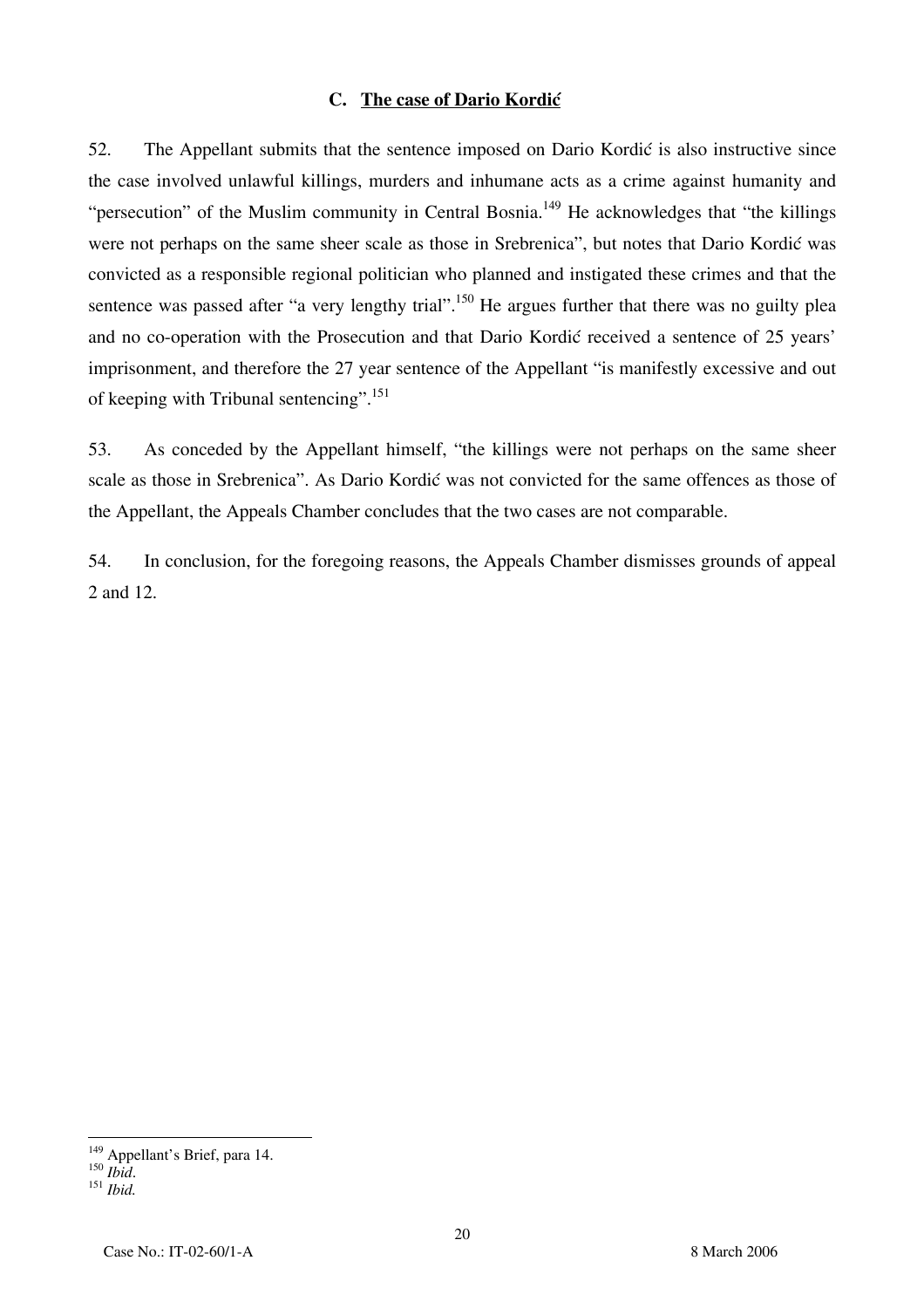### C. The case of Dario Kordić

52. The Appellant submits that the sentence imposed on Dario Kordić is also instructive since the case involved unlawful killings, murders and inhumane acts as a crime against humanity and "persecution" of the Muslim community in Central Bosnia.[149] He acknowledges that "the killings were not perhaps on the same sheer scale as those in Srebrenica", but notes that Dario Kordić was convicted as a responsible regional politician who planned and instigated these crimes and that the sentence was passed after "a very lengthy trial".[150] He argues further that there was no guilty plea and no co-operation with the Prosecution and that Dario Kordić received a sentence of 25 years' imprisonment, and therefore the 27 year sentence of the Appellant "is manifestly excessive and out of keeping with Tribunal sentencing".[151]

53. As conceded by the Appellant himself, "the killings were not perhaps on the same sheer scale as those in Srebrenica". As Dario Kordić was not convicted for the same offences as those of the Appellant, the Appeals Chamber concludes that the two cases are not comparable.

54. In conclusion, for the foregoing reasons, the Appeals Chamber dismisses grounds of appeal 2 and 12.

---

[149] Appellant's Brief, para 14.

[150] *Ibid*.

[151] *Ibid.*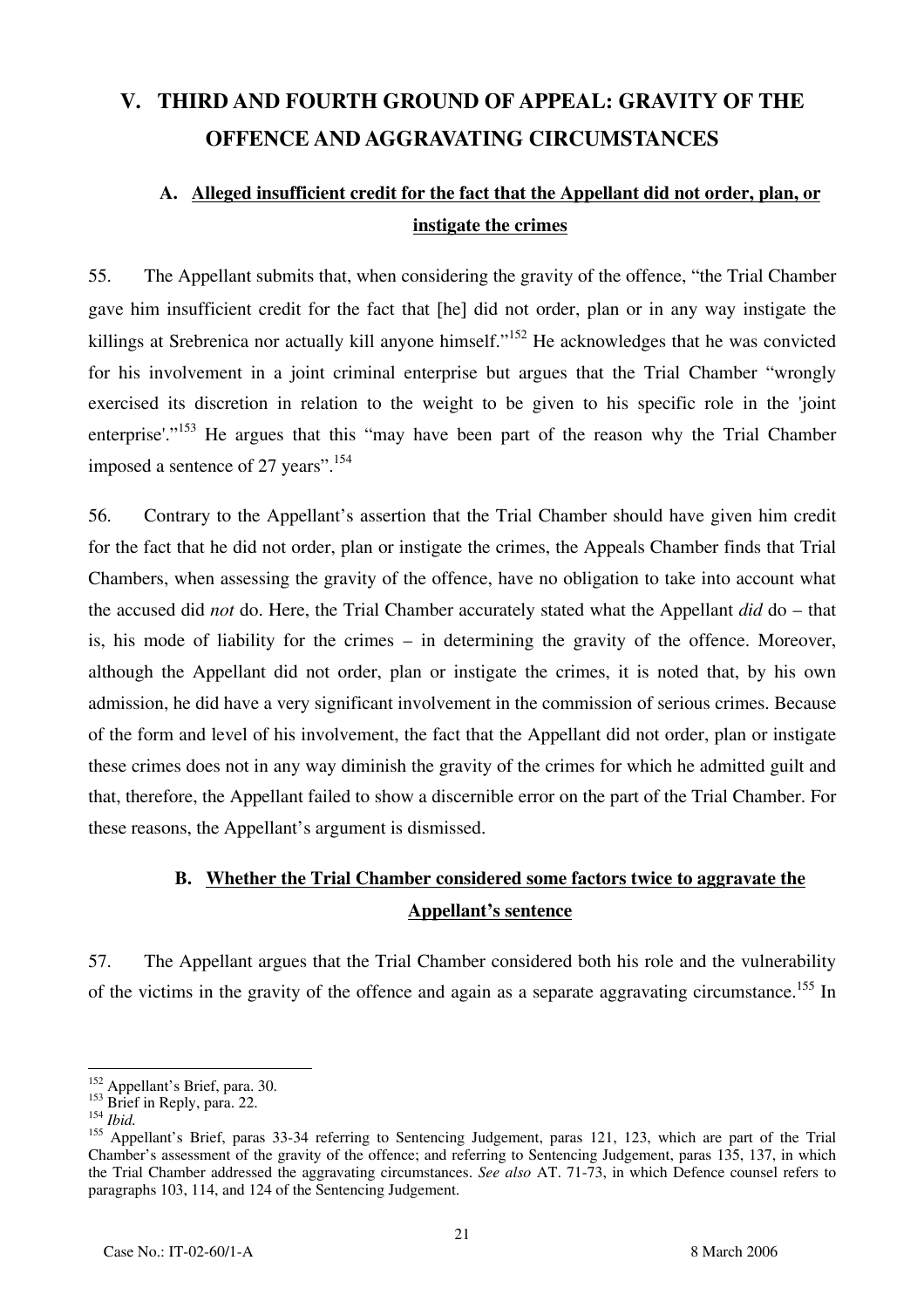## V. THIRD AND FOURTH GROUND OF APPEAL: GRAVITY OF THE OFFENCE AND AGGRAVATING CIRCUMSTANCES

### A. Alleged insufficient credit for the fact that the Appellant did not order, plan, or instigate the crimes

55. The Appellant submits that, when considering the gravity of the offence, "the Trial Chamber gave him insufficient credit for the fact that [he] did not order, plan or in any way instigate the killings at Srebrenica nor actually kill anyone himself."[152] He acknowledges that he was convicted for his involvement in a joint criminal enterprise but argues that the Trial Chamber "wrongly exercised its discretion in relation to the weight to be given to his specific role in the 'joint enterprise'."[153] He argues that this "may have been part of the reason why the Trial Chamber imposed a sentence of 27 years".[154]

56. Contrary to the Appellant's assertion that the Trial Chamber should have given him credit for the fact that he did not order, plan or instigate the crimes, the Appeals Chamber finds that Trial Chambers, when assessing the gravity of the offence, have no obligation to take into account what the accused did *not* do. Here, the Trial Chamber accurately stated what the Appellant *did* do – that is, his mode of liability for the crimes – in determining the gravity of the offence. Moreover, although the Appellant did not order, plan or instigate the crimes, it is noted that, by his own admission, he did have a very significant involvement in the commission of serious crimes. Because of the form and level of his involvement, the fact that the Appellant did not order, plan or instigate these crimes does not in any way diminish the gravity of the crimes for which he admitted guilt and that, therefore, the Appellant failed to show a discernible error on the part of the Trial Chamber. For these reasons, the Appellant's argument is dismissed.

### B. Whether the Trial Chamber considered some factors twice to aggravate the Appellant's sentence

57. The Appellant argues that the Trial Chamber considered both his role and the vulnerability of the victims in the gravity of the offence and again as a separate aggravating circumstance.[155] In

---

[152] Appellant's Brief, para. 30.

[153] Brief in Reply, para. 22.

[154] *Ibid.*

[155] Appellant's Brief, paras 33-34 referring to Sentencing Judgement, paras 121, 123, which are part of the Trial Chamber's assessment of the gravity of the offence; and referring to Sentencing Judgement, paras 135, 137, in which the Trial Chamber addressed the aggravating circumstances. *See also* AT. 71-73, in which Defence counsel refers to paragraphs 103, 114, and 124 of the Sentencing Judgement.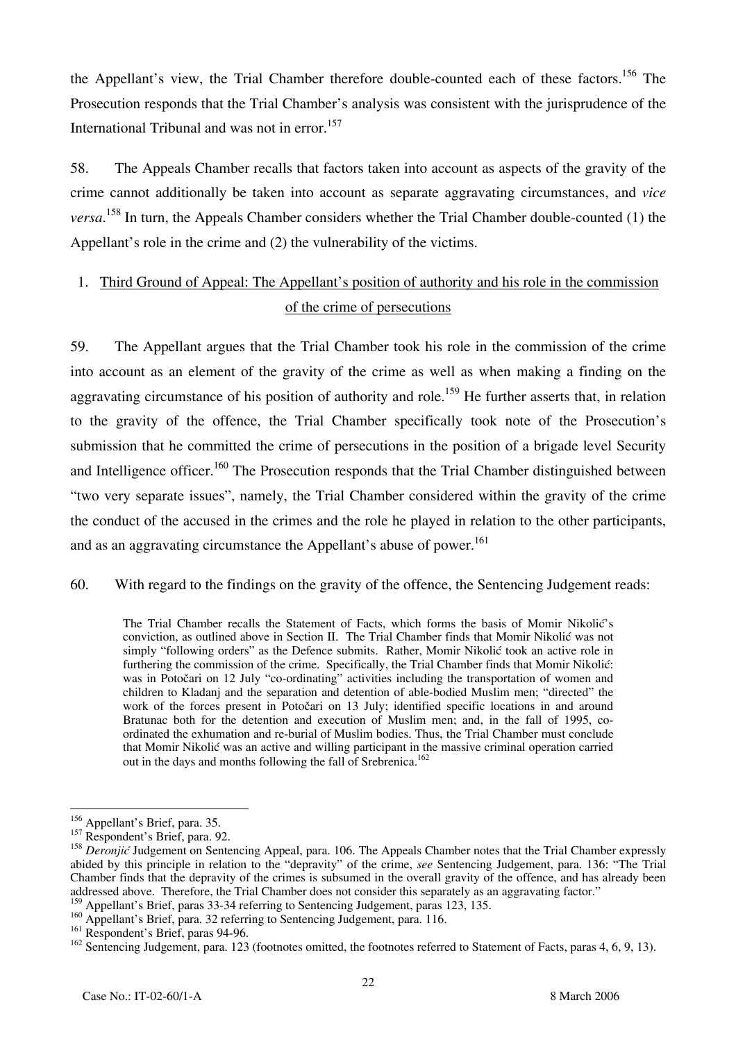the Appellant's view, the Trial Chamber therefore double-counted each of these factors.[156] The Prosecution responds that the Trial Chamber's analysis was consistent with the jurisprudence of the International Tribunal and was not in error.[157]

58. The Appeals Chamber recalls that factors taken into account as aspects of the gravity of the crime cannot additionally be taken into account as separate aggravating circumstances, and *vice versa*.[158] In turn, the Appeals Chamber considers whether the Trial Chamber double-counted (1) the Appellant's role in the crime and (2) the vulnerability of the victims.

### 1. Third Ground of Appeal: The Appellant's position of authority and his role in the commission of the crime of persecutions

59. The Appellant argues that the Trial Chamber took his role in the commission of the crime into account as an element of the gravity of the crime as well as when making a finding on the aggravating circumstance of his position of authority and role.[159] He further asserts that, in relation to the gravity of the offence, the Trial Chamber specifically took note of the Prosecution's submission that he committed the crime of persecutions in the position of a brigade level Security and Intelligence officer.[160] The Prosecution responds that the Trial Chamber distinguished between "two very separate issues", namely, the Trial Chamber considered within the gravity of the crime the conduct of the accused in the crimes and the role he played in relation to the other participants, and as an aggravating circumstance the Appellant's abuse of power.[161]

60. With regard to the findings on the gravity of the offence, the Sentencing Judgement reads:

> The Trial Chamber recalls the Statement of Facts, which forms the basis of Momir Nikolić's conviction, as outlined above in Section II. The Trial Chamber finds that Momir Nikolić was not simply "following orders" as the Defence submits. Rather, Momir Nikolić took an active role in furthering the commission of the crime. Specifically, the Trial Chamber finds that Momir Nikolić: was in Potočari on 12 July "co-ordinating" activities including the transportation of women and children to Kladanj and the separation and detention of able-bodied Muslim men; "directed" the work of the forces present in Potočari on 13 July; identified specific locations in and around Bratunac both for the detention and execution of Muslim men; and, in the fall of 1995, co-ordinated the exhumation and re-burial of Muslim bodies. Thus, the Trial Chamber must conclude that Momir Nikolić was an active and willing participant in the massive criminal operation carried out in the days and months following the fall of Srebrenica.[162]

---

[156] Appellant's Brief, para. 35.

[157] Respondent's Brief, para. 92.

[158] *Deronjić* Judgement on Sentencing Appeal, para. 106. The Appeals Chamber notes that the Trial Chamber expressly abided by this principle in relation to the "depravity" of the crime, *see* Sentencing Judgement, para. 136: "The Trial Chamber finds that the depravity of the crimes is subsumed in the overall gravity of the offence, and has already been addressed above. Therefore, the Trial Chamber does not consider this separately as an aggravating factor."

[159] Appellant's Brief, paras 33-34 referring to Sentencing Judgement, paras 123, 135.

[160] Appellant's Brief, para. 32 referring to Sentencing Judgement, para. 116.

[161] Respondent's Brief, paras 94-96.

[162] Sentencing Judgement, para. 123 (footnotes omitted, the footnotes referred to Statement of Facts, paras 4, 6, 9, 13).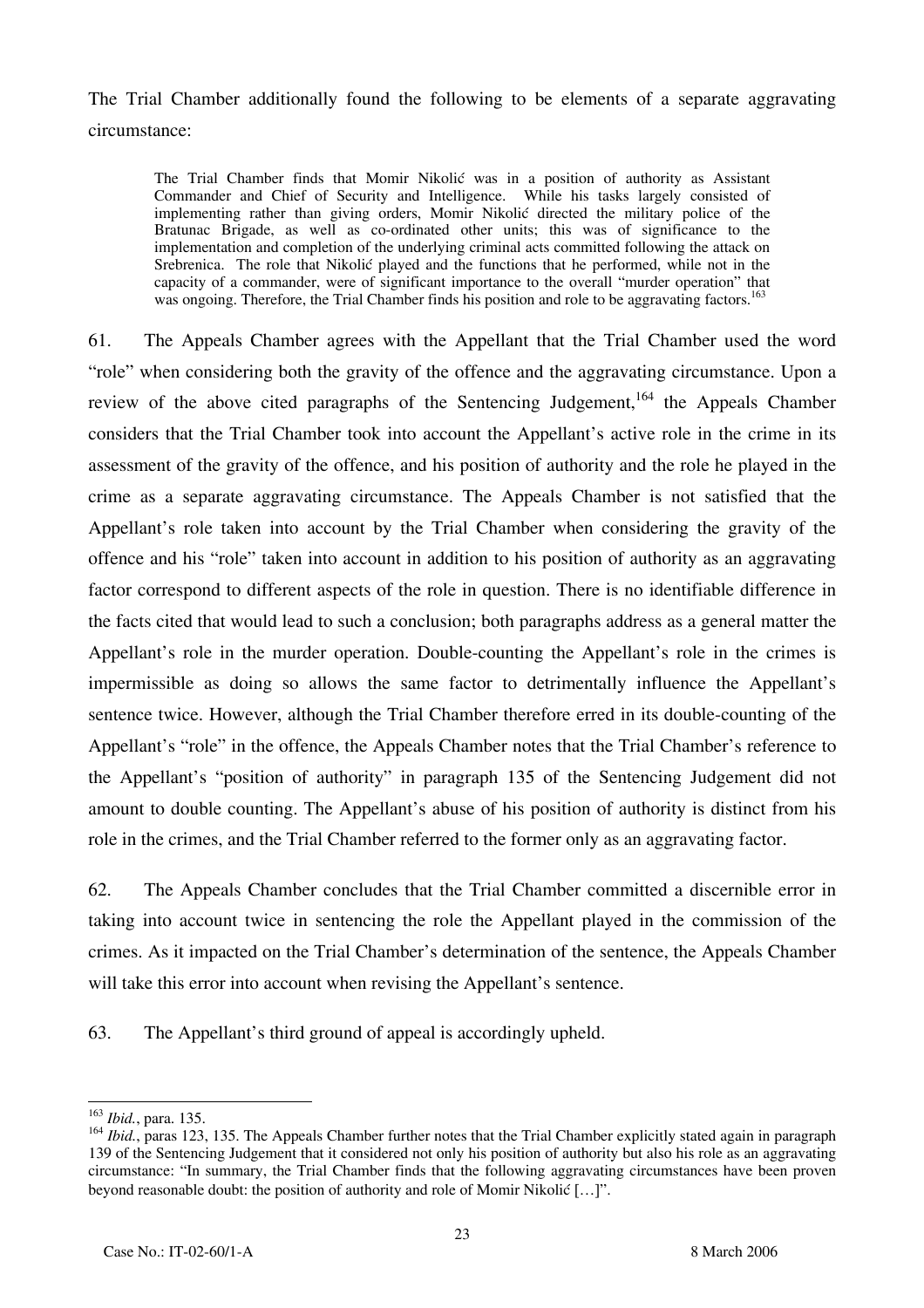The Trial Chamber additionally found the following to be elements of a separate aggravating circumstance:

> The Trial Chamber finds that Momir Nikolić was in a position of authority as Assistant Commander and Chief of Security and Intelligence. While his tasks largely consisted of implementing rather than giving orders, Momir Nikolić directed the military police of the Bratunac Brigade, as well as co-ordinated other units; this was of significance to the implementation and completion of the underlying criminal acts committed following the attack on Srebrenica. The role that Nikolić played and the functions that he performed, while not in the capacity of a commander, were of significant importance to the overall "murder operation" that was ongoing. Therefore, the Trial Chamber finds his position and role to be aggravating factors.[163]

61. The Appeals Chamber agrees with the Appellant that the Trial Chamber used the word "role" when considering both the gravity of the offence and the aggravating circumstance. Upon a review of the above cited paragraphs of the Sentencing Judgement,[164] the Appeals Chamber considers that the Trial Chamber took into account the Appellant's active role in the crime in its assessment of the gravity of the offence, and his position of authority and the role he played in the crime as a separate aggravating circumstance. The Appeals Chamber is not satisfied that the Appellant's role taken into account by the Trial Chamber when considering the gravity of the offence and his "role" taken into account in addition to his position of authority as an aggravating factor correspond to different aspects of the role in question. There is no identifiable difference in the facts cited that would lead to such a conclusion; both paragraphs address as a general matter the Appellant's role in the murder operation. Double-counting the Appellant's role in the crimes is impermissible as doing so allows the same factor to detrimentally influence the Appellant's sentence twice. However, although the Trial Chamber therefore erred in its double-counting of the Appellant's "role" in the offence, the Appeals Chamber notes that the Trial Chamber's reference to the Appellant's "position of authority" in paragraph 135 of the Sentencing Judgement did not amount to double counting. The Appellant's abuse of his position of authority is distinct from his role in the crimes, and the Trial Chamber referred to the former only as an aggravating factor.

62. The Appeals Chamber concludes that the Trial Chamber committed a discernible error in taking into account twice in sentencing the role the Appellant played in the commission of the crimes. As it impacted on the Trial Chamber's determination of the sentence, the Appeals Chamber will take this error into account when revising the Appellant's sentence.

63. The Appellant's third ground of appeal is accordingly upheld.

---

[163] *Ibid.*, para. 135.

[164] *Ibid.*, paras 123, 135. The Appeals Chamber further notes that the Trial Chamber explicitly stated again in paragraph 139 of the Sentencing Judgement that it considered not only his position of authority but also his role as an aggravating circumstance: "In summary, the Trial Chamber finds that the following aggravating circumstances have been proven beyond reasonable doubt: the position of authority and role of Momir Nikolić […]".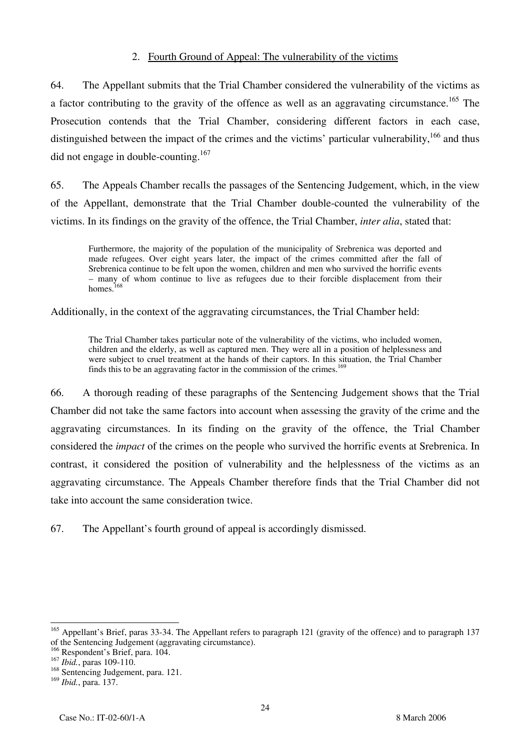### 2. Fourth Ground of Appeal: The vulnerability of the victims

64. The Appellant submits that the Trial Chamber considered the vulnerability of the victims as a factor contributing to the gravity of the offence as well as an aggravating circumstance.[165] The Prosecution contends that the Trial Chamber, considering different factors in each case, distinguished between the impact of the crimes and the victims' particular vulnerability,[166] and thus did not engage in double-counting.[167]

65. The Appeals Chamber recalls the passages of the Sentencing Judgement, which, in the view of the Appellant, demonstrate that the Trial Chamber double-counted the vulnerability of the victims. In its findings on the gravity of the offence, the Trial Chamber, *inter alia*, stated that:

> Furthermore, the majority of the population of the municipality of Srebrenica was deported and made refugees. Over eight years later, the impact of the crimes committed after the fall of Srebrenica continue to be felt upon the women, children and men who survived the horrific events – many of whom continue to live as refugees due to their forcible displacement from their homes.[168]

Additionally, in the context of the aggravating circumstances, the Trial Chamber held:

> The Trial Chamber takes particular note of the vulnerability of the victims, who included women, children and the elderly, as well as captured men. They were all in a position of helplessness and were subject to cruel treatment at the hands of their captors. In this situation, the Trial Chamber finds this to be an aggravating factor in the commission of the crimes.[169]

66. A thorough reading of these paragraphs of the Sentencing Judgement shows that the Trial Chamber did not take the same factors into account when assessing the gravity of the crime and the aggravating circumstances. In its finding on the gravity of the offence, the Trial Chamber considered the *impact* of the crimes on the people who survived the horrific events at Srebrenica. In contrast, it considered the position of vulnerability and the helplessness of the victims as an aggravating circumstance. The Appeals Chamber therefore finds that the Trial Chamber did not take into account the same consideration twice.

67. The Appellant's fourth ground of appeal is accordingly dismissed.

---

[165] Appellant's Brief, paras 33-34. The Appellant refers to paragraph 121 (gravity of the offence) and to paragraph 137 of the Sentencing Judgement (aggravating circumstance).

[166] Respondent's Brief, para. 104.

[167] *Ibid.*, paras 109-110.

[168] Sentencing Judgement, para. 121.

[169] *Ibid.*, para. 137.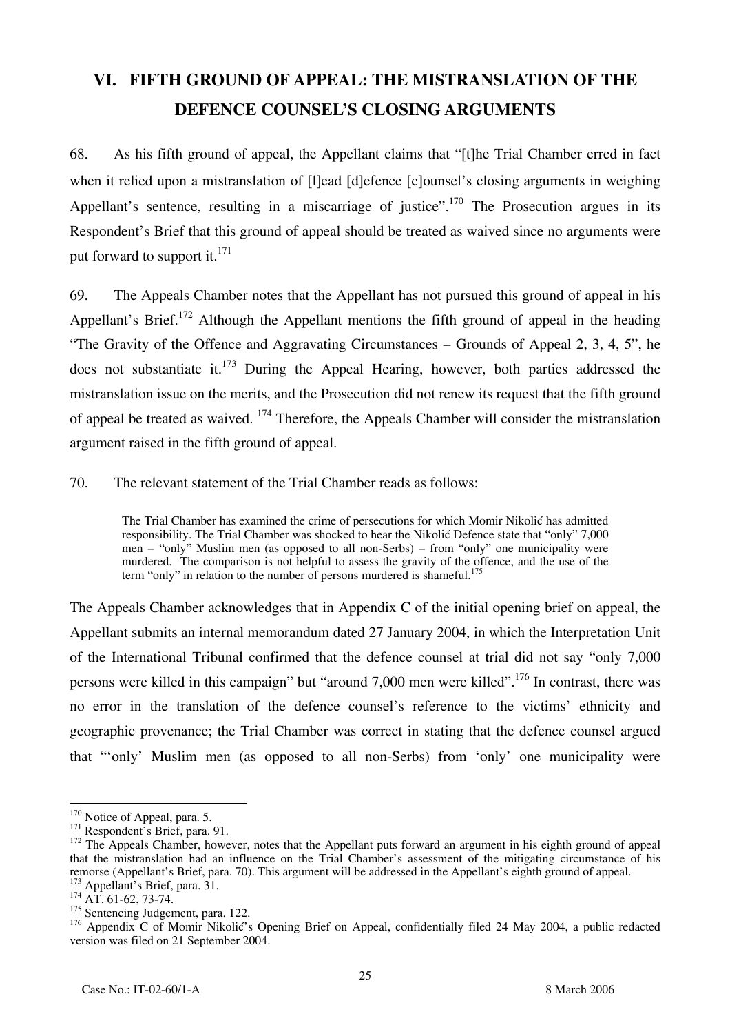# VI. FIFTH GROUND OF APPEAL: THE MISTRANSLATION OF THE DEFENCE COUNSEL'S CLOSING ARGUMENTS

68. As his fifth ground of appeal, the Appellant claims that "[t]he Trial Chamber erred in fact when it relied upon a mistranslation of [l]ead [d]efence [c]ounsel's closing arguments in weighing Appellant's sentence, resulting in a miscarriage of justice".[170] The Prosecution argues in its Respondent's Brief that this ground of appeal should be treated as waived since no arguments were put forward to support it.[171]

69. The Appeals Chamber notes that the Appellant has not pursued this ground of appeal in his Appellant's Brief.[172] Although the Appellant mentions the fifth ground of appeal in the heading "The Gravity of the Offence and Aggravating Circumstances – Grounds of Appeal 2, 3, 4, 5", he does not substantiate it.[173] During the Appeal Hearing, however, both parties addressed the mistranslation issue on the merits, and the Prosecution did not renew its request that the fifth ground of appeal be treated as waived. [174] Therefore, the Appeals Chamber will consider the mistranslation argument raised in the fifth ground of appeal.

70. The relevant statement of the Trial Chamber reads as follows:

> The Trial Chamber has examined the crime of persecutions for which Momir Nikolić has admitted responsibility. The Trial Chamber was shocked to hear the Nikolić Defence state that "only" 7,000 men – "only" Muslim men (as opposed to all non-Serbs) – from "only" one municipality were murdered. The comparison is not helpful to assess the gravity of the offence, and the use of the term "only" in relation to the number of persons murdered is shameful.[175]

The Appeals Chamber acknowledges that in Appendix C of the initial opening brief on appeal, the Appellant submits an internal memorandum dated 27 January 2004, in which the Interpretation Unit of the International Tribunal confirmed that the defence counsel at trial did not say "only 7,000 persons were killed in this campaign" but "around 7,000 men were killed".[176] In contrast, there was no error in the translation of the defence counsel's reference to the victims' ethnicity and geographic provenance; the Trial Chamber was correct in stating that the defence counsel argued that "'only' Muslim men (as opposed to all non-Serbs) from 'only' one municipality were

---

[170] Notice of Appeal, para. 5.

[171] Respondent's Brief, para. 91.

[172] The Appeals Chamber, however, notes that the Appellant puts forward an argument in his eighth ground of appeal that the mistranslation had an influence on the Trial Chamber's assessment of the mitigating circumstance of his remorse (Appellant's Brief, para. 70). This argument will be addressed in the Appellant's eighth ground of appeal.

[173] Appellant's Brief, para. 31.

[174] AT. 61-62, 73-74.

[175] Sentencing Judgement, para. 122.

[176] Appendix C of Momir Nikolić's Opening Brief on Appeal, confidentially filed 24 May 2004, a public redacted version was filed on 21 September 2004.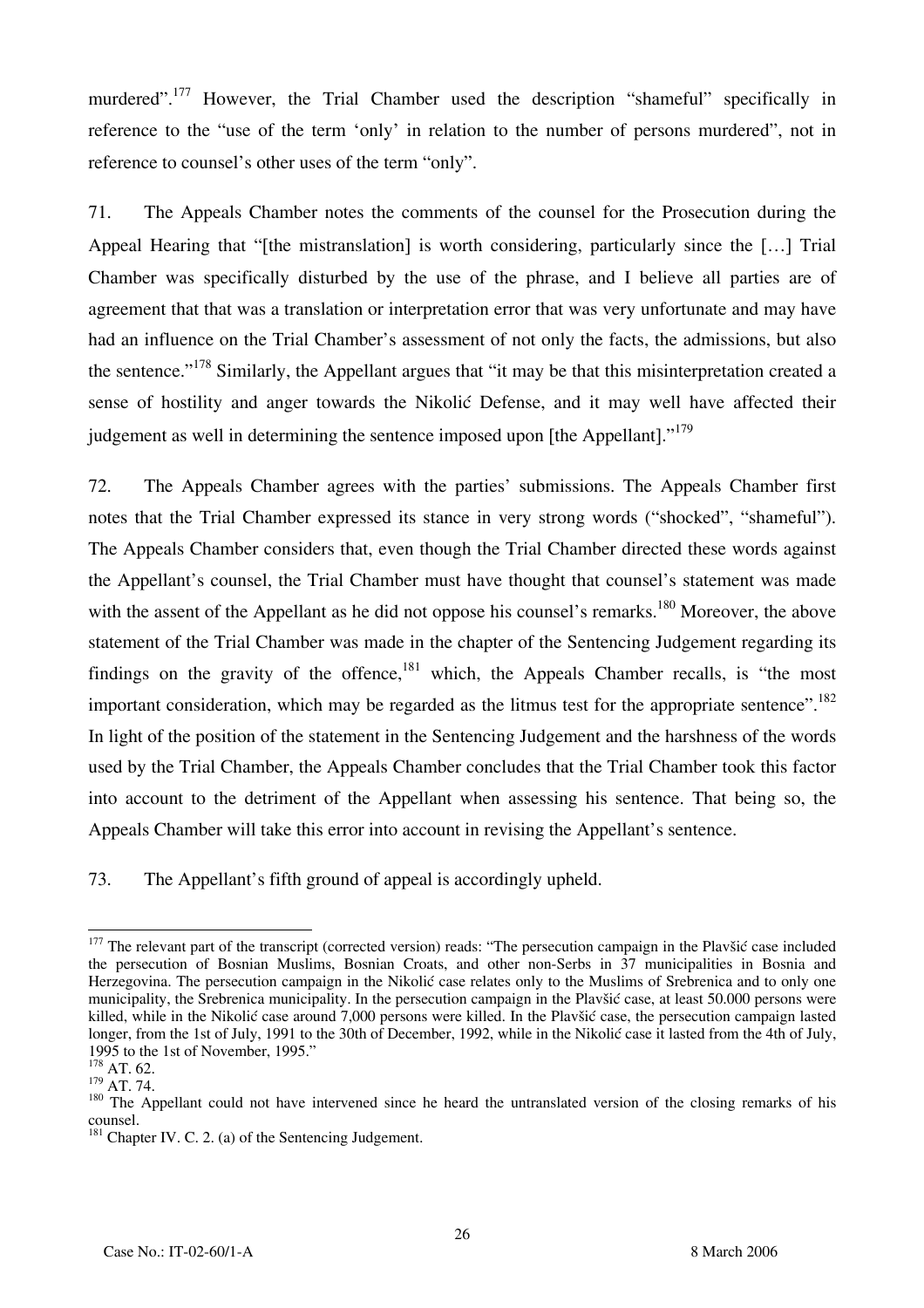murdered".[177] However, the Trial Chamber used the description "shameful" specifically in reference to the "use of the term 'only' in relation to the number of persons murdered", not in reference to counsel's other uses of the term "only".

71. The Appeals Chamber notes the comments of the counsel for the Prosecution during the Appeal Hearing that "[the mistranslation] is worth considering, particularly since the […] Trial Chamber was specifically disturbed by the use of the phrase, and I believe all parties are of agreement that that was a translation or interpretation error that was very unfortunate and may have had an influence on the Trial Chamber's assessment of not only the facts, the admissions, but also the sentence."[178] Similarly, the Appellant argues that "it may be that this misinterpretation created a sense of hostility and anger towards the Nikolić Defense, and it may well have affected their judgement as well in determining the sentence imposed upon [the Appellant]."[179]

72. The Appeals Chamber agrees with the parties' submissions. The Appeals Chamber first notes that the Trial Chamber expressed its stance in very strong words ("shocked", "shameful"). The Appeals Chamber considers that, even though the Trial Chamber directed these words against the Appellant's counsel, the Trial Chamber must have thought that counsel's statement was made with the assent of the Appellant as he did not oppose his counsel's remarks.[180] Moreover, the above statement of the Trial Chamber was made in the chapter of the Sentencing Judgement regarding its findings on the gravity of the offence,[181] which, the Appeals Chamber recalls, is "the most important consideration, which may be regarded as the litmus test for the appropriate sentence".[182] In light of the position of the statement in the Sentencing Judgement and the harshness of the words used by the Trial Chamber, the Appeals Chamber concludes that the Trial Chamber took this factor into account to the detriment of the Appellant when assessing his sentence. That being so, the Appeals Chamber will take this error into account in revising the Appellant's sentence.

73. The Appellant's fifth ground of appeal is accordingly upheld.

---

[177] The relevant part of the transcript (corrected version) reads: "The persecution campaign in the Plavšić case included the persecution of Bosnian Muslims, Bosnian Croats, and other non-Serbs in 37 municipalities in Bosnia and Herzegovina. The persecution campaign in the Nikolić case relates only to the Muslims of Srebrenica and to only one municipality, the Srebrenica municipality. In the persecution campaign in the Plavšić case, at least 50.000 persons were killed, while in the Nikolić case around 7,000 persons were killed. In the Plavšić case, the persecution campaign lasted longer, from the 1st of July, 1991 to the 30th of December, 1992, while in the Nikolić case it lasted from the 4th of July, 1995 to the 1st of November, 1995."

[178] AT. 62.

[179] AT. 74.

[180] The Appellant could not have intervened since he heard the untranslated version of the closing remarks of his counsel.

[181] Chapter IV. C. 2. (a) of the Sentencing Judgement.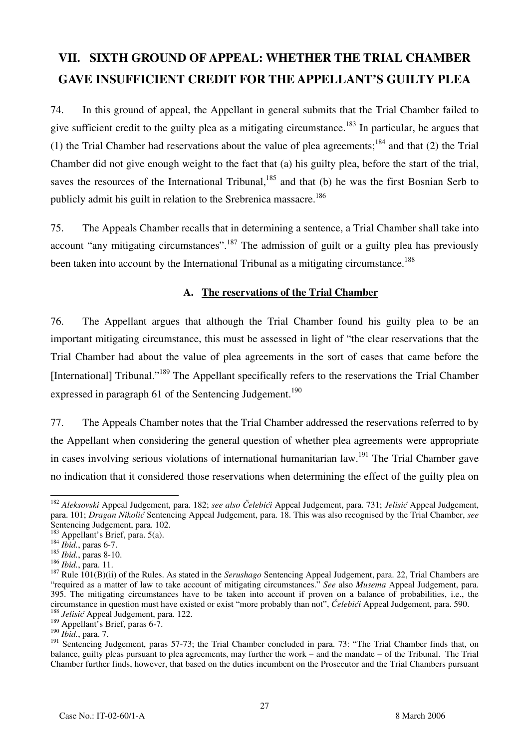## VII. SIXTH GROUND OF APPEAL: WHETHER THE TRIAL CHAMBER GAVE INSUFFICIENT CREDIT FOR THE APPELLANT'S GUILTY PLEA

74. In this ground of appeal, the Appellant in general submits that the Trial Chamber failed to give sufficient credit to the guilty plea as a mitigating circumstance.[183] In particular, he argues that (1) the Trial Chamber had reservations about the value of plea agreements;[184] and that (2) the Trial Chamber did not give enough weight to the fact that (a) his guilty plea, before the start of the trial, saves the resources of the International Tribunal,[185] and that (b) he was the first Bosnian Serb to publicly admit his guilt in relation to the Srebrenica massacre.[186]

75. The Appeals Chamber recalls that in determining a sentence, a Trial Chamber shall take into account "any mitigating circumstances".[187] The admission of guilt or a guilty plea has previously been taken into account by the International Tribunal as a mitigating circumstance.[188]

### A. The reservations of the Trial Chamber

76. The Appellant argues that although the Trial Chamber found his guilty plea to be an important mitigating circumstance, this must be assessed in light of "the clear reservations that the Trial Chamber had about the value of plea agreements in the sort of cases that came before the [International] Tribunal."[189] The Appellant specifically refers to the reservations the Trial Chamber expressed in paragraph 61 of the Sentencing Judgement.[190]

77. The Appeals Chamber notes that the Trial Chamber addressed the reservations referred to by the Appellant when considering the general question of whether plea agreements were appropriate in cases involving serious violations of international humanitarian law.[191] The Trial Chamber gave no indication that it considered those reservations when determining the effect of the guilty plea on

---

[182] *Aleksovski* Appeal Judgement, para. 182; *see also Čelebići* Appeal Judgement, para. 731; *Jelisić* Appeal Judgement, para. 101; *Dragan Nikolić* Sentencing Appeal Judgement, para. 18. This was also recognised by the Trial Chamber, *see* Sentencing Judgement, para. 102.

[183] Appellant's Brief, para. 5(a).

[184] *Ibid.*, paras 6-7.

[185] *Ibid.*, paras 8-10.

[186] *Ibid.*, para. 11.

[187] Rule 101(B)(ii) of the Rules. As stated in the *Serushago* Sentencing Appeal Judgement, para. 22, Trial Chambers are "required as a matter of law to take account of mitigating circumstances." *See* also *Musema* Appeal Judgement, para. 395. The mitigating circumstances have to be taken into account if proven on a balance of probabilities, i.e., the circumstance in question must have existed or exist "more probably than not", *Čelebići* Appeal Judgement, para. 590.

[188] *Jelisić* Appeal Judgement, para. 122.

[189] Appellant's Brief, paras 6-7.

[190] *Ibid.*, para. 7.

[191] Sentencing Judgement, paras 57-73; the Trial Chamber concluded in para. 73: "The Trial Chamber finds that, on balance, guilty pleas pursuant to plea agreements, may further the work – and the mandate – of the Tribunal. The Trial Chamber further finds, however, that based on the duties incumbent on the Prosecutor and the Trial Chambers pursuant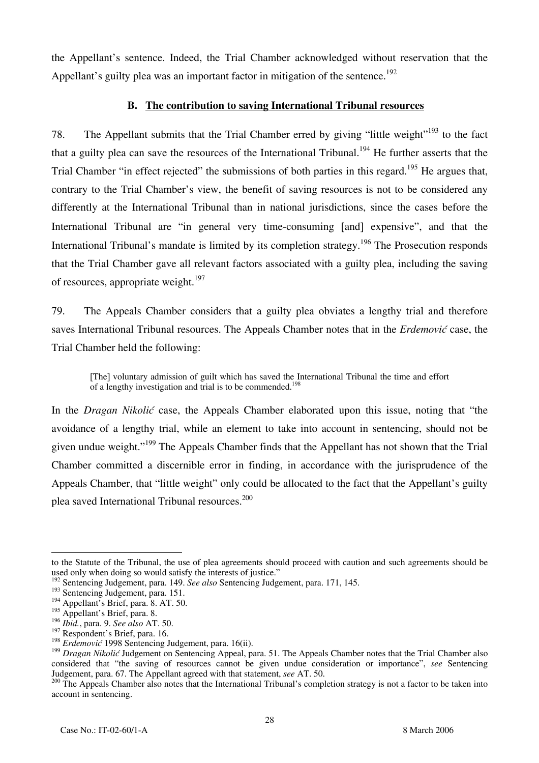the Appellant's sentence. Indeed, the Trial Chamber acknowledged without reservation that the Appellant's guilty plea was an important factor in mitigation of the sentence.[192]

### B. The contribution to saving International Tribunal resources

78. The Appellant submits that the Trial Chamber erred by giving "little weight"[193] to the fact that a guilty plea can save the resources of the International Tribunal.[194] He further asserts that the Trial Chamber "in effect rejected" the submissions of both parties in this regard.[195] He argues that, contrary to the Trial Chamber's view, the benefit of saving resources is not to be considered any differently at the International Tribunal than in national jurisdictions, since the cases before the International Tribunal are "in general very time-consuming [and] expensive", and that the International Tribunal's mandate is limited by its completion strategy.[196] The Prosecution responds that the Trial Chamber gave all relevant factors associated with a guilty plea, including the saving of resources, appropriate weight.[197]

79. The Appeals Chamber considers that a guilty plea obviates a lengthy trial and therefore saves International Tribunal resources. The Appeals Chamber notes that in the *Erdemović* case, the Trial Chamber held the following:

> [The] voluntary admission of guilt which has saved the International Tribunal the time and effort of a lengthy investigation and trial is to be commended.[198]

In the *Dragan Nikolić* case, the Appeals Chamber elaborated upon this issue, noting that "the avoidance of a lengthy trial, while an element to take into account in sentencing, should not be given undue weight."[199] The Appeals Chamber finds that the Appellant has not shown that the Trial Chamber committed a discernible error in finding, in accordance with the jurisprudence of the Appeals Chamber, that "little weight" only could be allocated to the fact that the Appellant's guilty plea saved International Tribunal resources.[200]

---

to the Statute of the Tribunal, the use of plea agreements should proceed with caution and such agreements should be used only when doing so would satisfy the interests of justice."

[192] Sentencing Judgement, para. 149. *See also* Sentencing Judgement, para. 171, 145.

[193] Sentencing Judgement, para. 151.

[194] Appellant's Brief, para. 8. AT. 50.

[195] Appellant's Brief, para. 8.

[196] *Ibid.*, para. 9. *See also* AT. 50.

[197] Respondent's Brief, para. 16.

[198] *Erdemović* 1998 Sentencing Judgement, para. 16(ii).

[199] *Dragan Nikolić* Judgement on Sentencing Appeal, para. 51. The Appeals Chamber notes that the Trial Chamber also considered that "the saving of resources cannot be given undue consideration or importance", *see* Sentencing Judgement, para. 67. The Appellant agreed with that statement, *see* AT. 50.

[200] The Appeals Chamber also notes that the International Tribunal's completion strategy is not a factor to be taken into account in sentencing.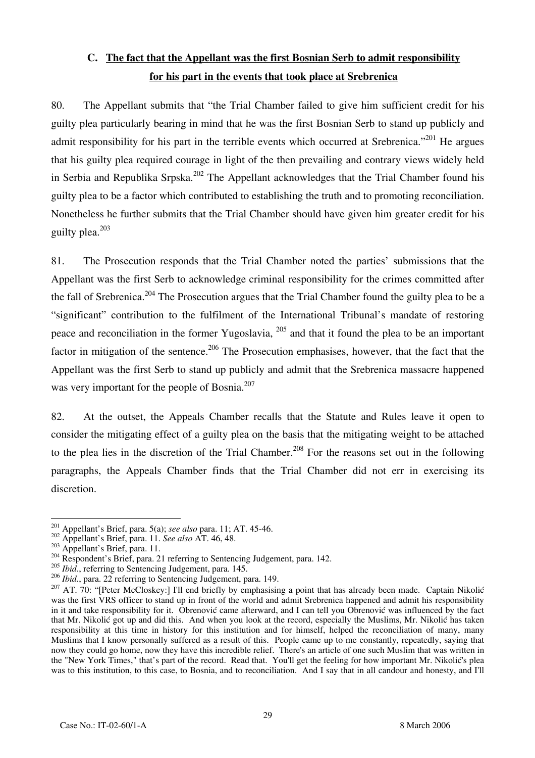### C. The fact that the Appellant was the first Bosnian Serb to admit responsibility for his part in the events that took place at Srebrenica

80. The Appellant submits that "the Trial Chamber failed to give him sufficient credit for his guilty plea particularly bearing in mind that he was the first Bosnian Serb to stand up publicly and admit responsibility for his part in the terrible events which occurred at Srebrenica."[201] He argues that his guilty plea required courage in light of the then prevailing and contrary views widely held in Serbia and Republika Srpska.[202] The Appellant acknowledges that the Trial Chamber found his guilty plea to be a factor which contributed to establishing the truth and to promoting reconciliation. Nonetheless he further submits that the Trial Chamber should have given him greater credit for his guilty plea.[203]

81. The Prosecution responds that the Trial Chamber noted the parties' submissions that the Appellant was the first Serb to acknowledge criminal responsibility for the crimes committed after the fall of Srebrenica.[204] The Prosecution argues that the Trial Chamber found the guilty plea to be a "significant" contribution to the fulfilment of the International Tribunal's mandate of restoring peace and reconciliation in the former Yugoslavia, [205] and that it found the plea to be an important factor in mitigation of the sentence.[206] The Prosecution emphasises, however, that the fact that the Appellant was the first Serb to stand up publicly and admit that the Srebrenica massacre happened was very important for the people of Bosnia.[207]

82. At the outset, the Appeals Chamber recalls that the Statute and Rules leave it open to consider the mitigating effect of a guilty plea on the basis that the mitigating weight to be attached to the plea lies in the discretion of the Trial Chamber.[208] For the reasons set out in the following paragraphs, the Appeals Chamber finds that the Trial Chamber did not err in exercising its discretion.

---

[201] Appellant's Brief, para. 5(a); *see also* para. 11; AT. 45-46.

[202] Appellant's Brief, para. 11. *See also* AT. 46, 48.

[203] Appellant's Brief, para. 11.

[204] Respondent's Brief, para. 21 referring to Sentencing Judgement, para. 142.

[205] *Ibid*., referring to Sentencing Judgement, para. 145.

[206] *Ibid.*, para. 22 referring to Sentencing Judgement, para. 149.

[207] AT. 70: "[Peter McCloskey:] I'll end briefly by emphasising a point that has already been made. Captain Nikolić was the first VRS officer to stand up in front of the world and admit Srebrenica happened and admit his responsibility in it and take responsibility for it. Obrenović came afterward, and I can tell you Obrenović was influenced by the fact that Mr. Nikolić got up and did this. And when you look at the record, especially the Muslims, Mr. Nikolić has taken responsibility at this time in history for this institution and for himself, helped the reconciliation of many, many Muslims that I know personally suffered as a result of this. People came up to me constantly, repeatedly, saying that now they could go home, now they have this incredible relief. There's an article of one such Muslim that was written in the "New York Times," that's part of the record. Read that. You'll get the feeling for how important Mr. Nikolić's plea was to this institution, to this case, to Bosnia, and to reconciliation. And I say that in all candour and honesty, and I'll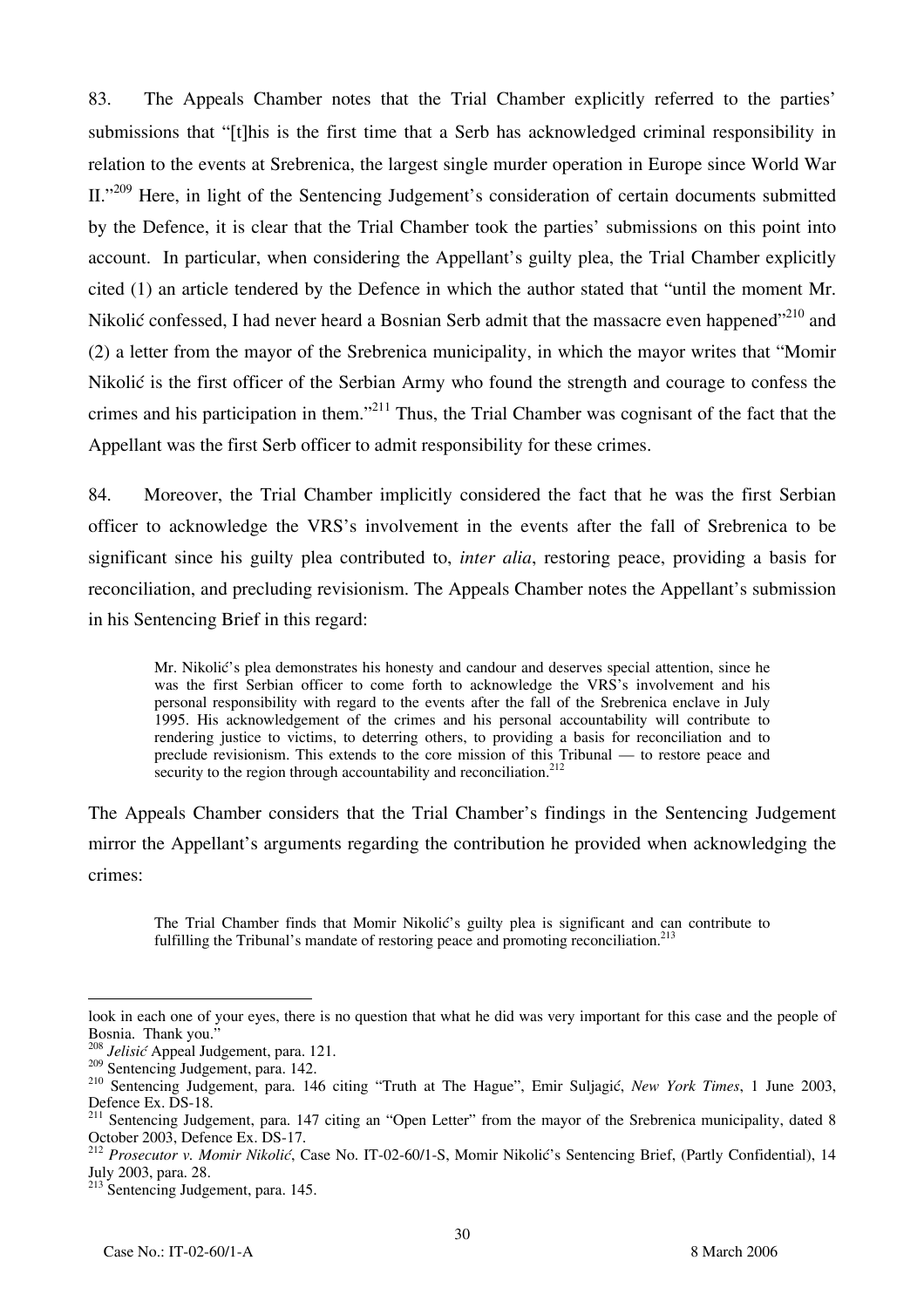83. The Appeals Chamber notes that the Trial Chamber explicitly referred to the parties' submissions that "[t]his is the first time that a Serb has acknowledged criminal responsibility in relation to the events at Srebrenica, the largest single murder operation in Europe since World War II."[209] Here, in light of the Sentencing Judgement's consideration of certain documents submitted by the Defence, it is clear that the Trial Chamber took the parties' submissions on this point into account. In particular, when considering the Appellant's guilty plea, the Trial Chamber explicitly cited (1) an article tendered by the Defence in which the author stated that "until the moment Mr. Nikolić confessed, I had never heard a Bosnian Serb admit that the massacre even happened"[210] and (2) a letter from the mayor of the Srebrenica municipality, in which the mayor writes that "Momir Nikolić is the first officer of the Serbian Army who found the strength and courage to confess the crimes and his participation in them."[211] Thus, the Trial Chamber was cognisant of the fact that the Appellant was the first Serb officer to admit responsibility for these crimes.

84. Moreover, the Trial Chamber implicitly considered the fact that he was the first Serbian officer to acknowledge the VRS's involvement in the events after the fall of Srebrenica to be significant since his guilty plea contributed to, *inter alia*, restoring peace, providing a basis for reconciliation, and precluding revisionism. The Appeals Chamber notes the Appellant's submission in his Sentencing Brief in this regard:

> Mr. Nikolić's plea demonstrates his honesty and candour and deserves special attention, since he was the first Serbian officer to come forth to acknowledge the VRS's involvement and his personal responsibility with regard to the events after the fall of the Srebrenica enclave in July 1995. His acknowledgement of the crimes and his personal accountability will contribute to rendering justice to victims, to deterring others, to providing a basis for reconciliation and to preclude revisionism. This extends to the core mission of this Tribunal — to restore peace and security to the region through accountability and reconciliation.[212]

The Appeals Chamber considers that the Trial Chamber's findings in the Sentencing Judgement mirror the Appellant's arguments regarding the contribution he provided when acknowledging the crimes:

> The Trial Chamber finds that Momir Nikolić's guilty plea is significant and can contribute to fulfilling the Tribunal's mandate of restoring peace and promoting reconciliation.[213]

---

look in each one of your eyes, there is no question that what he did was very important for this case and the people of Bosnia. Thank you."

[208] *Jelisić* Appeal Judgement, para. 121.

[209] Sentencing Judgement, para. 142.

[210] Sentencing Judgement, para. 146 citing "Truth at The Hague", Emir Suljagić, *New York Times*, 1 June 2003, Defence Ex. DS-18.

[211] Sentencing Judgement, para. 147 citing an "Open Letter" from the mayor of the Srebrenica municipality, dated 8 October 2003, Defence Ex. DS-17.

[212] *Prosecutor v. Momir Nikolić*, Case No. IT-02-60/1-S, Momir Nikolić's Sentencing Brief, (Partly Confidential), 14 July 2003, para. 28.

[213] Sentencing Judgement, para. 145.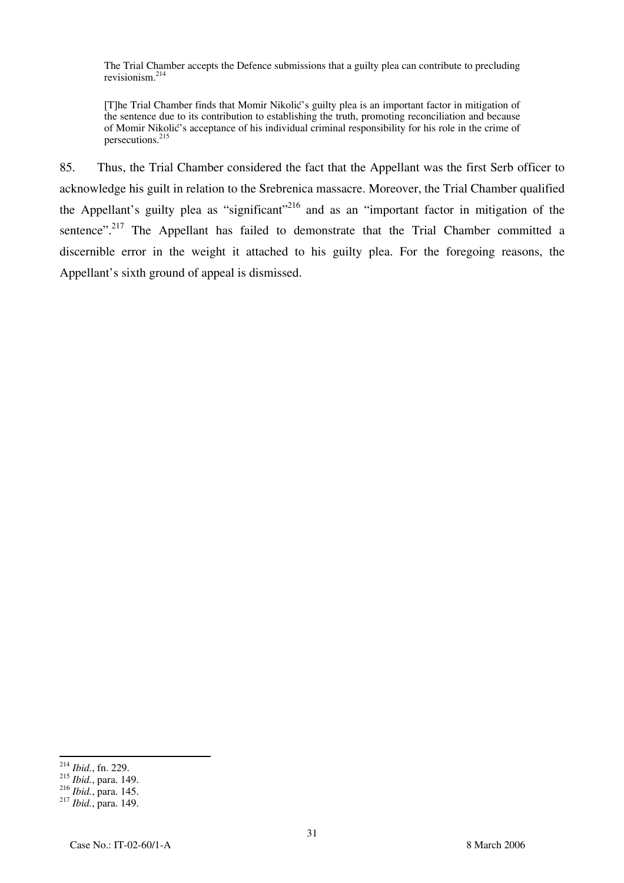> The Trial Chamber accepts the Defence submissions that a guilty plea can contribute to precluding revisionism.[214]

> [T]he Trial Chamber finds that Momir Nikolić's guilty plea is an important factor in mitigation of the sentence due to its contribution to establishing the truth, promoting reconciliation and because of Momir Nikolić's acceptance of his individual criminal responsibility for his role in the crime of persecutions.[215]

85. Thus, the Trial Chamber considered the fact that the Appellant was the first Serb officer to acknowledge his guilt in relation to the Srebrenica massacre. Moreover, the Trial Chamber qualified the Appellant's guilty plea as "significant"[216] and as an "important factor in mitigation of the sentence".[217] The Appellant has failed to demonstrate that the Trial Chamber committed a discernible error in the weight it attached to his guilty plea. For the foregoing reasons, the Appellant's sixth ground of appeal is dismissed.

---

[214] *Ibid.*, fn. 229.
[215] *Ibid.*, para. 149.
[216] *Ibid.*, para. 145.
[217] *Ibid.*, para. 149.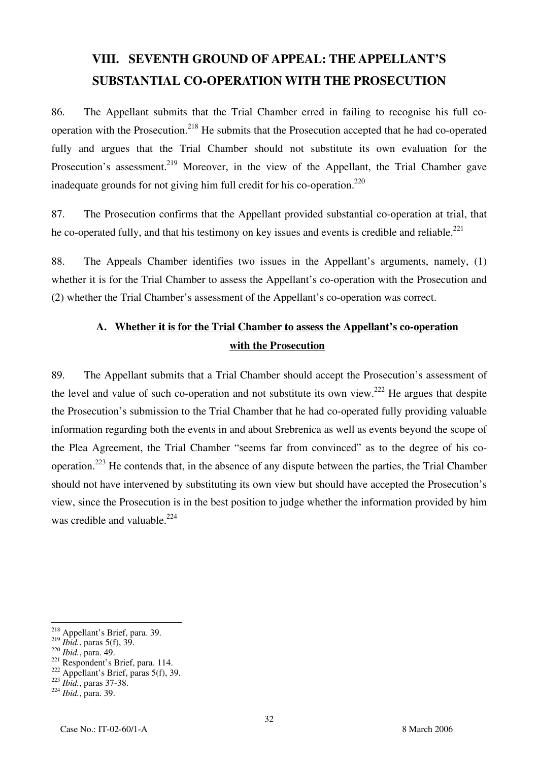# VIII. SEVENTH GROUND OF APPEAL: THE APPELLANT'S SUBSTANTIAL CO-OPERATION WITH THE PROSECUTION

86. The Appellant submits that the Trial Chamber erred in failing to recognise his full co-operation with the Prosecution.[218] He submits that the Prosecution accepted that he had co-operated fully and argues that the Trial Chamber should not substitute its own evaluation for the Prosecution's assessment.[219] Moreover, in the view of the Appellant, the Trial Chamber gave inadequate grounds for not giving him full credit for his co-operation.[220]

87. The Prosecution confirms that the Appellant provided substantial co-operation at trial, that he co-operated fully, and that his testimony on key issues and events is credible and reliable.[221]

88. The Appeals Chamber identifies two issues in the Appellant's arguments, namely, (1) whether it is for the Trial Chamber to assess the Appellant's co-operation with the Prosecution and (2) whether the Trial Chamber's assessment of the Appellant's co-operation was correct.

## A. Whether it is for the Trial Chamber to assess the Appellant's co-operation with the Prosecution

89. The Appellant submits that a Trial Chamber should accept the Prosecution's assessment of the level and value of such co-operation and not substitute its own view.[222] He argues that despite the Prosecution's submission to the Trial Chamber that he had co-operated fully providing valuable information regarding both the events in and about Srebrenica as well as events beyond the scope of the Plea Agreement, the Trial Chamber "seems far from convinced" as to the degree of his co-operation.[223] He contends that, in the absence of any dispute between the parties, the Trial Chamber should not have intervened by substituting its own view but should have accepted the Prosecution's view, since the Prosecution is in the best position to judge whether the information provided by him was credible and valuable.[224]

---

[218] Appellant's Brief, para. 39.
[219] *Ibid.*, paras 5(f), 39.
[220] *Ibid.*, para. 49.
[221] Respondent's Brief, para. 114.
[222] Appellant's Brief, paras 5(f), 39.
[223] *Ibid.*, paras 37-38.
[224] *Ibid.*, para. 39.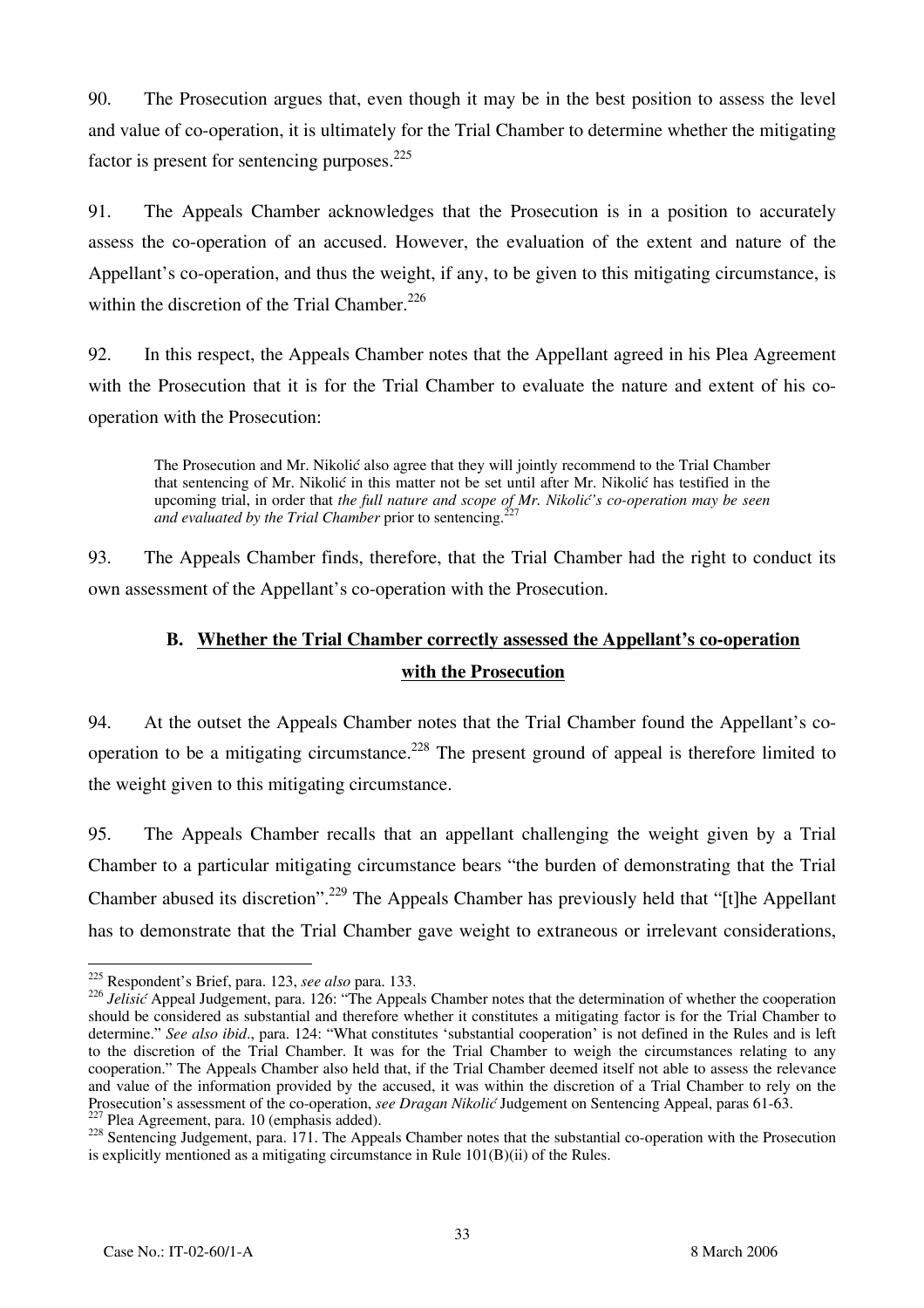90. The Prosecution argues that, even though it may be in the best position to assess the level and value of co-operation, it is ultimately for the Trial Chamber to determine whether the mitigating factor is present for sentencing purposes.[225]

91. The Appeals Chamber acknowledges that the Prosecution is in a position to accurately assess the co-operation of an accused. However, the evaluation of the extent and nature of the Appellant's co-operation, and thus the weight, if any, to be given to this mitigating circumstance, is within the discretion of the Trial Chamber.[226]

92. In this respect, the Appeals Chamber notes that the Appellant agreed in his Plea Agreement with the Prosecution that it is for the Trial Chamber to evaluate the nature and extent of his co-operation with the Prosecution:

> The Prosecution and Mr. Nikolić also agree that they will jointly recommend to the Trial Chamber that sentencing of Mr. Nikolić in this matter not be set until after Mr. Nikolić has testified in the upcoming trial, in order that *the full nature and scope of Mr. Nikolić's co-operation may be seen and evaluated by the Trial Chamber* prior to sentencing.[227]

93. The Appeals Chamber finds, therefore, that the Trial Chamber had the right to conduct its own assessment of the Appellant's co-operation with the Prosecution.

## B. Whether the Trial Chamber correctly assessed the Appellant's co-operation with the Prosecution

94. At the outset the Appeals Chamber notes that the Trial Chamber found the Appellant's co-operation to be a mitigating circumstance.[228] The present ground of appeal is therefore limited to the weight given to this mitigating circumstance.

95. The Appeals Chamber recalls that an appellant challenging the weight given by a Trial Chamber to a particular mitigating circumstance bears "the burden of demonstrating that the Trial Chamber abused its discretion".[229] The Appeals Chamber has previously held that "[t]he Appellant has to demonstrate that the Trial Chamber gave weight to extraneous or irrelevant considerations,

---

[225] Respondent's Brief, para. 123, *see also* para. 133.

[226] *Jelisić* Appeal Judgement, para. 126: "The Appeals Chamber notes that the determination of whether the cooperation should be considered as substantial and therefore whether it constitutes a mitigating factor is for the Trial Chamber to determine." *See also ibid*., para. 124: "What constitutes 'substantial cooperation' is not defined in the Rules and is left to the discretion of the Trial Chamber. It was for the Trial Chamber to weigh the circumstances relating to any cooperation." The Appeals Chamber also held that, if the Trial Chamber deemed itself not able to assess the relevance and value of the information provided by the accused, it was within the discretion of a Trial Chamber to rely on the Prosecution's assessment of the co-operation, *see Dragan Nikolić* Judgement on Sentencing Appeal, paras 61-63.

[227] Plea Agreement, para. 10 (emphasis added).

[228] Sentencing Judgement, para. 171. The Appeals Chamber notes that the substantial co-operation with the Prosecution is explicitly mentioned as a mitigating circumstance in Rule 101(B)(ii) of the Rules.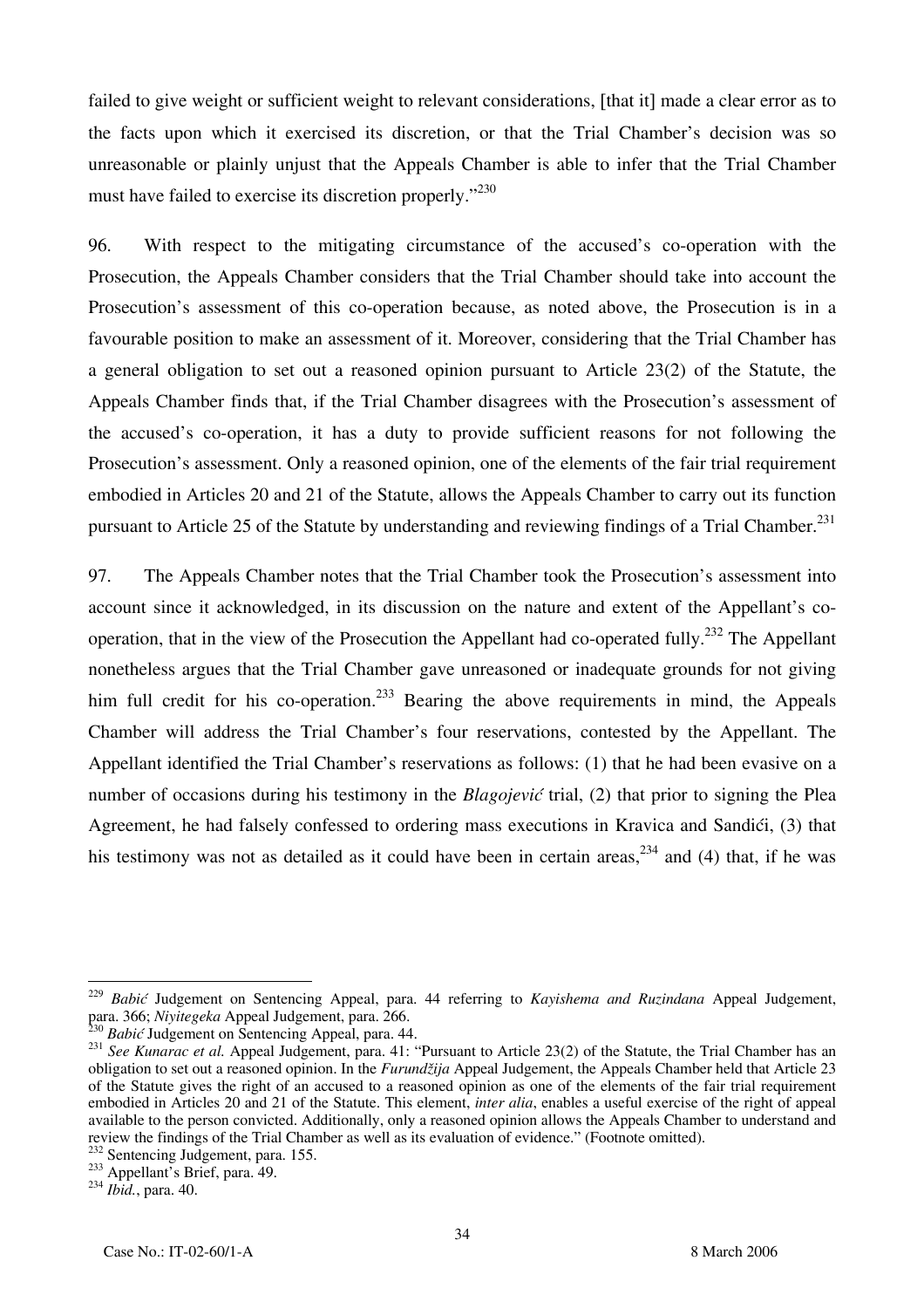failed to give weight or sufficient weight to relevant considerations, [that it] made a clear error as to the facts upon which it exercised its discretion, or that the Trial Chamber's decision was so unreasonable or plainly unjust that the Appeals Chamber is able to infer that the Trial Chamber must have failed to exercise its discretion properly."[230]

96. With respect to the mitigating circumstance of the accused's co-operation with the Prosecution, the Appeals Chamber considers that the Trial Chamber should take into account the Prosecution's assessment of this co-operation because, as noted above, the Prosecution is in a favourable position to make an assessment of it. Moreover, considering that the Trial Chamber has a general obligation to set out a reasoned opinion pursuant to Article 23(2) of the Statute, the Appeals Chamber finds that, if the Trial Chamber disagrees with the Prosecution's assessment of the accused's co-operation, it has a duty to provide sufficient reasons for not following the Prosecution's assessment. Only a reasoned opinion, one of the elements of the fair trial requirement embodied in Articles 20 and 21 of the Statute, allows the Appeals Chamber to carry out its function pursuant to Article 25 of the Statute by understanding and reviewing findings of a Trial Chamber.[231]

97. The Appeals Chamber notes that the Trial Chamber took the Prosecution's assessment into account since it acknowledged, in its discussion on the nature and extent of the Appellant's co-operation, that in the view of the Prosecution the Appellant had co-operated fully.[232] The Appellant nonetheless argues that the Trial Chamber gave unreasoned or inadequate grounds for not giving him full credit for his co-operation.[233] Bearing the above requirements in mind, the Appeals Chamber will address the Trial Chamber's four reservations, contested by the Appellant. The Appellant identified the Trial Chamber's reservations as follows: (1) that he had been evasive on a number of occasions during his testimony in the *Blagojević* trial, (2) that prior to signing the Plea Agreement, he had falsely confessed to ordering mass executions in Kravica and Sandići, (3) that his testimony was not as detailed as it could have been in certain areas,[234] and (4) that, if he was

---

[229] *Babić* Judgement on Sentencing Appeal, para. 44 referring to *Kayishema and Ruzindana* Appeal Judgement, para. 366; *Niyitegeka* Appeal Judgement, para. 266.

[230] *Babić* Judgement on Sentencing Appeal, para. 44.

[231] *See Kunarac et al.* Appeal Judgement, para. 41: "Pursuant to Article 23(2) of the Statute, the Trial Chamber has an obligation to set out a reasoned opinion. In the *Furundžija* Appeal Judgement, the Appeals Chamber held that Article 23 of the Statute gives the right of an accused to a reasoned opinion as one of the elements of the fair trial requirement embodied in Articles 20 and 21 of the Statute. This element, *inter alia*, enables a useful exercise of the right of appeal available to the person convicted. Additionally, only a reasoned opinion allows the Appeals Chamber to understand and review the findings of the Trial Chamber as well as its evaluation of evidence." (Footnote omitted).

[232] Sentencing Judgement, para. 155.

[233] Appellant's Brief, para. 49.

[234] *Ibid.*, para. 40.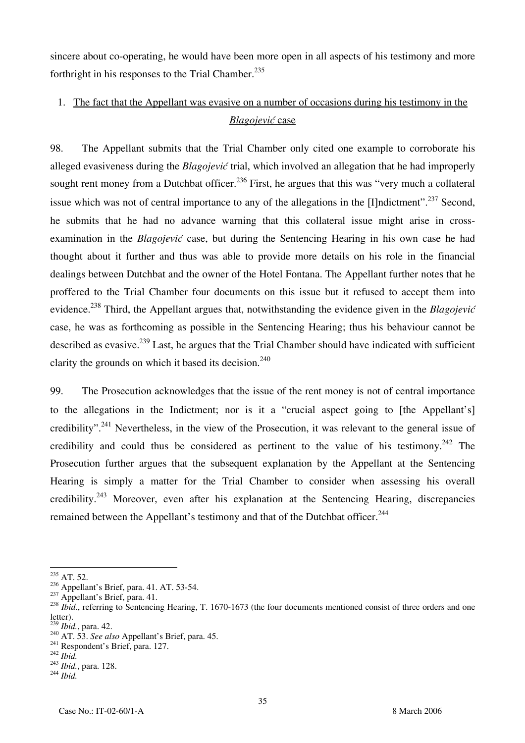sincere about co-operating, he would have been more open in all aspects of his testimony and more forthright in his responses to the Trial Chamber.[235]

1. <u>The fact that the Appellant was evasive on a number of occasions during his testimony in the *Blagojević* case</u>

98. The Appellant submits that the Trial Chamber only cited one example to corroborate his alleged evasiveness during the *Blagojević* trial, which involved an allegation that he had improperly sought rent money from a Dutchbat officer.[236] First, he argues that this was "very much a collateral issue which was not of central importance to any of the allegations in the [I]ndictment".[237] Second, he submits that he had no advance warning that this collateral issue might arise in cross-examination in the *Blagojević* case, but during the Sentencing Hearing in his own case he had thought about it further and thus was able to provide more details on his role in the financial dealings between Dutchbat and the owner of the Hotel Fontana. The Appellant further notes that he proffered to the Trial Chamber four documents on this issue but it refused to accept them into evidence.[238] Third, the Appellant argues that, notwithstanding the evidence given in the *Blagojević* case, he was as forthcoming as possible in the Sentencing Hearing; thus his behaviour cannot be described as evasive.[239] Last, he argues that the Trial Chamber should have indicated with sufficient clarity the grounds on which it based its decision.[240]

99. The Prosecution acknowledges that the issue of the rent money is not of central importance to the allegations in the Indictment; nor is it a "crucial aspect going to [the Appellant's] credibility".[241] Nevertheless, in the view of the Prosecution, it was relevant to the general issue of credibility and could thus be considered as pertinent to the value of his testimony.[242] The Prosecution further argues that the subsequent explanation by the Appellant at the Sentencing Hearing is simply a matter for the Trial Chamber to consider when assessing his overall credibility.[243] Moreover, even after his explanation at the Sentencing Hearing, discrepancies remained between the Appellant's testimony and that of the Dutchbat officer.[244]

---

[235] AT. 52.
[236] Appellant's Brief, para. 41. AT. 53-54.
[237] Appellant's Brief, para. 41.
[238] *Ibid*., referring to Sentencing Hearing, T. 1670-1673 (the four documents mentioned consist of three orders and one letter).
[239] *Ibid.*, para. 42.
[240] AT. 53. *See also* Appellant's Brief, para. 45.
[241] Respondent's Brief, para. 127.
[242] *Ibid.*
[243] *Ibid.*, para. 128.
[244] *Ibid.*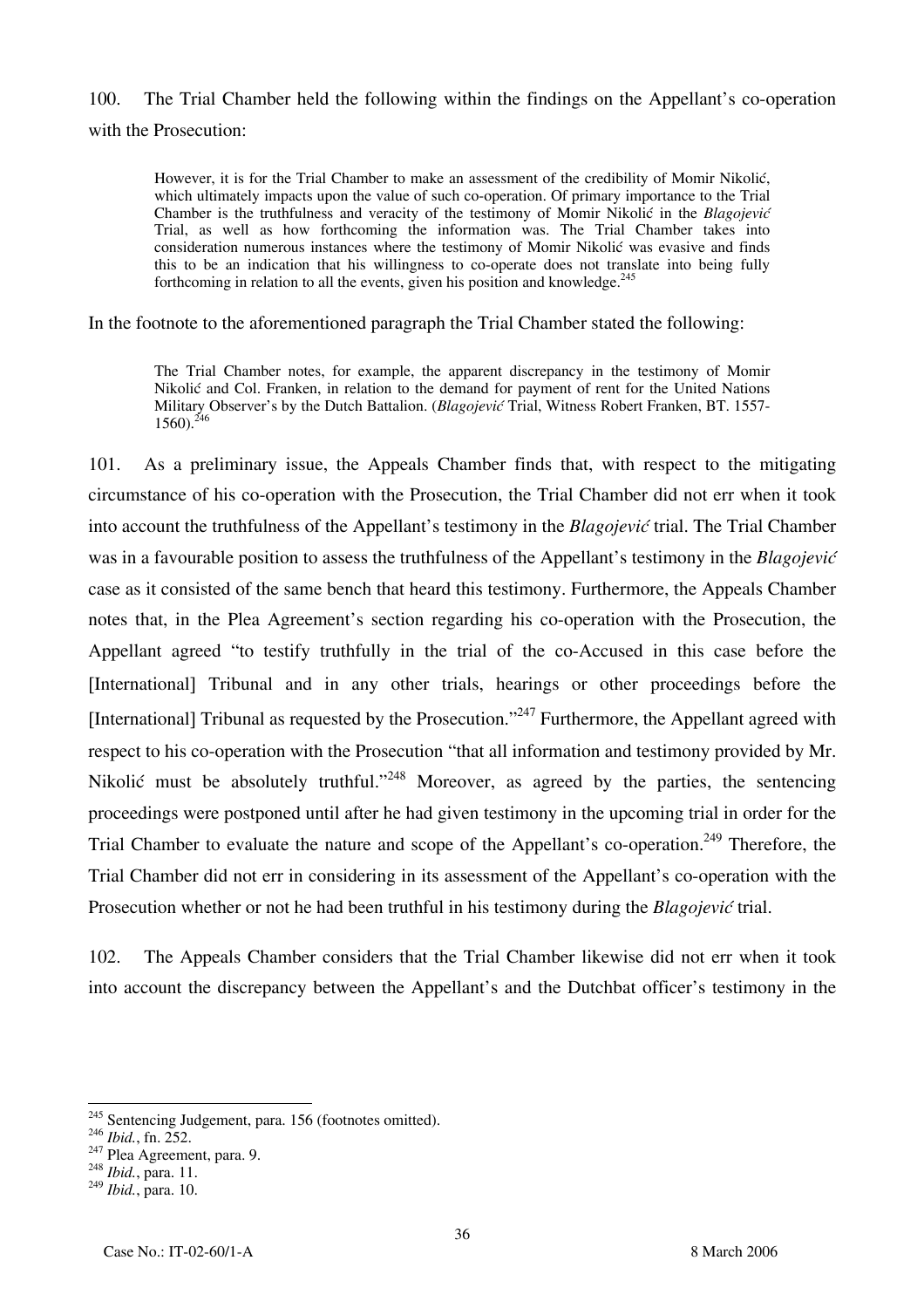100. The Trial Chamber held the following within the findings on the Appellant's co-operation with the Prosecution:

> However, it is for the Trial Chamber to make an assessment of the credibility of Momir Nikolić, which ultimately impacts upon the value of such co-operation. Of primary importance to the Trial Chamber is the truthfulness and veracity of the testimony of Momir Nikolić in the *Blagojević* Trial, as well as how forthcoming the information was. The Trial Chamber takes into consideration numerous instances where the testimony of Momir Nikolić was evasive and finds this to be an indication that his willingness to co-operate does not translate into being fully forthcoming in relation to all the events, given his position and knowledge.[245]

In the footnote to the aforementioned paragraph the Trial Chamber stated the following:

> The Trial Chamber notes, for example, the apparent discrepancy in the testimony of Momir Nikolić and Col. Franken, in relation to the demand for payment of rent for the United Nations Military Observer's by the Dutch Battalion. (*Blagojević* Trial, Witness Robert Franken, BT. 1557-1560).[246]

101. As a preliminary issue, the Appeals Chamber finds that, with respect to the mitigating circumstance of his co-operation with the Prosecution, the Trial Chamber did not err when it took into account the truthfulness of the Appellant's testimony in the *Blagojević* trial. The Trial Chamber was in a favourable position to assess the truthfulness of the Appellant's testimony in the *Blagojević* case as it consisted of the same bench that heard this testimony. Furthermore, the Appeals Chamber notes that, in the Plea Agreement's section regarding his co-operation with the Prosecution, the Appellant agreed "to testify truthfully in the trial of the co-Accused in this case before the [International] Tribunal and in any other trials, hearings or other proceedings before the [International] Tribunal as requested by the Prosecution."[247] Furthermore, the Appellant agreed with respect to his co-operation with the Prosecution "that all information and testimony provided by Mr. Nikolić must be absolutely truthful."[248] Moreover, as agreed by the parties, the sentencing proceedings were postponed until after he had given testimony in the upcoming trial in order for the Trial Chamber to evaluate the nature and scope of the Appellant's co-operation.[249] Therefore, the Trial Chamber did not err in considering in its assessment of the Appellant's co-operation with the Prosecution whether or not he had been truthful in his testimony during the *Blagojević* trial.

102. The Appeals Chamber considers that the Trial Chamber likewise did not err when it took into account the discrepancy between the Appellant's and the Dutchbat officer's testimony in the

---

[245] Sentencing Judgement, para. 156 (footnotes omitted).
[246] *Ibid.*, fn. 252.
[247] Plea Agreement, para. 9.
[248] *Ibid.*, para. 11.
[249] *Ibid.*, para. 10.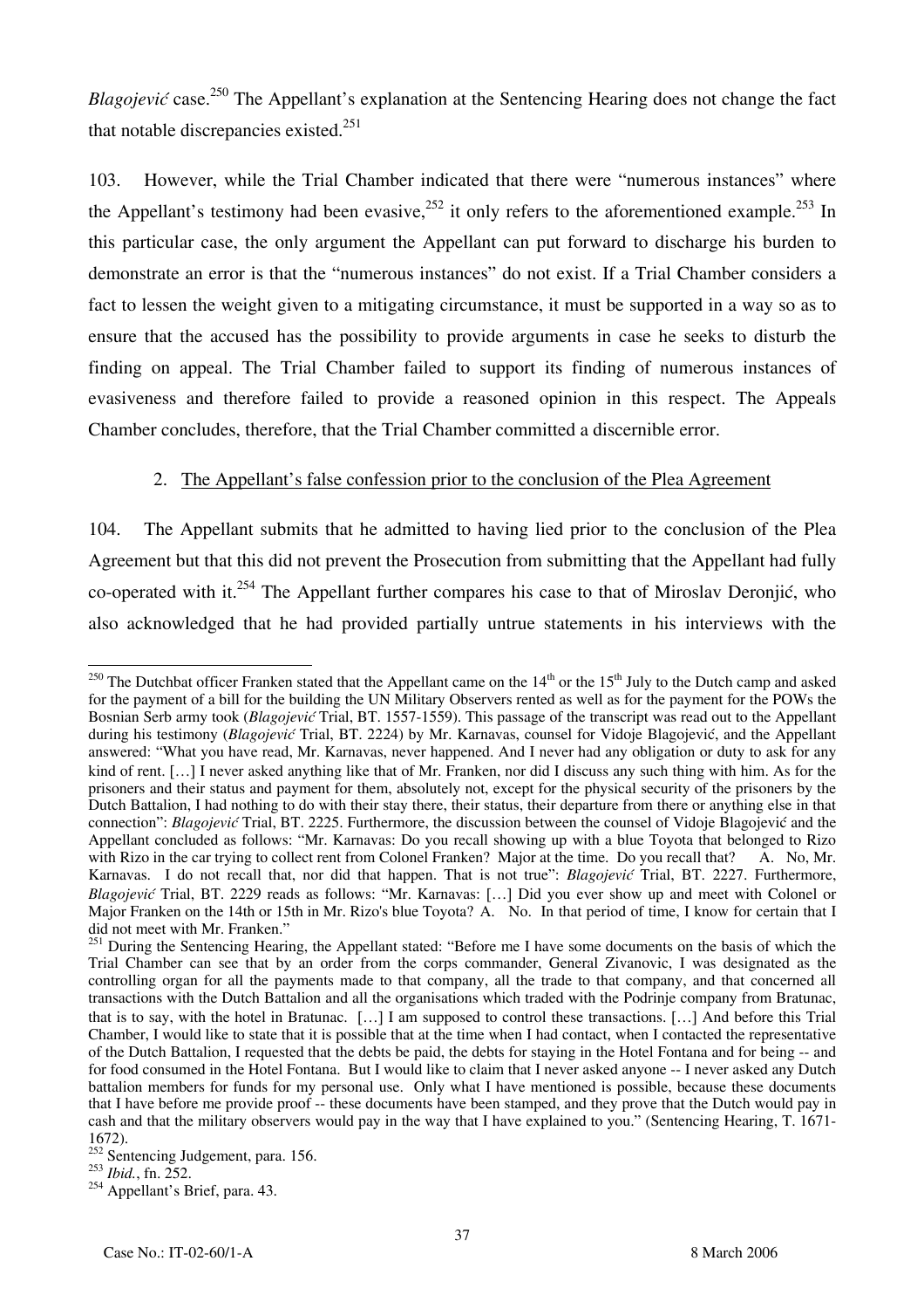*Blagojević* case.[250] The Appellant's explanation at the Sentencing Hearing does not change the fact that notable discrepancies existed.[251]

103. However, while the Trial Chamber indicated that there were "numerous instances" where the Appellant's testimony had been evasive,[252] it only refers to the aforementioned example.[253] In this particular case, the only argument the Appellant can put forward to discharge his burden to demonstrate an error is that the "numerous instances" do not exist. If a Trial Chamber considers a fact to lessen the weight given to a mitigating circumstance, it must be supported in a way so as to ensure that the accused has the possibility to provide arguments in case he seeks to disturb the finding on appeal. The Trial Chamber failed to support its finding of numerous instances of evasiveness and therefore failed to provide a reasoned opinion in this respect. The Appeals Chamber concludes, therefore, that the Trial Chamber committed a discernible error.

2. The Appellant's false confession prior to the conclusion of the Plea Agreement

104. The Appellant submits that he admitted to having lied prior to the conclusion of the Plea Agreement but that this did not prevent the Prosecution from submitting that the Appellant had fully co-operated with it.[254] The Appellant further compares his case to that of Miroslav Deronjić, who also acknowledged that he had provided partially untrue statements in his interviews with the

---

[250] The Dutchbat officer Franken stated that the Appellant came on the 14th or the 15th July to the Dutch camp and asked for the payment of a bill for the building the UN Military Observers rented as well as for the payment for the POWs the Bosnian Serb army took (*Blagojević* Trial, BT. 1557-1559). This passage of the transcript was read out to the Appellant during his testimony (*Blagojević* Trial, BT. 2224) by Mr. Karnavas, counsel for Vidoje Blagojević, and the Appellant answered: "What you have read, Mr. Karnavas, never happened. And I never had any obligation or duty to ask for any kind of rent. […] I never asked anything like that of Mr. Franken, nor did I discuss any such thing with him. As for the prisoners and their status and payment for them, absolutely not, except for the physical security of the prisoners by the Dutch Battalion, I had nothing to do with their stay there, their status, their departure from there or anything else in that connection": *Blagojević* Trial, BT. 2225. Furthermore, the discussion between the counsel of Vidoje Blagojević and the Appellant concluded as follows: "Mr. Karnavas: Do you recall showing up with a blue Toyota that belonged to Rizo with Rizo in the car trying to collect rent from Colonel Franken? Major at the time. Do you recall that? A. No, Mr. Karnavas. I do not recall that, nor did that happen. That is not true": *Blagojević* Trial, BT. 2227. Furthermore, *Blagojević* Trial, BT. 2229 reads as follows: "Mr. Karnavas: […] Did you ever show up and meet with Colonel or Major Franken on the 14th or 15th in Mr. Rizo's blue Toyota? A. No. In that period of time, I know for certain that I did not meet with Mr. Franken."

[251] During the Sentencing Hearing, the Appellant stated: "Before me I have some documents on the basis of which the Trial Chamber can see that by an order from the corps commander, General Zivanovic, I was designated as the controlling organ for all the payments made to that company, all the trade to that company, and that concerned all transactions with the Dutch Battalion and all the organisations which traded with the Podrinje company from Bratunac, that is to say, with the hotel in Bratunac. […] I am supposed to control these transactions. […] And before this Trial Chamber, I would like to state that it is possible that at the time when I had contact, when I contacted the representative of the Dutch Battalion, I requested that the debts be paid, the debts for staying in the Hotel Fontana and for being -- and for food consumed in the Hotel Fontana. But I would like to claim that I never asked anyone -- I never asked any Dutch battalion members for funds for my personal use. Only what I have mentioned is possible, because these documents that I have before me provide proof -- these documents have been stamped, and they prove that the Dutch would pay in cash and that the military observers would pay in the way that I have explained to you." (Sentencing Hearing, T. 1671-1672).

[252] Sentencing Judgement, para. 156.

[253] *Ibid.*, fn. 252.

[254] Appellant's Brief, para. 43.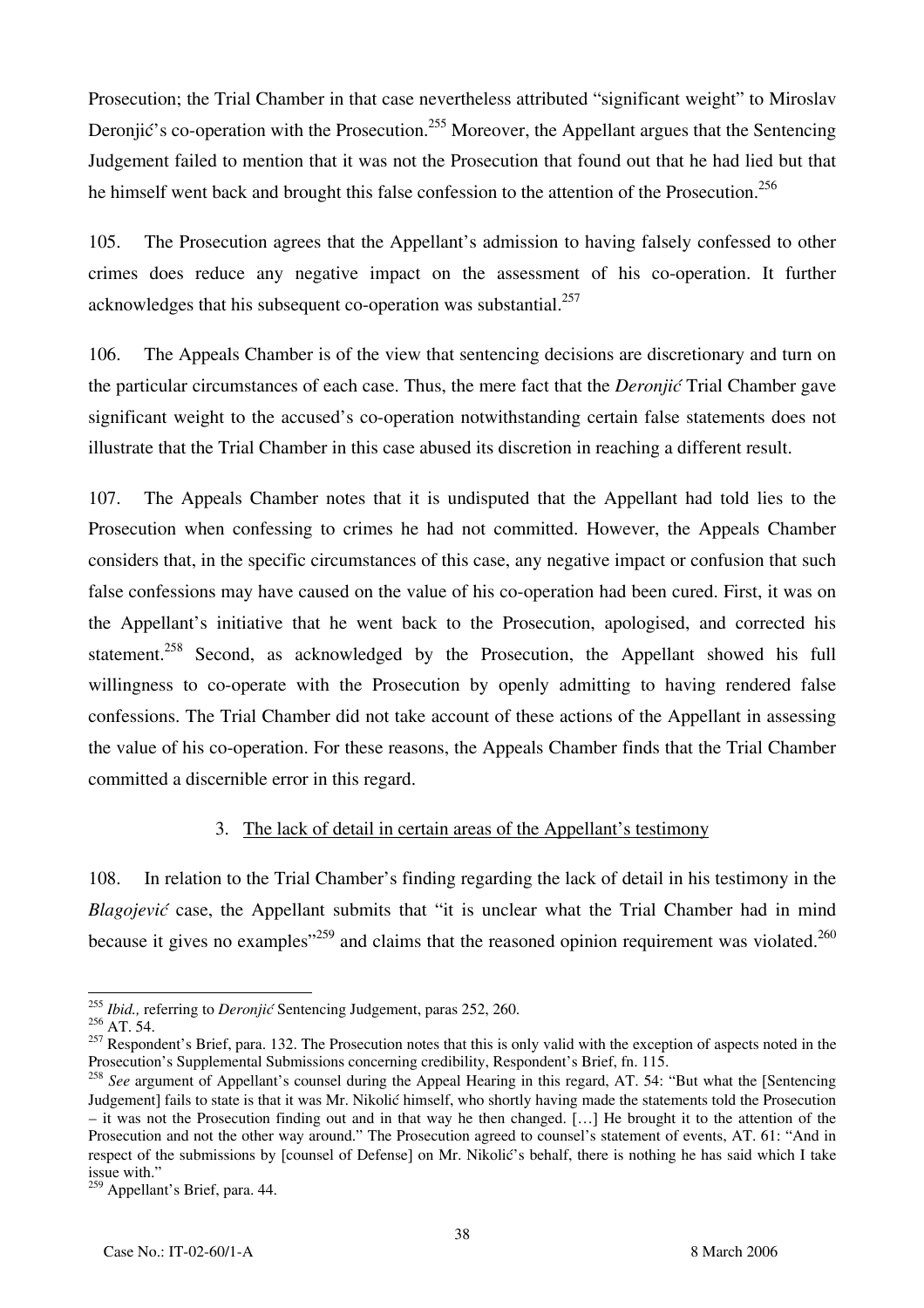Prosecution; the Trial Chamber in that case nevertheless attributed "significant weight" to Miroslav Deronjić's co-operation with the Prosecution.[255] Moreover, the Appellant argues that the Sentencing Judgement failed to mention that it was not the Prosecution that found out that he had lied but that he himself went back and brought this false confession to the attention of the Prosecution.[256]

105. The Prosecution agrees that the Appellant's admission to having falsely confessed to other crimes does reduce any negative impact on the assessment of his co-operation. It further acknowledges that his subsequent co-operation was substantial.[257]

106. The Appeals Chamber is of the view that sentencing decisions are discretionary and turn on the particular circumstances of each case. Thus, the mere fact that the *Deronjić* Trial Chamber gave significant weight to the accused's co-operation notwithstanding certain false statements does not illustrate that the Trial Chamber in this case abused its discretion in reaching a different result.

107. The Appeals Chamber notes that it is undisputed that the Appellant had told lies to the Prosecution when confessing to crimes he had not committed. However, the Appeals Chamber considers that, in the specific circumstances of this case, any negative impact or confusion that such false confessions may have caused on the value of his co-operation had been cured. First, it was on the Appellant's initiative that he went back to the Prosecution, apologised, and corrected his statement.[258] Second, as acknowledged by the Prosecution, the Appellant showed his full willingness to co-operate with the Prosecution by openly admitting to having rendered false confessions. The Trial Chamber did not take account of these actions of the Appellant in assessing the value of his co-operation. For these reasons, the Appeals Chamber finds that the Trial Chamber committed a discernible error in this regard.

### 3. The lack of detail in certain areas of the Appellant's testimony

108. In relation to the Trial Chamber's finding regarding the lack of detail in his testimony in the *Blagojević* case, the Appellant submits that "it is unclear what the Trial Chamber had in mind because it gives no examples"[259] and claims that the reasoned opinion requirement was violated.[260]

---

[255] *Ibid.,* referring to *Deronjić* Sentencing Judgement, paras 252, 260.

[256] AT. 54.

[257] Respondent's Brief, para. 132. The Prosecution notes that this is only valid with the exception of aspects noted in the Prosecution's Supplemental Submissions concerning credibility, Respondent's Brief, fn. 115.

[258] *See* argument of Appellant's counsel during the Appeal Hearing in this regard, AT. 54: "But what the [Sentencing Judgement] fails to state is that it was Mr. Nikolić himself, who shortly having made the statements told the Prosecution – it was not the Prosecution finding out and in that way he then changed. […] He brought it to the attention of the Prosecution and not the other way around." The Prosecution agreed to counsel's statement of events, AT. 61: "And in respect of the submissions by [counsel of Defense] on Mr. Nikolić's behalf, there is nothing he has said which I take issue with."

[259] Appellant's Brief, para. 44.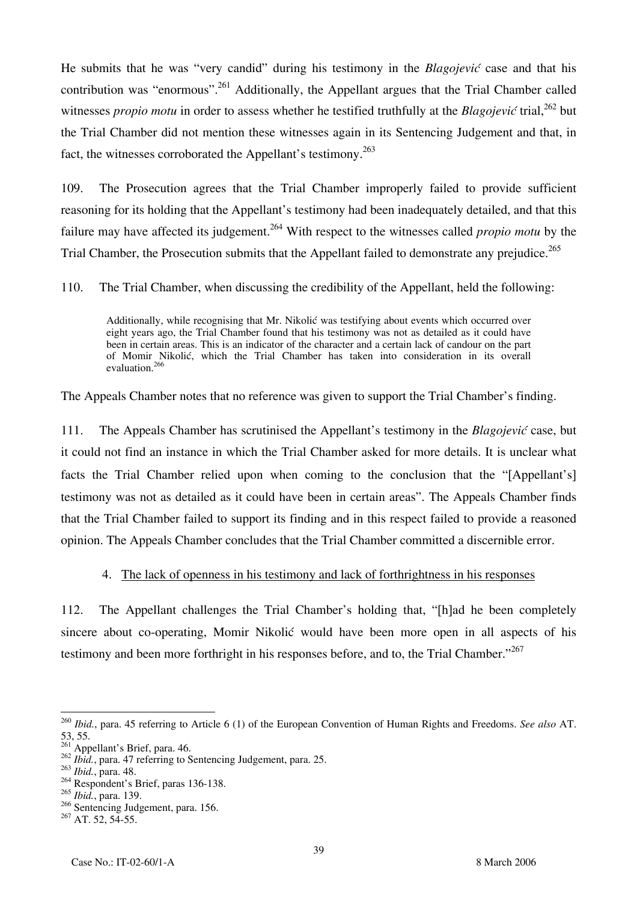He submits that he was "very candid" during his testimony in the *Blagojević* case and that his contribution was "enormous".[261] Additionally, the Appellant argues that the Trial Chamber called witnesses *propio motu* in order to assess whether he testified truthfully at the *Blagojević* trial,[262] but the Trial Chamber did not mention these witnesses again in its Sentencing Judgement and that, in fact, the witnesses corroborated the Appellant's testimony.[263]

109. The Prosecution agrees that the Trial Chamber improperly failed to provide sufficient reasoning for its holding that the Appellant's testimony had been inadequately detailed, and that this failure may have affected its judgement.[264] With respect to the witnesses called *propio motu* by the Trial Chamber, the Prosecution submits that the Appellant failed to demonstrate any prejudice.[265]

110. The Trial Chamber, when discussing the credibility of the Appellant, held the following:

> Additionally, while recognising that Mr. Nikolić was testifying about events which occurred over eight years ago, the Trial Chamber found that his testimony was not as detailed as it could have been in certain areas. This is an indicator of the character and a certain lack of candour on the part of Momir Nikolić, which the Trial Chamber has taken into consideration in its overall evaluation.[266]

The Appeals Chamber notes that no reference was given to support the Trial Chamber's finding.

111. The Appeals Chamber has scrutinised the Appellant's testimony in the *Blagojević* case, but it could not find an instance in which the Trial Chamber asked for more details. It is unclear what facts the Trial Chamber relied upon when coming to the conclusion that the "[Appellant's] testimony was not as detailed as it could have been in certain areas". The Appeals Chamber finds that the Trial Chamber failed to support its finding and in this respect failed to provide a reasoned opinion. The Appeals Chamber concludes that the Trial Chamber committed a discernible error.

#### 4. The lack of openness in his testimony and lack of forthrightness in his responses

112. The Appellant challenges the Trial Chamber's holding that, "[h]ad he been completely sincere about co-operating, Momir Nikolić would have been more open in all aspects of his testimony and been more forthright in his responses before, and to, the Trial Chamber."[267]

---

[260] *Ibid.*, para. 45 referring to Article 6 (1) of the European Convention of Human Rights and Freedoms. *See also* AT. 53, 55.

[261] Appellant's Brief, para. 46.

[262] *Ibid.*, para. 47 referring to Sentencing Judgement, para. 25.

[263] *Ibid.*, para. 48.

[264] Respondent's Brief, paras 136-138.

[265] *Ibid.*, para. 139.

[266] Sentencing Judgement, para. 156.

[267] AT. 52, 54-55.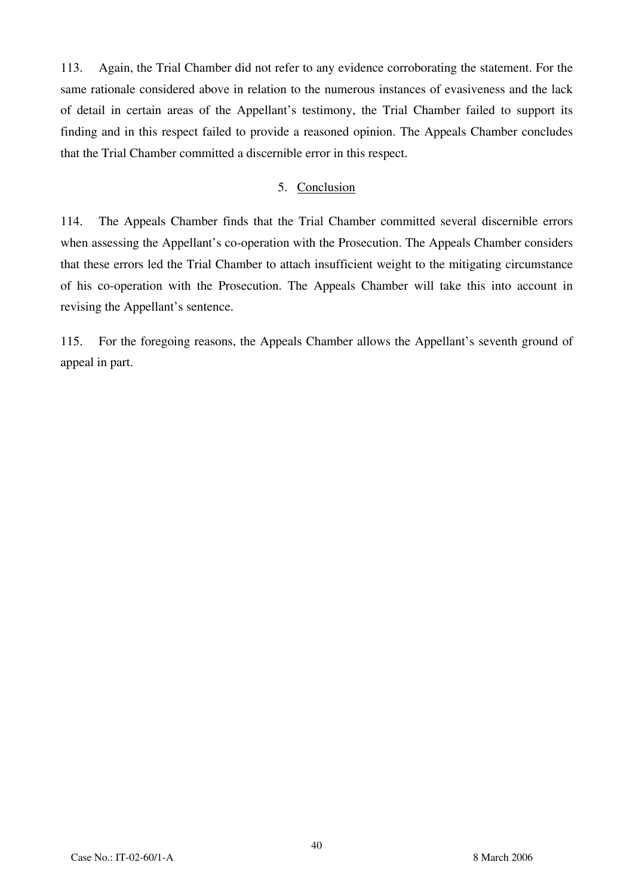113. Again, the Trial Chamber did not refer to any evidence corroborating the statement. For the same rationale considered above in relation to the numerous instances of evasiveness and the lack of detail in certain areas of the Appellant's testimony, the Trial Chamber failed to support its finding and in this respect failed to provide a reasoned opinion. The Appeals Chamber concludes that the Trial Chamber committed a discernible error in this respect.

### 5. Conclusion

114. The Appeals Chamber finds that the Trial Chamber committed several discernible errors when assessing the Appellant's co-operation with the Prosecution. The Appeals Chamber considers that these errors led the Trial Chamber to attach insufficient weight to the mitigating circumstance of his co-operation with the Prosecution. The Appeals Chamber will take this into account in revising the Appellant's sentence.

115. For the foregoing reasons, the Appeals Chamber allows the Appellant's seventh ground of appeal in part.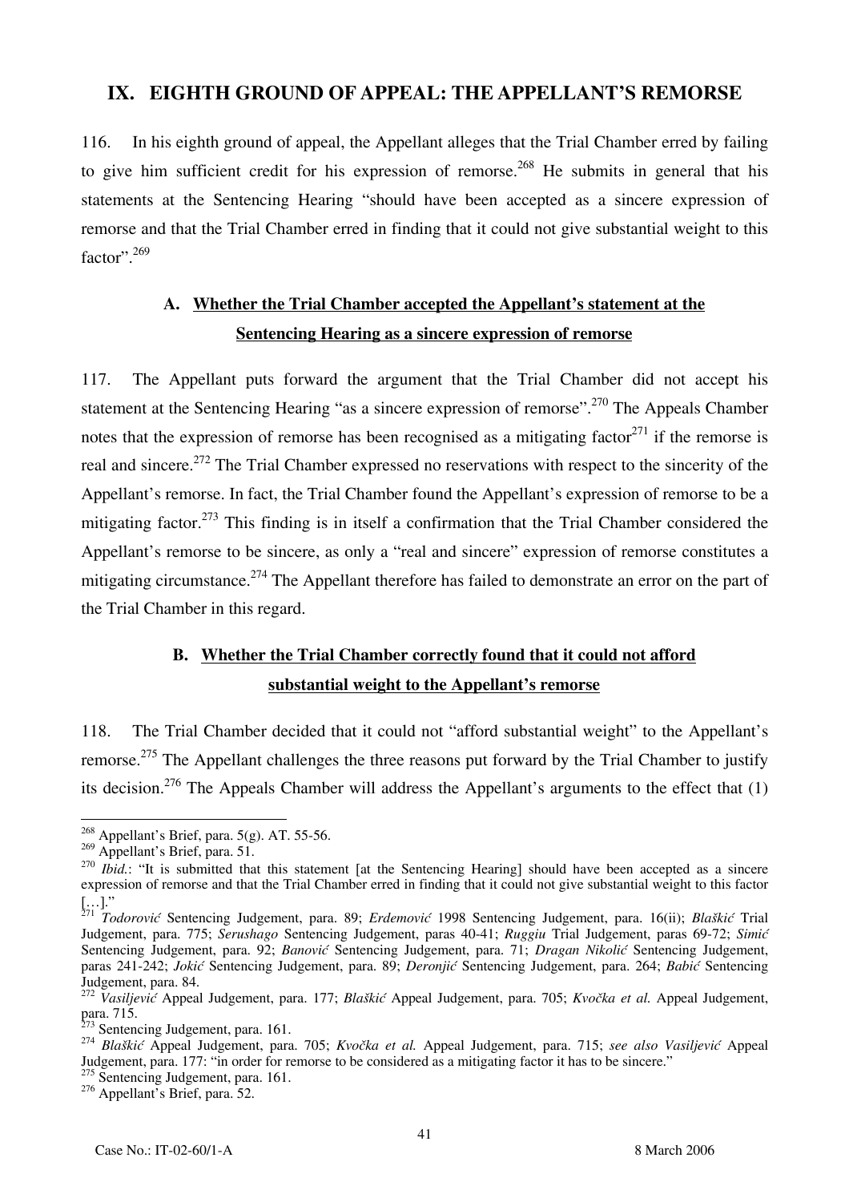## IX. EIGHTH GROUND OF APPEAL: THE APPELLANT'S REMORSE

116. In his eighth ground of appeal, the Appellant alleges that the Trial Chamber erred by failing to give him sufficient credit for his expression of remorse.[268] He submits in general that his statements at the Sentencing Hearing "should have been accepted as a sincere expression of remorse and that the Trial Chamber erred in finding that it could not give substantial weight to this factor".[269]

### A. Whether the Trial Chamber accepted the Appellant's statement at the Sentencing Hearing as a sincere expression of remorse

117. The Appellant puts forward the argument that the Trial Chamber did not accept his statement at the Sentencing Hearing "as a sincere expression of remorse".[270] The Appeals Chamber notes that the expression of remorse has been recognised as a mitigating factor[271] if the remorse is real and sincere.[272] The Trial Chamber expressed no reservations with respect to the sincerity of the Appellant's remorse. In fact, the Trial Chamber found the Appellant's expression of remorse to be a mitigating factor.[273] This finding is in itself a confirmation that the Trial Chamber considered the Appellant's remorse to be sincere, as only a "real and sincere" expression of remorse constitutes a mitigating circumstance.[274] The Appellant therefore has failed to demonstrate an error on the part of the Trial Chamber in this regard.

### B. Whether the Trial Chamber correctly found that it could not afford substantial weight to the Appellant's remorse

118. The Trial Chamber decided that it could not "afford substantial weight" to the Appellant's remorse.[275] The Appellant challenges the three reasons put forward by the Trial Chamber to justify its decision.[276] The Appeals Chamber will address the Appellant's arguments to the effect that (1)

---

[268] Appellant's Brief, para. 5(g). AT. 55-56.

[269] Appellant's Brief, para. 51.

[270] *Ibid.*: "It is submitted that this statement [at the Sentencing Hearing] should have been accepted as a sincere expression of remorse and that the Trial Chamber erred in finding that it could not give substantial weight to this factor […]."

[271] *Todorović* Sentencing Judgement, para. 89; *Erdemović* 1998 Sentencing Judgement, para. 16(ii); *Blaškić* Trial Judgement, para. 775; *Serushago* Sentencing Judgement, paras 40-41; *Ruggiu* Trial Judgement, paras 69-72; *Simić* Sentencing Judgement, para. 92; *Banović* Sentencing Judgement, para. 71; *Dragan Nikolić* Sentencing Judgement, paras 241-242; *Jokić* Sentencing Judgement, para. 89; *Deronjić* Sentencing Judgement, para. 264; *Babić* Sentencing Judgement, para. 84.

[272] *Vasiljević* Appeal Judgement, para. 177; *Blaškić* Appeal Judgement, para. 705; *Kvočka et al.* Appeal Judgement, para. 715.

[273] Sentencing Judgement, para. 161.

[274] *Blaškić* Appeal Judgement, para. 705; *Kvočka et al.* Appeal Judgement, para. 715; *see also Vasiljević* Appeal Judgement, para. 177: "in order for remorse to be considered as a mitigating factor it has to be sincere."

[275] Sentencing Judgement, para. 161.

[276] Appellant's Brief, para. 52.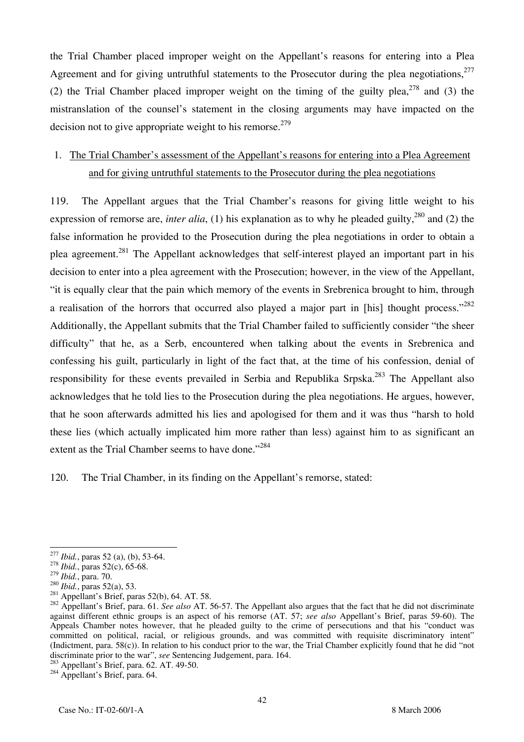the Trial Chamber placed improper weight on the Appellant's reasons for entering into a Plea Agreement and for giving untruthful statements to the Prosecutor during the plea negotiations,[277] (2) the Trial Chamber placed improper weight on the timing of the guilty plea,[278] and (3) the mistranslation of the counsel's statement in the closing arguments may have impacted on the decision not to give appropriate weight to his remorse.[279]

1. <u>The Trial Chamber's assessment of the Appellant's reasons for entering into a Plea Agreement and for giving untruthful statements to the Prosecutor during the plea negotiations</u>

119. The Appellant argues that the Trial Chamber's reasons for giving little weight to his expression of remorse are, *inter alia*, (1) his explanation as to why he pleaded guilty,[280] and (2) the false information he provided to the Prosecution during the plea negotiations in order to obtain a plea agreement.[281] The Appellant acknowledges that self-interest played an important part in his decision to enter into a plea agreement with the Prosecution; however, in the view of the Appellant, "it is equally clear that the pain which memory of the events in Srebrenica brought to him, through a realisation of the horrors that occurred also played a major part in [his] thought process."[282] Additionally, the Appellant submits that the Trial Chamber failed to sufficiently consider "the sheer difficulty" that he, as a Serb, encountered when talking about the events in Srebrenica and confessing his guilt, particularly in light of the fact that, at the time of his confession, denial of responsibility for these events prevailed in Serbia and Republika Srpska.[283] The Appellant also acknowledges that he told lies to the Prosecution during the plea negotiations. He argues, however, that he soon afterwards admitted his lies and apologised for them and it was thus "harsh to hold these lies (which actually implicated him more rather than less) against him to as significant an extent as the Trial Chamber seems to have done."[284]

120. The Trial Chamber, in its finding on the Appellant's remorse, stated:

---

[277] *Ibid.*, paras 52 (a), (b), 53-64.
[278] *Ibid.*, paras 52(c), 65-68.
[279] *Ibid.*, para. 70.
[280] *Ibid.*, paras 52(a), 53.
[281] Appellant's Brief, paras 52(b), 64. AT. 58.
[282] Appellant's Brief, para. 61. *See also* AT. 56-57. The Appellant also argues that the fact that he did not discriminate against different ethnic groups is an aspect of his remorse (AT. 57; *see also* Appellant's Brief, paras 59-60). The Appeals Chamber notes however, that he pleaded guilty to the crime of persecutions and that his "conduct was committed on political, racial, or religious grounds, and was committed with requisite discriminatory intent" (Indictment, para. 58(c)). In relation to his conduct prior to the war, the Trial Chamber explicitly found that he did "not discriminate prior to the war", *see* Sentencing Judgement, para. 164.
[283] Appellant's Brief, para. 62. AT. 49-50.
[284] Appellant's Brief, para. 64.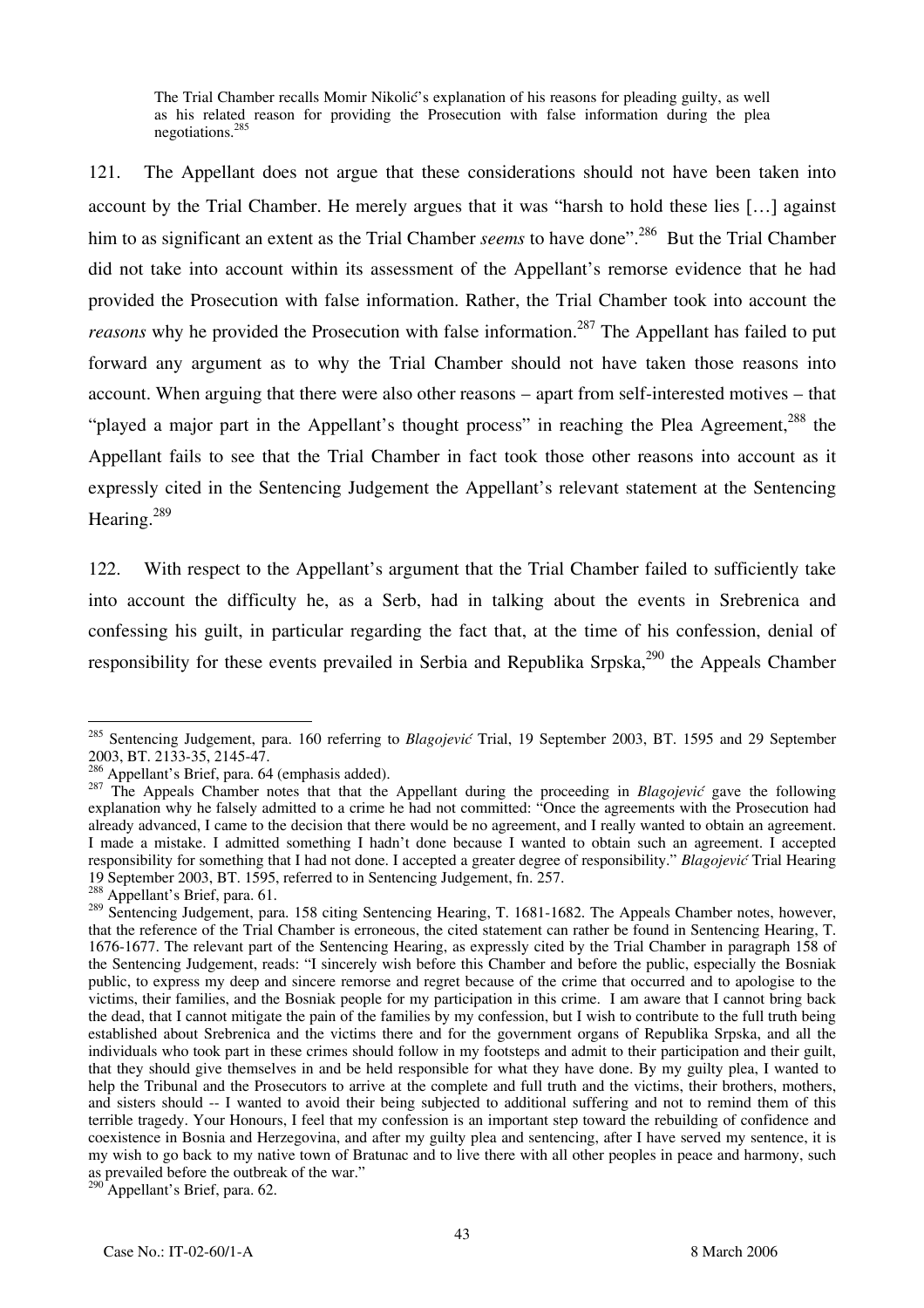> The Trial Chamber recalls Momir Nikolić's explanation of his reasons for pleading guilty, as well as his related reason for providing the Prosecution with false information during the plea negotiations.[285]

121. The Appellant does not argue that these considerations should not have been taken into account by the Trial Chamber. He merely argues that it was "harsh to hold these lies […] against him to as significant an extent as the Trial Chamber *seems* to have done".[286] But the Trial Chamber did not take into account within its assessment of the Appellant's remorse evidence that he had provided the Prosecution with false information. Rather, the Trial Chamber took into account the *reasons* why he provided the Prosecution with false information.[287] The Appellant has failed to put forward any argument as to why the Trial Chamber should not have taken those reasons into account. When arguing that there were also other reasons – apart from self-interested motives – that "played a major part in the Appellant's thought process" in reaching the Plea Agreement,[288] the Appellant fails to see that the Trial Chamber in fact took those other reasons into account as it expressly cited in the Sentencing Judgement the Appellant's relevant statement at the Sentencing Hearing.[289]

122. With respect to the Appellant's argument that the Trial Chamber failed to sufficiently take into account the difficulty he, as a Serb, had in talking about the events in Srebrenica and confessing his guilt, in particular regarding the fact that, at the time of his confession, denial of responsibility for these events prevailed in Serbia and Republika Srpska,[290] the Appeals Chamber

---

[285] Sentencing Judgement, para. 160 referring to *Blagojević* Trial, 19 September 2003, BT. 1595 and 29 September 2003, BT. 2133-35, 2145-47.

[286] Appellant's Brief, para. 64 (emphasis added).

[287] The Appeals Chamber notes that that the Appellant during the proceeding in *Blagojević* gave the following explanation why he falsely admitted to a crime he had not committed: "Once the agreements with the Prosecution had already advanced, I came to the decision that there would be no agreement, and I really wanted to obtain an agreement. I made a mistake. I admitted something I hadn't done because I wanted to obtain such an agreement. I accepted responsibility for something that I had not done. I accepted a greater degree of responsibility." *Blagojević* Trial Hearing 19 September 2003, BT. 1595, referred to in Sentencing Judgement, fn. 257.

[288] Appellant's Brief, para. 61.

[289] Sentencing Judgement, para. 158 citing Sentencing Hearing, T. 1681-1682. The Appeals Chamber notes, however, that the reference of the Trial Chamber is erroneous, the cited statement can rather be found in Sentencing Hearing, T. 1676-1677. The relevant part of the Sentencing Hearing, as expressly cited by the Trial Chamber in paragraph 158 of the Sentencing Judgement, reads: "I sincerely wish before this Chamber and before the public, especially the Bosniak public, to express my deep and sincere remorse and regret because of the crime that occurred and to apologise to the victims, their families, and the Bosniak people for my participation in this crime. I am aware that I cannot bring back the dead, that I cannot mitigate the pain of the families by my confession, but I wish to contribute to the full truth being established about Srebrenica and the victims there and for the government organs of Republika Srpska, and all the individuals who took part in these crimes should follow in my footsteps and admit to their participation and their guilt, that they should give themselves in and be held responsible for what they have done. By my guilty plea, I wanted to help the Tribunal and the Prosecutors to arrive at the complete and full truth and the victims, their brothers, mothers, and sisters should -- I wanted to avoid their being subjected to additional suffering and not to remind them of this terrible tragedy. Your Honours, I feel that my confession is an important step toward the rebuilding of confidence and coexistence in Bosnia and Herzegovina, and after my guilty plea and sentencing, after I have served my sentence, it is my wish to go back to my native town of Bratunac and to live there with all other peoples in peace and harmony, such as prevailed before the outbreak of the war."

[290] Appellant's Brief, para. 62.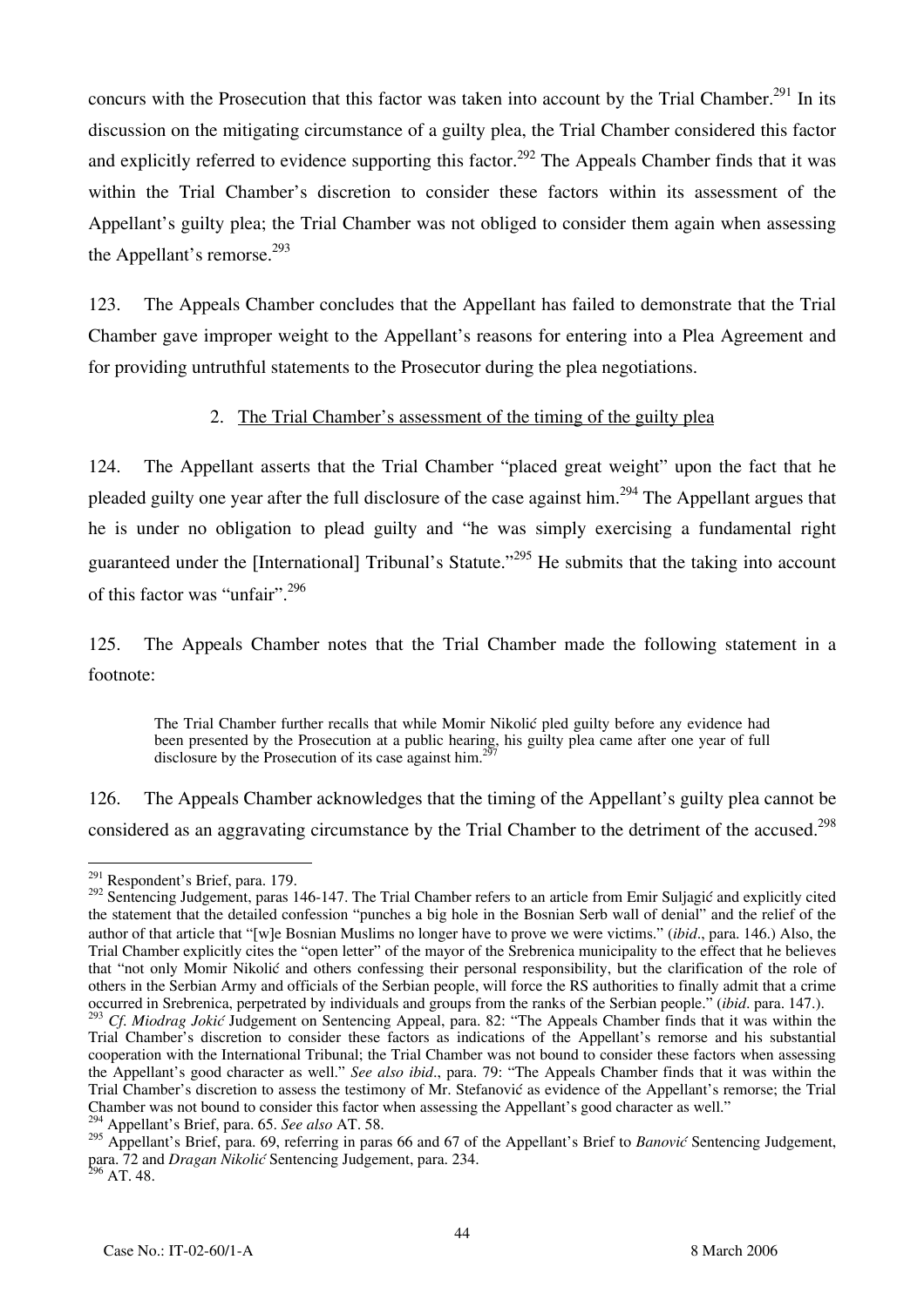concurs with the Prosecution that this factor was taken into account by the Trial Chamber.[291] In its discussion on the mitigating circumstance of a guilty plea, the Trial Chamber considered this factor and explicitly referred to evidence supporting this factor.[292] The Appeals Chamber finds that it was within the Trial Chamber's discretion to consider these factors within its assessment of the Appellant's guilty plea; the Trial Chamber was not obliged to consider them again when assessing the Appellant's remorse.[293]

123. The Appeals Chamber concludes that the Appellant has failed to demonstrate that the Trial Chamber gave improper weight to the Appellant's reasons for entering into a Plea Agreement and for providing untruthful statements to the Prosecutor during the plea negotiations.

### 2. The Trial Chamber's assessment of the timing of the guilty plea

124. The Appellant asserts that the Trial Chamber "placed great weight" upon the fact that he pleaded guilty one year after the full disclosure of the case against him.[294] The Appellant argues that he is under no obligation to plead guilty and "he was simply exercising a fundamental right guaranteed under the [International] Tribunal's Statute."[295] He submits that the taking into account of this factor was "unfair".[296]

125. The Appeals Chamber notes that the Trial Chamber made the following statement in a footnote:

> The Trial Chamber further recalls that while Momir Nikolić pled guilty before any evidence had been presented by the Prosecution at a public hearing, his guilty plea came after one year of full disclosure by the Prosecution of its case against him.[297]

126. The Appeals Chamber acknowledges that the timing of the Appellant's guilty plea cannot be considered as an aggravating circumstance by the Trial Chamber to the detriment of the accused.[298]

---

[291] Respondent's Brief, para. 179.

[292] Sentencing Judgement, paras 146-147. The Trial Chamber refers to an article from Emir Suljagić and explicitly cited the statement that the detailed confession "punches a big hole in the Bosnian Serb wall of denial" and the relief of the author of that article that "[w]e Bosnian Muslims no longer have to prove we were victims." (*ibid*., para. 146.) Also, the Trial Chamber explicitly cites the "open letter" of the mayor of the Srebrenica municipality to the effect that he believes that "not only Momir Nikolić and others confessing their personal responsibility, but the clarification of the role of others in the Serbian Army and officials of the Serbian people, will force the RS authorities to finally admit that a crime occurred in Srebrenica, perpetrated by individuals and groups from the ranks of the Serbian people." (*ibid*. para. 147.).

[293] *Cf. Miodrag Jokić* Judgement on Sentencing Appeal, para. 82: "The Appeals Chamber finds that it was within the Trial Chamber's discretion to consider these factors as indications of the Appellant's remorse and his substantial cooperation with the International Tribunal; the Trial Chamber was not bound to consider these factors when assessing the Appellant's good character as well." *See also ibid*., para. 79: "The Appeals Chamber finds that it was within the Trial Chamber's discretion to assess the testimony of Mr. Stefanović as evidence of the Appellant's remorse; the Trial Chamber was not bound to consider this factor when assessing the Appellant's good character as well."

[294] Appellant's Brief, para. 65. *See also* AT. 58.

[295] Appellant's Brief, para. 69, referring in paras 66 and 67 of the Appellant's Brief to *Banović* Sentencing Judgement, para. 72 and *Dragan Nikolić* Sentencing Judgement, para. 234.

[296] AT. 48.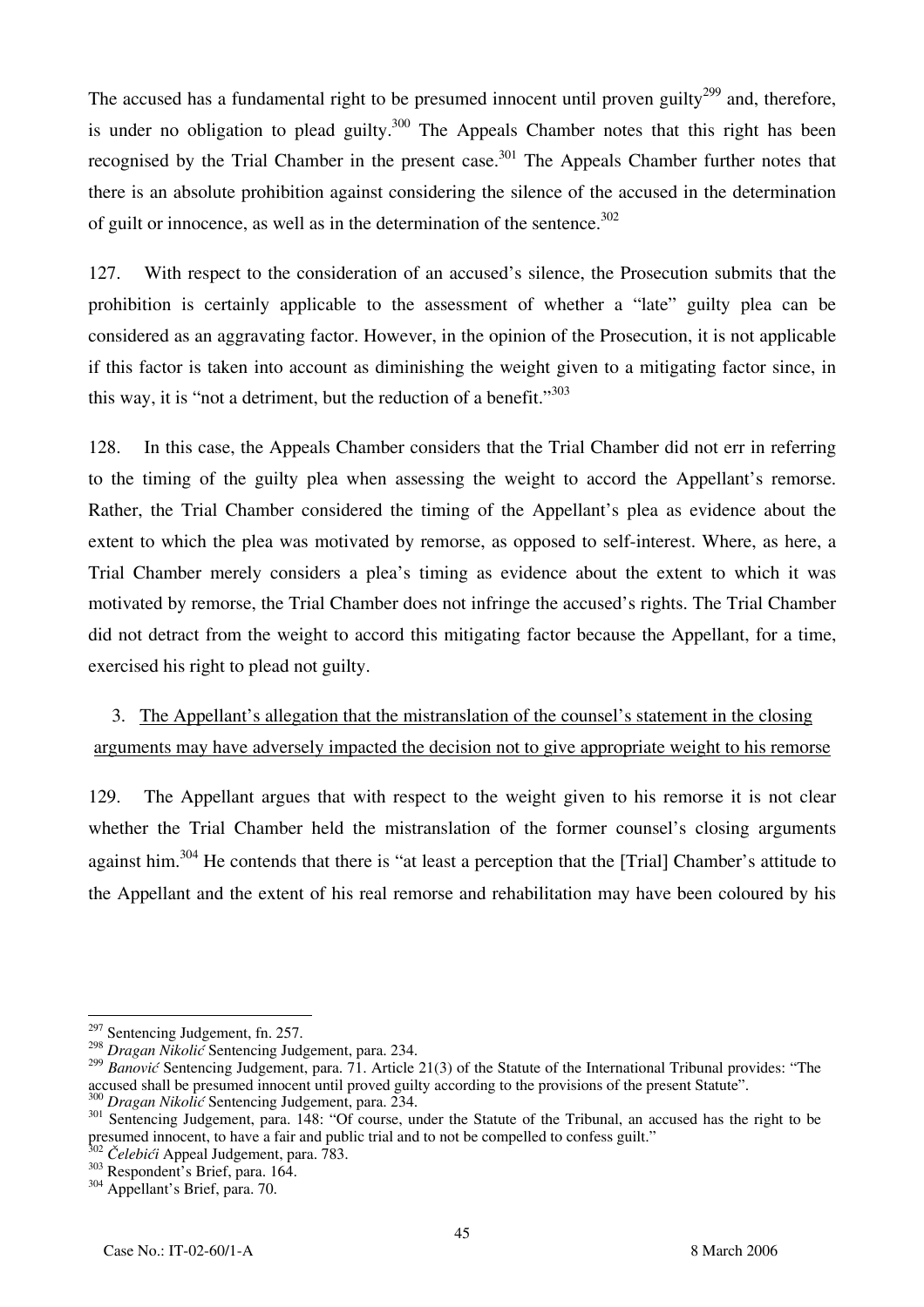The accused has a fundamental right to be presumed innocent until proven guilty[299] and, therefore, is under no obligation to plead guilty.[300] The Appeals Chamber notes that this right has been recognised by the Trial Chamber in the present case.[301] The Appeals Chamber further notes that there is an absolute prohibition against considering the silence of the accused in the determination of guilt or innocence, as well as in the determination of the sentence.[302]

127. With respect to the consideration of an accused's silence, the Prosecution submits that the prohibition is certainly applicable to the assessment of whether a "late" guilty plea can be considered as an aggravating factor. However, in the opinion of the Prosecution, it is not applicable if this factor is taken into account as diminishing the weight given to a mitigating factor since, in this way, it is "not a detriment, but the reduction of a benefit."[303]

128. In this case, the Appeals Chamber considers that the Trial Chamber did not err in referring to the timing of the guilty plea when assessing the weight to accord the Appellant's remorse. Rather, the Trial Chamber considered the timing of the Appellant's plea as evidence about the extent to which the plea was motivated by remorse, as opposed to self-interest. Where, as here, a Trial Chamber merely considers a plea's timing as evidence about the extent to which it was motivated by remorse, the Trial Chamber does not infringe the accused's rights. The Trial Chamber did not detract from the weight to accord this mitigating factor because the Appellant, for a time, exercised his right to plead not guilty.

3. <u>The Appellant's allegation that the mistranslation of the counsel's statement in the closing arguments may have adversely impacted the decision not to give appropriate weight to his remorse</u>

129. The Appellant argues that with respect to the weight given to his remorse it is not clear whether the Trial Chamber held the mistranslation of the former counsel's closing arguments against him.[304] He contends that there is "at least a perception that the [Trial] Chamber's attitude to the Appellant and the extent of his real remorse and rehabilitation may have been coloured by his

---

[297] Sentencing Judgement, fn. 257.

[298] *Dragan Nikolić* Sentencing Judgement, para. 234.

[299] *Banović* Sentencing Judgement, para. 71. Article 21(3) of the Statute of the International Tribunal provides: "The accused shall be presumed innocent until proved guilty according to the provisions of the present Statute".

[300] *Dragan Nikolić* Sentencing Judgement, para. 234.

[301] Sentencing Judgement, para. 148: "Of course, under the Statute of the Tribunal, an accused has the right to be presumed innocent, to have a fair and public trial and to not be compelled to confess guilt."

[302] *Čelebići* Appeal Judgement, para. 783.

[303] Respondent's Brief, para. 164.

[304] Appellant's Brief, para. 70.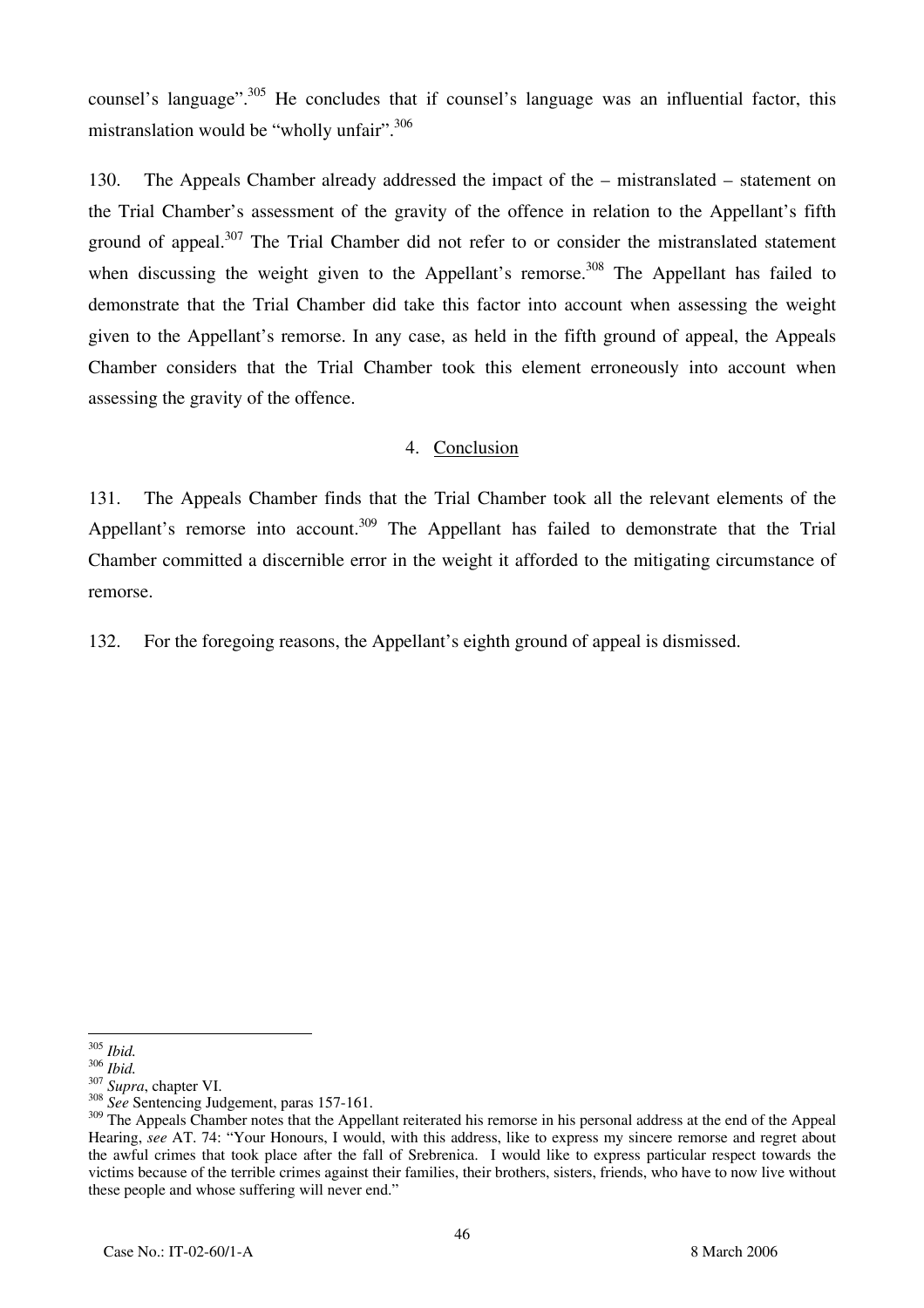counsel's language".[305] He concludes that if counsel's language was an influential factor, this mistranslation would be "wholly unfair".[306]

130. The Appeals Chamber already addressed the impact of the – mistranslated – statement on the Trial Chamber's assessment of the gravity of the offence in relation to the Appellant's fifth ground of appeal.[307] The Trial Chamber did not refer to or consider the mistranslated statement when discussing the weight given to the Appellant's remorse.[308] The Appellant has failed to demonstrate that the Trial Chamber did take this factor into account when assessing the weight given to the Appellant's remorse. In any case, as held in the fifth ground of appeal, the Appeals Chamber considers that the Trial Chamber took this element erroneously into account when assessing the gravity of the offence.

4. Conclusion

131. The Appeals Chamber finds that the Trial Chamber took all the relevant elements of the Appellant's remorse into account.[309] The Appellant has failed to demonstrate that the Trial Chamber committed a discernible error in the weight it afforded to the mitigating circumstance of remorse.

132. For the foregoing reasons, the Appellant's eighth ground of appeal is dismissed.

---

[305] *Ibid.*

[306] *Ibid.*

[307] *Supra*, chapter VI.

[308] *See* Sentencing Judgement, paras 157-161.

[309] The Appeals Chamber notes that the Appellant reiterated his remorse in his personal address at the end of the Appeal Hearing, *see* AT. 74: "Your Honours, I would, with this address, like to express my sincere remorse and regret about the awful crimes that took place after the fall of Srebrenica. I would like to express particular respect towards the victims because of the terrible crimes against their families, their brothers, sisters, friends, who have to now live without these people and whose suffering will never end."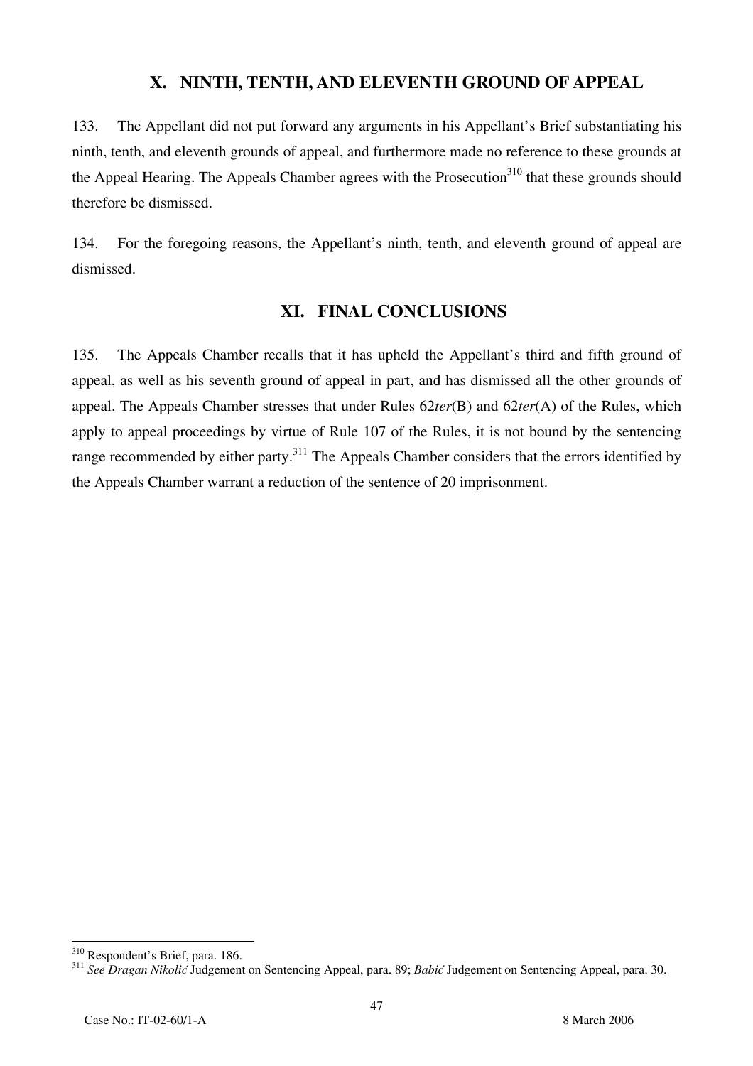## X. NINTH, TENTH, AND ELEVENTH GROUND OF APPEAL

133. The Appellant did not put forward any arguments in his Appellant's Brief substantiating his ninth, tenth, and eleventh grounds of appeal, and furthermore made no reference to these grounds at the Appeal Hearing. The Appeals Chamber agrees with the Prosecution[310] that these grounds should therefore be dismissed.

134. For the foregoing reasons, the Appellant's ninth, tenth, and eleventh ground of appeal are dismissed.

## XI. FINAL CONCLUSIONS

135. The Appeals Chamber recalls that it has upheld the Appellant's third and fifth ground of appeal, as well as his seventh ground of appeal in part, and has dismissed all the other grounds of appeal. The Appeals Chamber stresses that under Rules 62*ter*(B) and 62*ter*(A) of the Rules, which apply to appeal proceedings by virtue of Rule 107 of the Rules, it is not bound by the sentencing range recommended by either party.[311] The Appeals Chamber considers that the errors identified by the Appeals Chamber warrant a reduction of the sentence of 20 imprisonment.

---

[310] Respondent's Brief, para. 186.

[311] *See Dragan Nikolić* Judgement on Sentencing Appeal, para. 89; *Babić* Judgement on Sentencing Appeal, para. 30.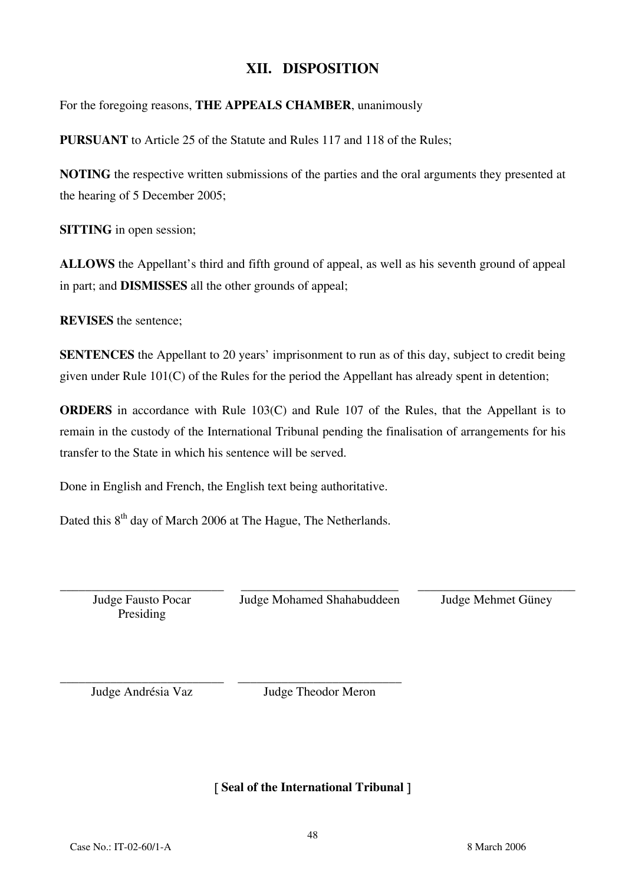## XII. DISPOSITION

For the foregoing reasons, **THE APPEALS CHAMBER**, unanimously

**PURSUANT** to Article 25 of the Statute and Rules 117 and 118 of the Rules;

**NOTING** the respective written submissions of the parties and the oral arguments they presented at the hearing of 5 December 2005;

**SITTING** in open session;

**ALLOWS** the Appellant's third and fifth ground of appeal, as well as his seventh ground of appeal in part; and **DISMISSES** all the other grounds of appeal;

**REVISES** the sentence;

**SENTENCES** the Appellant to 20 years' imprisonment to run as of this day, subject to credit being given under Rule 101(C) of the Rules for the period the Appellant has already spent in detention;

**ORDERS** in accordance with Rule 103(C) and Rule 107 of the Rules, that the Appellant is to remain in the custody of the International Tribunal pending the finalisation of arrangements for his transfer to the State in which his sentence will be served.

Done in English and French, the English text being authoritative.

Dated this 8th day of March 2006 at The Hague, The Netherlands.

| _________________________ | _________________________ | _________________________ |
|---|---|---|
| Judge Fausto Pocar<br>Presiding | Judge Mohamed Shahabuddeen | Judge Mehmet Güney |
| _________________________ | _________________________ | |
| Judge Andrésia Vaz | Judge Theodor Meron | |

**[ Seal of the International Tribunal ]**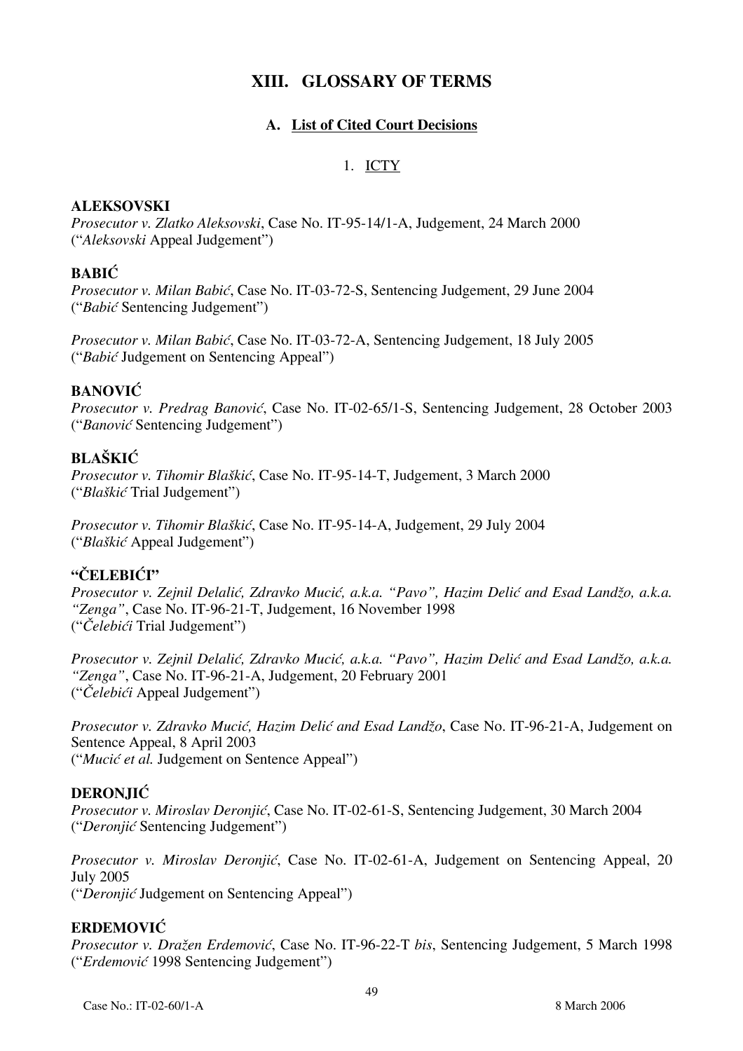# XIII. GLOSSARY OF TERMS

## A. List of Cited Court Decisions

### 1. ICTY

**ALEKSOVSKI**
*Prosecutor v. Zlatko Aleksovski*, Case No. IT-95-14/1-A, Judgement, 24 March 2000
("*Aleksovski* Appeal Judgement")

**BABIĆ**
*Prosecutor v. Milan Babić*, Case No. IT-03-72-S, Sentencing Judgement, 29 June 2004
("*Babić* Sentencing Judgement")

*Prosecutor v. Milan Babić*, Case No. IT-03-72-A, Sentencing Judgement, 18 July 2005
("*Babić* Judgement on Sentencing Appeal")

**BANOVIĆ**
*Prosecutor v. Predrag Banović*, Case No. IT-02-65/1-S, Sentencing Judgement, 28 October 2003
("*Banović* Sentencing Judgement")

**BLAŠKIĆ**
*Prosecutor v. Tihomir Blaškić*, Case No. IT-95-14-T, Judgement, 3 March 2000
("*Blaškić* Trial Judgement")

*Prosecutor v. Tihomir Blaškić*, Case No. IT-95-14-A, Judgement, 29 July 2004
("*Blaškić* Appeal Judgement")

**"ČELEBIĆI"**
*Prosecutor v. Zejnil Delalić, Zdravko Mucić, a.k.a. "Pavo", Hazim Delić and Esad Landžo, a.k.a. "Zenga"*, Case No. IT-96-21-T, Judgement, 16 November 1998
("*Čelebići* Trial Judgement")

*Prosecutor v. Zejnil Delalić, Zdravko Mucić, a.k.a. "Pavo", Hazim Delić and Esad Landžo, a.k.a. "Zenga"*, Case No. IT-96-21-A, Judgement, 20 February 2001
("*Čelebići* Appeal Judgement")

*Prosecutor v. Zdravko Mucić, Hazim Delić and Esad Landžo*, Case No. IT-96-21-A, Judgement on Sentence Appeal, 8 April 2003
("*Mucić et al.* Judgement on Sentence Appeal")

**DERONJIĆ**
*Prosecutor v. Miroslav Deronjić*, Case No. IT-02-61-S, Sentencing Judgement, 30 March 2004
("*Deronjić* Sentencing Judgement")

*Prosecutor v. Miroslav Deronjić*, Case No. IT-02-61-A, Judgement on Sentencing Appeal, 20 July 2005
("*Deronjić* Judgement on Sentencing Appeal")

**ERDEMOVIĆ**
*Prosecutor v. Dražen Erdemović*, Case No. IT-96-22-T *bis*, Sentencing Judgement, 5 March 1998
("*Erdemović* 1998 Sentencing Judgement")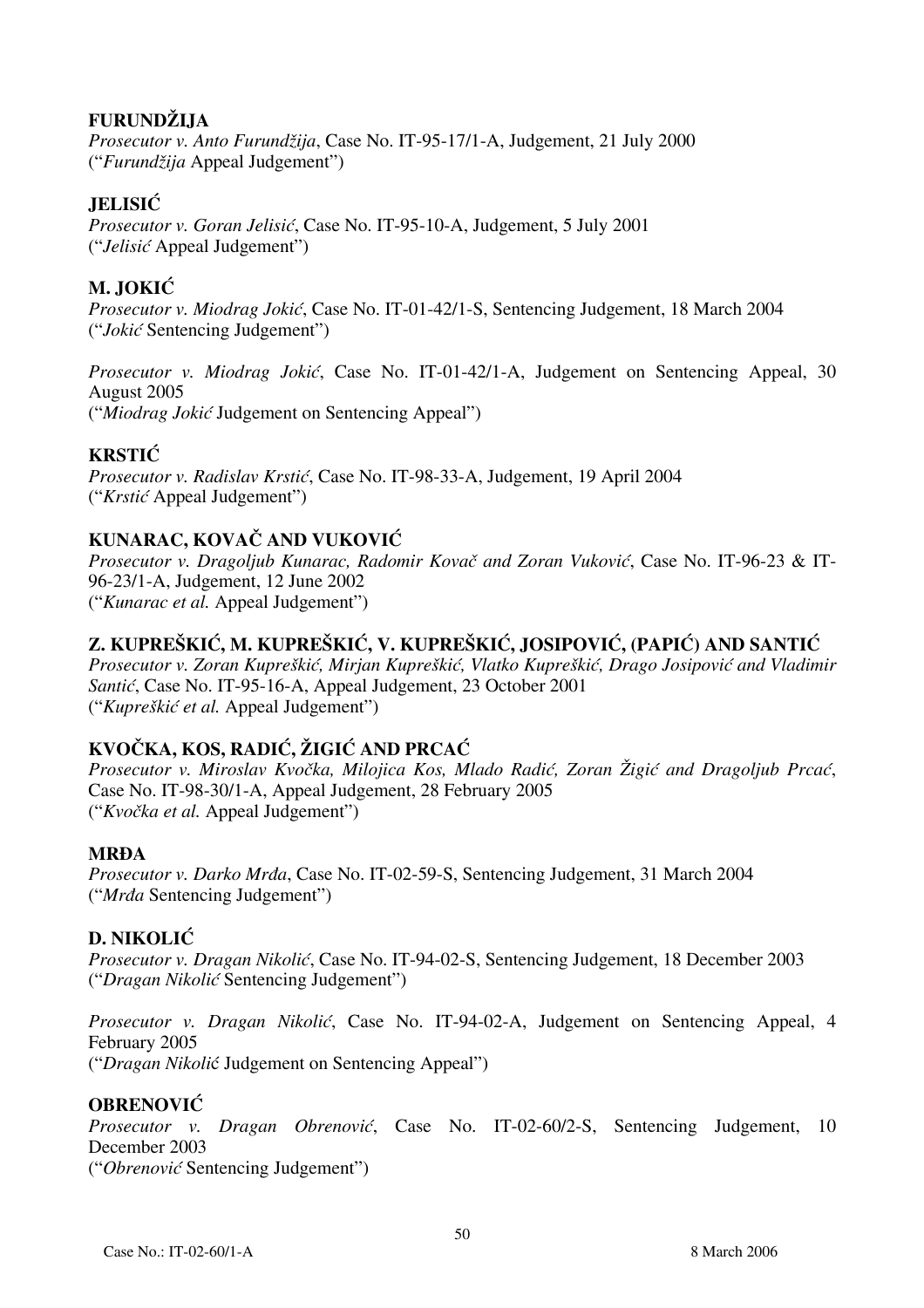**FURUNDŽIJA**
*Prosecutor v. Anto Furundžija*, Case No. IT-95-17/1-A, Judgement, 21 July 2000
("*Furundžija* Appeal Judgement")

**JELISIĆ**
*Prosecutor v. Goran Jelisić*, Case No. IT-95-10-A, Judgement, 5 July 2001
("*Jelisić* Appeal Judgement")

**M. JOKIĆ**
*Prosecutor v. Miodrag Jokić*, Case No. IT-01-42/1-S, Sentencing Judgement, 18 March 2004
("*Jokić* Sentencing Judgement")

*Prosecutor v. Miodrag Jokić*, Case No. IT-01-42/1-A, Judgement on Sentencing Appeal, 30 August 2005
("*Miodrag Jokić* Judgement on Sentencing Appeal")

**KRSTIĆ**
*Prosecutor v. Radislav Krstić*, Case No. IT-98-33-A, Judgement, 19 April 2004
("*Krstić* Appeal Judgement")

**KUNARAC, KOVAČ AND VUKOVIĆ**
*Prosecutor v. Dragoljub Kunarac, Radomir Kovač and Zoran Vuković*, Case No. IT-96-23 & IT-96-23/1-A, Judgement, 12 June 2002
("*Kunarac et al.* Appeal Judgement")

**Z. KUPREŠKIĆ, M. KUPREŠKIĆ, V. KUPREŠKIĆ, JOSIPOVIĆ, (PAPIĆ) AND SANTIĆ**
*Prosecutor v. Zoran Kupreškić, Mirjan Kupreškić, Vlatko Kupreškić, Drago Josipović and Vladimir Santić*, Case No. IT-95-16-A, Appeal Judgement, 23 October 2001
("*Kupreškić et al.* Appeal Judgement")

**KVOČKA, KOS, RADIĆ, ŽIGIĆ AND PRCAĆ**
*Prosecutor v. Miroslav Kvočka, Milojica Kos, Mlado Radić, Zoran Žigić and Dragoljub Prcać*, Case No. IT-98-30/1-A, Appeal Judgement, 28 February 2005
("*Kvočka et al.* Appeal Judgement")

**MRĐA**
*Prosecutor v. Darko Mrđa*, Case No. IT-02-59-S, Sentencing Judgement, 31 March 2004
("*Mrđa* Sentencing Judgement")

**D. NIKOLIĆ**
*Prosecutor v. Dragan Nikolić*, Case No. IT-94-02-S, Sentencing Judgement, 18 December 2003
("*Dragan Nikolić* Sentencing Judgement")

*Prosecutor v. Dragan Nikolić*, Case No. IT-94-02-A, Judgement on Sentencing Appeal, 4 February 2005
("*Dragan Nikolić* Judgement on Sentencing Appeal")

**OBRENOVIĆ**
*Prosecutor v. Dragan Obrenović*, Case No. IT-02-60/2-S, Sentencing Judgement, 10 December 2003
("*Obrenović* Sentencing Judgement")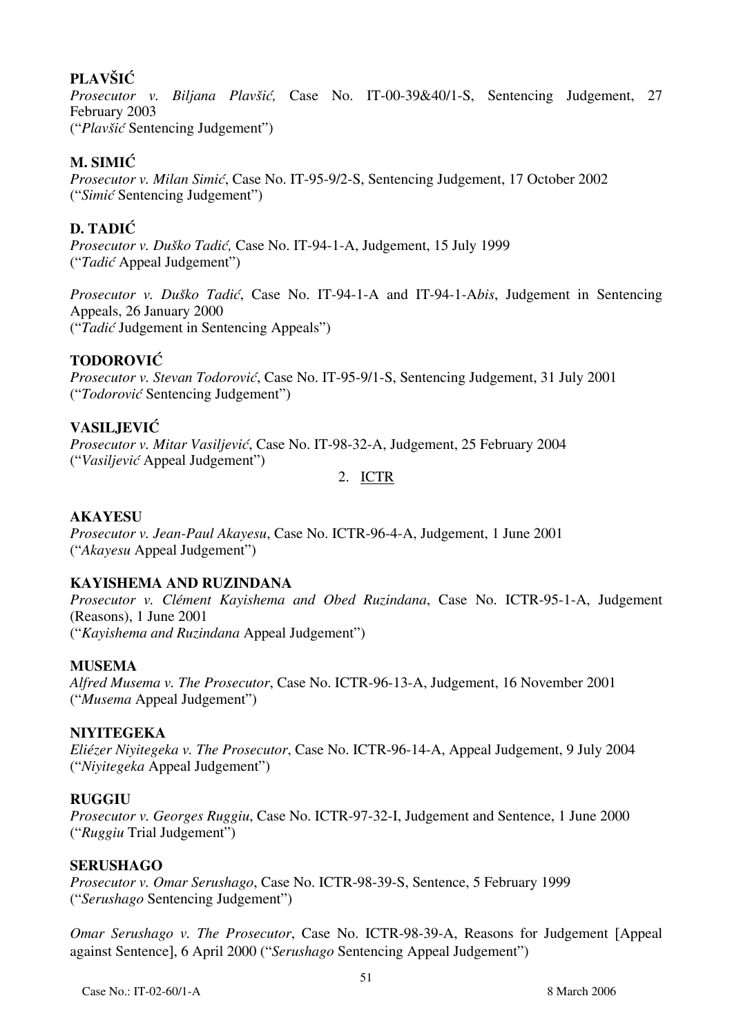**PLAVŠIĆ**
*Prosecutor v. Biljana Plavšić,* Case No. IT-00-39&40/1-S, Sentencing Judgement, 27 February 2003
("*Plavšić* Sentencing Judgement")

**M. SIMIĆ**
*Prosecutor v. Milan Simić*, Case No. IT-95-9/2-S, Sentencing Judgement, 17 October 2002
("*Simić* Sentencing Judgement")

**D. TADIĆ**
*Prosecutor v. Duško Tadić,* Case No. IT-94-1-A, Judgement, 15 July 1999
("*Tadić* Appeal Judgement")

*Prosecutor v. Duško Tadić*, Case No. IT-94-1-A and IT-94-1-A*bis*, Judgement in Sentencing Appeals, 26 January 2000
("*Tadić* Judgement in Sentencing Appeals")

**TODOROVIĆ**
*Prosecutor v. Stevan Todorović*, Case No. IT-95-9/1-S, Sentencing Judgement, 31 July 2001
("*Todorović* Sentencing Judgement")

**VASILJEVIĆ**
*Prosecutor v. Mitar Vasiljević*, Case No. IT-98-32-A, Judgement, 25 February 2004
("*Vasiljević* Appeal Judgement")

2. ICTR

**AKAYESU**
*Prosecutor v. Jean-Paul Akayesu*, Case No. ICTR-96-4-A, Judgement, 1 June 2001
("*Akayesu* Appeal Judgement")

**KAYISHEMA AND RUZINDANA**
*Prosecutor v. Clément Kayishema and Obed Ruzindana*, Case No. ICTR-95-1-A, Judgement (Reasons), 1 June 2001
("*Kayishema and Ruzindana* Appeal Judgement")

**MUSEMA**
*Alfred Musema v. The Prosecutor*, Case No. ICTR-96-13-A, Judgement, 16 November 2001
("*Musema* Appeal Judgement")

**NIYITEGEKA**
*Eliézer Niyitegeka v. The Prosecutor*, Case No. ICTR-96-14-A, Appeal Judgement, 9 July 2004
("*Niyitegeka* Appeal Judgement")

**RUGGIU**
*Prosecutor v. Georges Ruggiu*, Case No. ICTR-97-32-I, Judgement and Sentence, 1 June 2000
("*Ruggiu* Trial Judgement")

**SERUSHAGO**
*Prosecutor v. Omar Serushago*, Case No. ICTR-98-39-S, Sentence, 5 February 1999
("*Serushago* Sentencing Judgement")

*Omar Serushago v. The Prosecutor*, Case No. ICTR-98-39-A, Reasons for Judgement [Appeal against Sentence], 6 April 2000 ("*Serushago* Sentencing Appeal Judgement")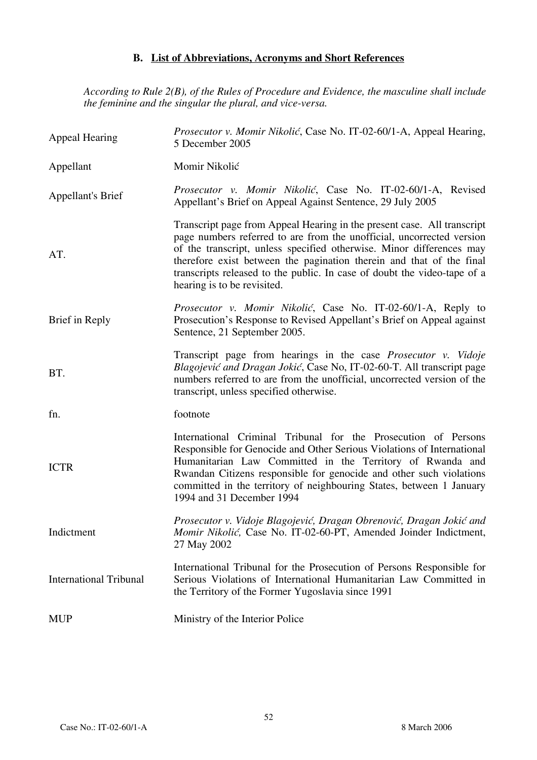### B. List of Abbreviations, Acronyms and Short References

*According to Rule 2(B), of the Rules of Procedure and Evidence, the masculine shall include the feminine and the singular the plural, and vice-versa.*

| | |
|---|---|
| Appeal Hearing | *Prosecutor v. Momir Nikolić*, Case No. IT-02-60/1-A, Appeal Hearing, 5 December 2005 |
| Appellant | Momir Nikolić |
| Appellant's Brief | *Prosecutor v. Momir Nikolić*, Case No. IT-02-60/1-A, Revised Appellant's Brief on Appeal Against Sentence, 29 July 2005 |
| AT. | Transcript page from Appeal Hearing in the present case. All transcript page numbers referred to are from the unofficial, uncorrected version of the transcript, unless specified otherwise. Minor differences may therefore exist between the pagination therein and that of the final transcripts released to the public. In case of doubt the video-tape of a hearing is to be revisited. |
| Brief in Reply | *Prosecutor v. Momir Nikolić*, Case No. IT-02-60/1-A, Reply to Prosecution's Response to Revised Appellant's Brief on Appeal against Sentence, 21 September 2005. |
| BT. | Transcript page from hearings in the case *Prosecutor v. Vidoje Blagojević and Dragan Jokić*, Case No, IT-02-60-T. All transcript page numbers referred to are from the unofficial, uncorrected version of the transcript, unless specified otherwise. |
| fn. | footnote |
| ICTR | International Criminal Tribunal for the Prosecution of Persons Responsible for Genocide and Other Serious Violations of International Humanitarian Law Committed in the Territory of Rwanda and Rwandan Citizens responsible for genocide and other such violations committed in the territory of neighbouring States, between 1 January 1994 and 31 December 1994 |
| Indictment | *Prosecutor v. Vidoje Blagojević, Dragan Obrenović, Dragan Jokić and Momir Nikolić,* Case No. IT-02-60-PT, Amended Joinder Indictment, 27 May 2002 |
| International Tribunal | International Tribunal for the Prosecution of Persons Responsible for Serious Violations of International Humanitarian Law Committed in the Territory of the Former Yugoslavia since 1991 |
| MUP | Ministry of the Interior Police |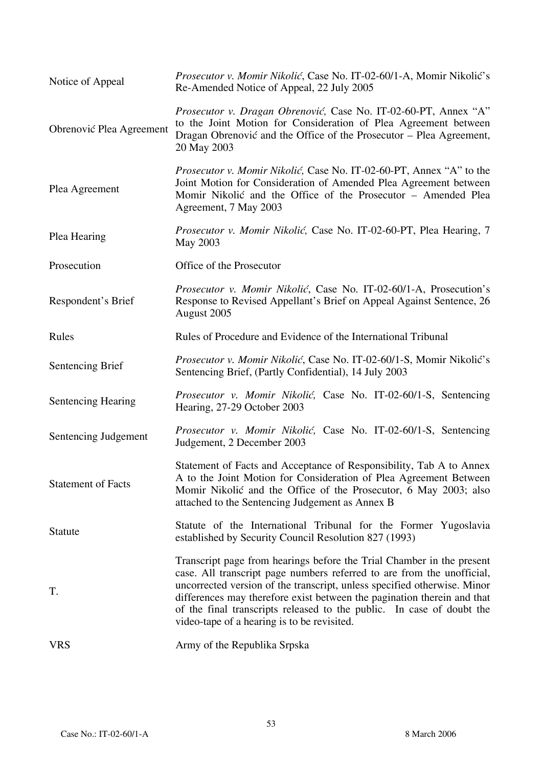| | |
|---|---|
| Notice of Appeal | *Prosecutor v. Momir Nikolić*, Case No. IT-02-60/1-A, Momir Nikolić's Re-Amended Notice of Appeal, 22 July 2005 |
| Obrenović Plea Agreement | *Prosecutor v. Dragan Obrenović,* Case No. IT-02-60-PT, Annex "A" to the Joint Motion for Consideration of Plea Agreement between Dragan Obrenović and the Office of the Prosecutor – Plea Agreement, 20 May 2003 |
| Plea Agreement | *Prosecutor v. Momir Nikolić,* Case No. IT-02-60-PT, Annex "A" to the Joint Motion for Consideration of Amended Plea Agreement between Momir Nikolić and the Office of the Prosecutor – Amended Plea Agreement, 7 May 2003 |
| Plea Hearing | *Prosecutor v. Momir Nikolić,* Case No. IT-02-60-PT, Plea Hearing, 7 May 2003 |
| Prosecution | Office of the Prosecutor |
| Respondent's Brief | *Prosecutor v. Momir Nikolić*, Case No. IT-02-60/1-A, Prosecution's Response to Revised Appellant's Brief on Appeal Against Sentence, 26 August 2005 |
| Rules | Rules of Procedure and Evidence of the International Tribunal |
| Sentencing Brief | *Prosecutor v. Momir Nikolić*, Case No. IT-02-60/1-S, Momir Nikolić's Sentencing Brief, (Partly Confidential), 14 July 2003 |
| Sentencing Hearing | *Prosecutor v. Momir Nikolić,* Case No. IT-02-60/1-S, Sentencing Hearing, 27-29 October 2003 |
| Sentencing Judgement | *Prosecutor v. Momir Nikolić,* Case No. IT-02-60/1-S, Sentencing Judgement, 2 December 2003 |
| Statement of Facts | Statement of Facts and Acceptance of Responsibility, Tab A to Annex A to the Joint Motion for Consideration of Plea Agreement Between Momir Nikolić and the Office of the Prosecutor, 6 May 2003; also attached to the Sentencing Judgement as Annex B |
| Statute | Statute of the International Tribunal for the Former Yugoslavia established by Security Council Resolution 827 (1993) |
| T. | Transcript page from hearings before the Trial Chamber in the present case. All transcript page numbers referred to are from the unofficial, uncorrected version of the transcript, unless specified otherwise. Minor differences may therefore exist between the pagination therein and that of the final transcripts released to the public. In case of doubt the video-tape of a hearing is to be revisited. |
| VRS | Army of the Republika Srpska |